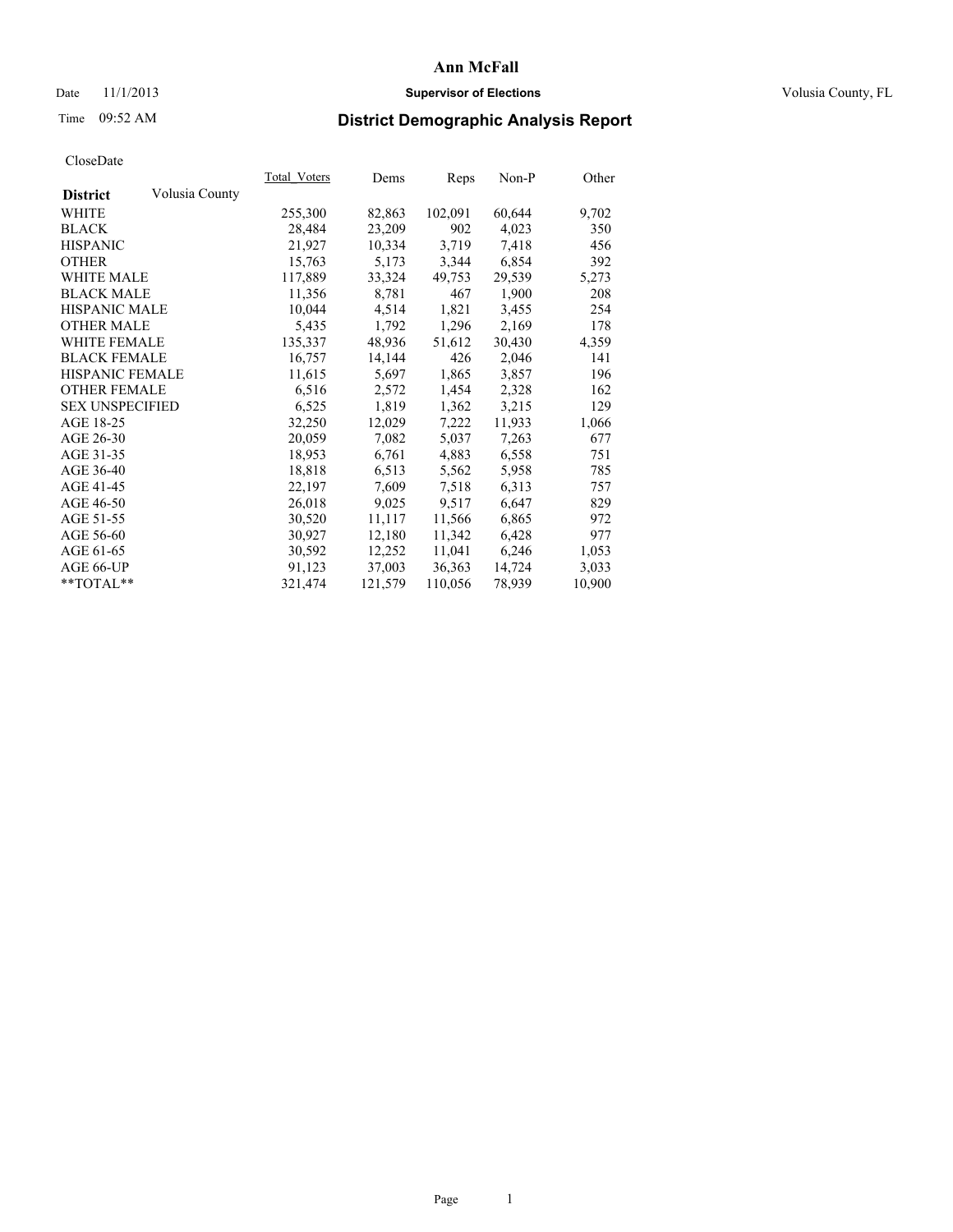# Ann McFall

Date 11/1/2013 **Supervisor of Elections** Volusia County, FL

Time 09:52 AM

## District Demographic Analysis Report

CloseDate

| District | Volusia County | Total_Voters | Dems | Reps | Non-P | Other |
|---|---|---|---|---|---|---|
| WHITE | | 255,300 | 82,863 | 102,091 | 60,644 | 9,702 |
| BLACK | | 28,484 | 23,209 | 902 | 4,023 | 350 |
| HISPANIC | | 21,927 | 10,334 | 3,719 | 7,418 | 456 |
| OTHER | | 15,763 | 5,173 | 3,344 | 6,854 | 392 |
| WHITE MALE | | 117,889 | 33,324 | 49,753 | 29,539 | 5,273 |
| BLACK MALE | | 11,356 | 8,781 | 467 | 1,900 | 208 |
| HISPANIC MALE | | 10,044 | 4,514 | 1,821 | 3,455 | 254 |
| OTHER MALE | | 5,435 | 1,792 | 1,296 | 2,169 | 178 |
| WHITE FEMALE | | 135,337 | 48,936 | 51,612 | 30,430 | 4,359 |
| BLACK FEMALE | | 16,757 | 14,144 | 426 | 2,046 | 141 |
| HISPANIC FEMALE | | 11,615 | 5,697 | 1,865 | 3,857 | 196 |
| OTHER FEMALE | | 6,516 | 2,572 | 1,454 | 2,328 | 162 |
| SEX UNSPECIFIED | | 6,525 | 1,819 | 1,362 | 3,215 | 129 |
| AGE 18-25 | | 32,250 | 12,029 | 7,222 | 11,933 | 1,066 |
| AGE 26-30 | | 20,059 | 7,082 | 5,037 | 7,263 | 677 |
| AGE 31-35 | | 18,953 | 6,761 | 4,883 | 6,558 | 751 |
| AGE 36-40 | | 18,818 | 6,513 | 5,562 | 5,958 | 785 |
| AGE 41-45 | | 22,197 | 7,609 | 7,518 | 6,313 | 757 |
| AGE 46-50 | | 26,018 | 9,025 | 9,517 | 6,647 | 829 |
| AGE 51-55 | | 30,520 | 11,117 | 11,566 | 6,865 | 972 |
| AGE 56-60 | | 30,927 | 12,180 | 11,342 | 6,428 | 977 |
| AGE 61-65 | | 30,592 | 12,252 | 11,041 | 6,246 | 1,053 |
| AGE 66-UP | | 91,123 | 37,003 | 36,363 | 14,724 | 3,033 |
| **TOTAL** | | 321,474 | 121,579 | 110,056 | 78,939 | 10,900 |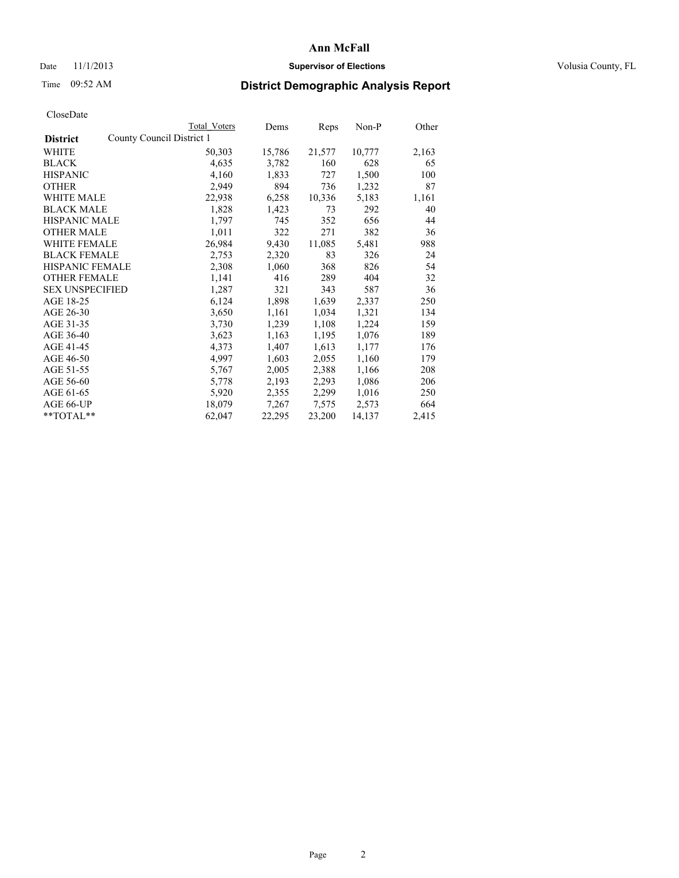Ann McFall

Date 11/1/2013 **Supervisor of Elections** Volusia County, FL

Time 09:52 AM

## District Demographic Analysis Report

CloseDate

| | Total Voters | Dems | Reps | Non-P | Other |
|---|---|---|---|---|---|
| **District** County Council District 1 | | | | | |
| WHITE | 50,303 | 15,786 | 21,577 | 10,777 | 2,163 |
| BLACK | 4,635 | 3,782 | 160 | 628 | 65 |
| HISPANIC | 4,160 | 1,833 | 727 | 1,500 | 100 |
| OTHER | 2,949 | 894 | 736 | 1,232 | 87 |
| WHITE MALE | 22,938 | 6,258 | 10,336 | 5,183 | 1,161 |
| BLACK MALE | 1,828 | 1,423 | 73 | 292 | 40 |
| HISPANIC MALE | 1,797 | 745 | 352 | 656 | 44 |
| OTHER MALE | 1,011 | 322 | 271 | 382 | 36 |
| WHITE FEMALE | 26,984 | 9,430 | 11,085 | 5,481 | 988 |
| BLACK FEMALE | 2,753 | 2,320 | 83 | 326 | 24 |
| HISPANIC FEMALE | 2,308 | 1,060 | 368 | 826 | 54 |
| OTHER FEMALE | 1,141 | 416 | 289 | 404 | 32 |
| SEX UNSPECIFIED | 1,287 | 321 | 343 | 587 | 36 |
| AGE 18-25 | 6,124 | 1,898 | 1,639 | 2,337 | 250 |
| AGE 26-30 | 3,650 | 1,161 | 1,034 | 1,321 | 134 |
| AGE 31-35 | 3,730 | 1,239 | 1,108 | 1,224 | 159 |
| AGE 36-40 | 3,623 | 1,163 | 1,195 | 1,076 | 189 |
| AGE 41-45 | 4,373 | 1,407 | 1,613 | 1,177 | 176 |
| AGE 46-50 | 4,997 | 1,603 | 2,055 | 1,160 | 179 |
| AGE 51-55 | 5,767 | 2,005 | 2,388 | 1,166 | 208 |
| AGE 56-60 | 5,778 | 2,193 | 2,293 | 1,086 | 206 |
| AGE 61-65 | 5,920 | 2,355 | 2,299 | 1,016 | 250 |
| AGE 66-UP | 18,079 | 7,267 | 7,575 | 2,573 | 664 |
| **TOTAL** | 62,047 | 22,295 | 23,200 | 14,137 | 2,415 |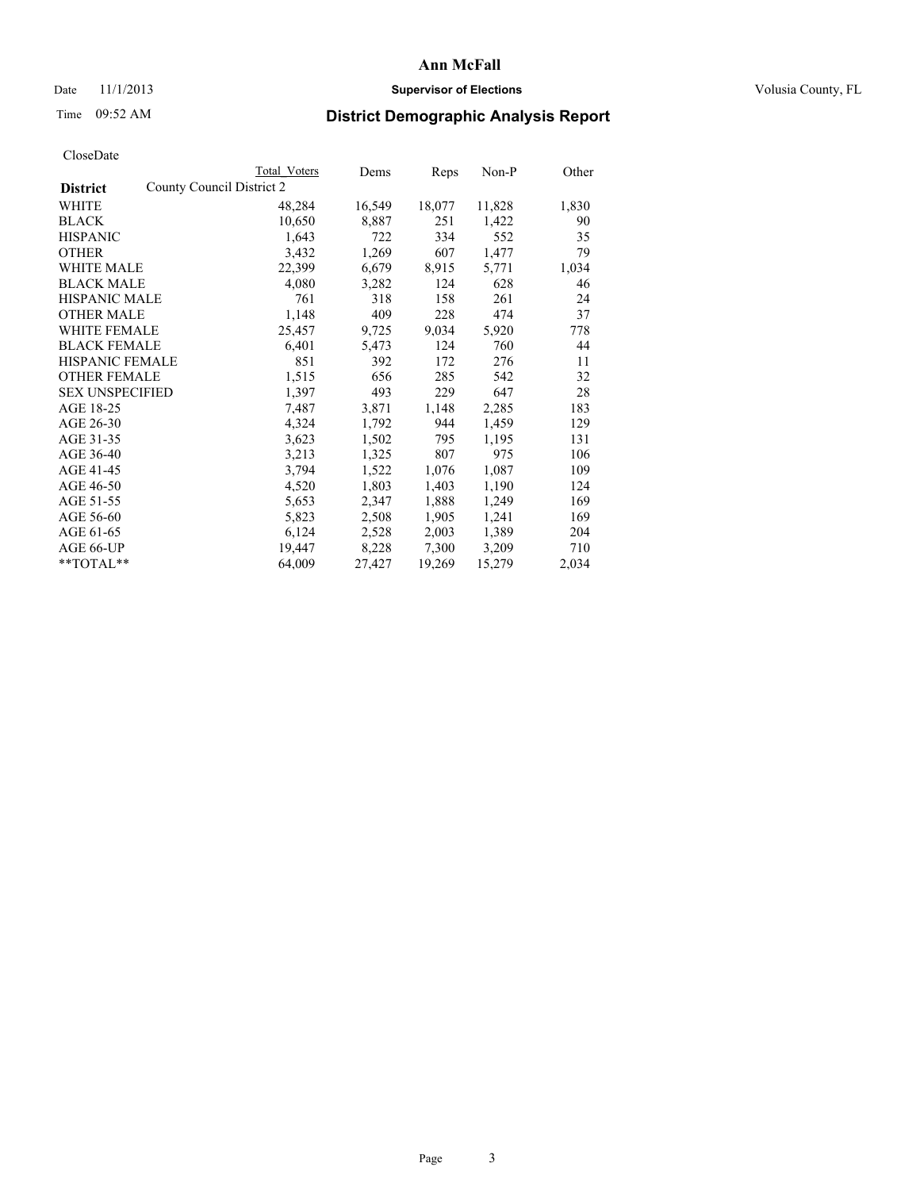# Ann McFall

Date 11/1/2013 **Supervisor of Elections** Volusia County, FL

Time 09:52 AM

## District Demographic Analysis Report

CloseDate

| **District** | County Council District 2 | Total Voters | Dems | Reps | Non-P | Other |
|---|---|---|---|---|---|---|
| WHITE | | 48,284 | 16,549 | 18,077 | 11,828 | 1,830 |
| BLACK | | 10,650 | 8,887 | 251 | 1,422 | 90 |
| HISPANIC | | 1,643 | 722 | 334 | 552 | 35 |
| OTHER | | 3,432 | 1,269 | 607 | 1,477 | 79 |
| WHITE MALE | | 22,399 | 6,679 | 8,915 | 5,771 | 1,034 |
| BLACK MALE | | 4,080 | 3,282 | 124 | 628 | 46 |
| HISPANIC MALE | | 761 | 318 | 158 | 261 | 24 |
| OTHER MALE | | 1,148 | 409 | 228 | 474 | 37 |
| WHITE FEMALE | | 25,457 | 9,725 | 9,034 | 5,920 | 778 |
| BLACK FEMALE | | 6,401 | 5,473 | 124 | 760 | 44 |
| HISPANIC FEMALE | | 851 | 392 | 172 | 276 | 11 |
| OTHER FEMALE | | 1,515 | 656 | 285 | 542 | 32 |
| SEX UNSPECIFIED | | 1,397 | 493 | 229 | 647 | 28 |
| AGE 18-25 | | 7,487 | 3,871 | 1,148 | 2,285 | 183 |
| AGE 26-30 | | 4,324 | 1,792 | 944 | 1,459 | 129 |
| AGE 31-35 | | 3,623 | 1,502 | 795 | 1,195 | 131 |
| AGE 36-40 | | 3,213 | 1,325 | 807 | 975 | 106 |
| AGE 41-45 | | 3,794 | 1,522 | 1,076 | 1,087 | 109 |
| AGE 46-50 | | 4,520 | 1,803 | 1,403 | 1,190 | 124 |
| AGE 51-55 | | 5,653 | 2,347 | 1,888 | 1,249 | 169 |
| AGE 56-60 | | 5,823 | 2,508 | 1,905 | 1,241 | 169 |
| AGE 61-65 | | 6,124 | 2,528 | 2,003 | 1,389 | 204 |
| AGE 66-UP | | 19,447 | 8,228 | 7,300 | 3,209 | 710 |
| **TOTAL** | | 64,009 | 27,427 | 19,269 | 15,279 | 2,034 |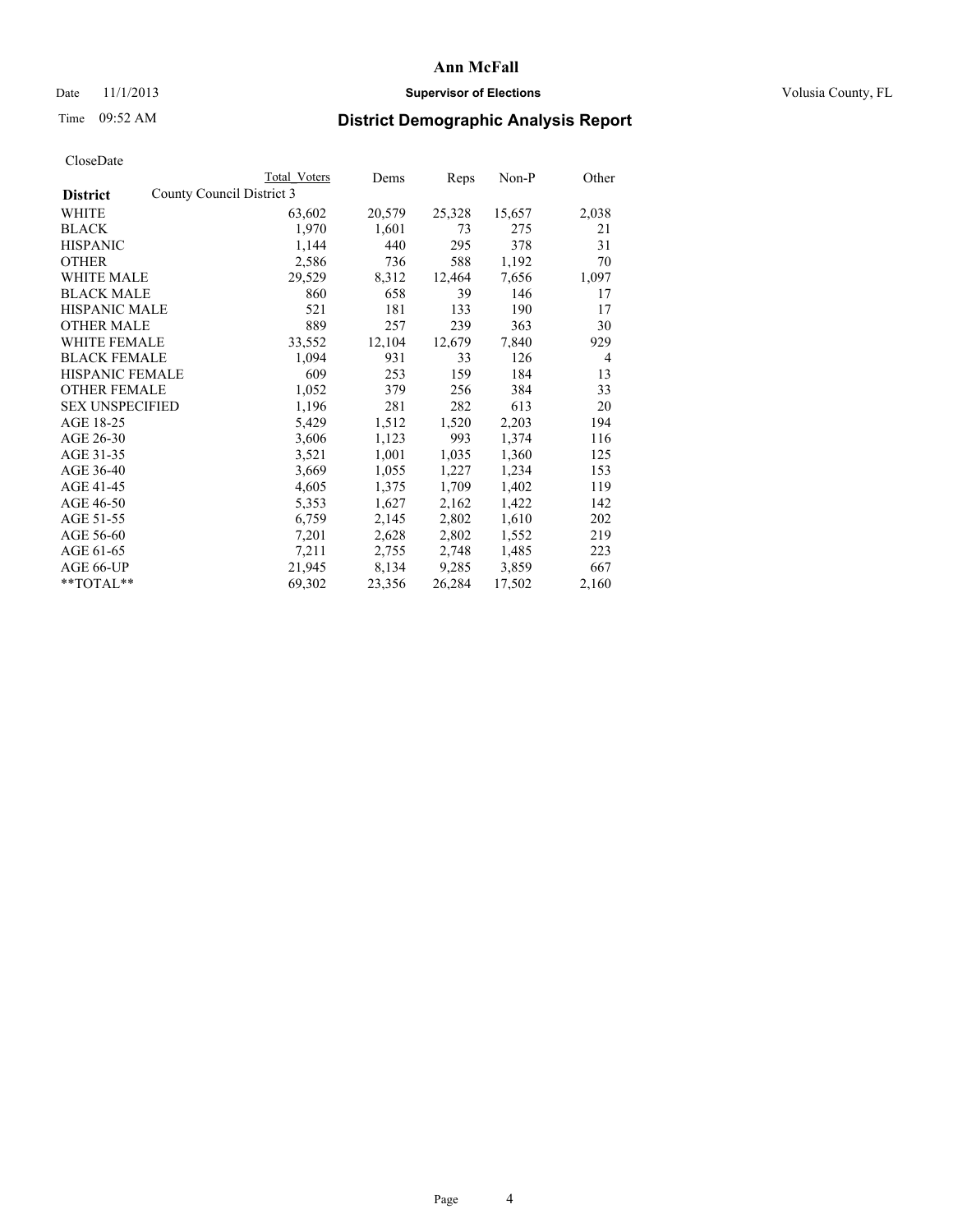# Ann McFall

Date 11/1/2013 **Supervisor of Elections** Volusia County, FL

Time 09:52 AM **District Demographic Analysis Report**

CloseDate

| District | County Council District 3 Total Voters | Dems | Reps | Non-P | Other |
|---|---|---|---|---|---|
| WHITE | 63,602 | 20,579 | 25,328 | 15,657 | 2,038 |
| BLACK | 1,970 | 1,601 | 73 | 275 | 21 |
| HISPANIC | 1,144 | 440 | 295 | 378 | 31 |
| OTHER | 2,586 | 736 | 588 | 1,192 | 70 |
| WHITE MALE | 29,529 | 8,312 | 12,464 | 7,656 | 1,097 |
| BLACK MALE | 860 | 658 | 39 | 146 | 17 |
| HISPANIC MALE | 521 | 181 | 133 | 190 | 17 |
| OTHER MALE | 889 | 257 | 239 | 363 | 30 |
| WHITE FEMALE | 33,552 | 12,104 | 12,679 | 7,840 | 929 |
| BLACK FEMALE | 1,094 | 931 | 33 | 126 | 4 |
| HISPANIC FEMALE | 609 | 253 | 159 | 184 | 13 |
| OTHER FEMALE | 1,052 | 379 | 256 | 384 | 33 |
| SEX UNSPECIFIED | 1,196 | 281 | 282 | 613 | 20 |
| AGE 18-25 | 5,429 | 1,512 | 1,520 | 2,203 | 194 |
| AGE 26-30 | 3,606 | 1,123 | 993 | 1,374 | 116 |
| AGE 31-35 | 3,521 | 1,001 | 1,035 | 1,360 | 125 |
| AGE 36-40 | 3,669 | 1,055 | 1,227 | 1,234 | 153 |
| AGE 41-45 | 4,605 | 1,375 | 1,709 | 1,402 | 119 |
| AGE 46-50 | 5,353 | 1,627 | 2,162 | 1,422 | 142 |
| AGE 51-55 | 6,759 | 2,145 | 2,802 | 1,610 | 202 |
| AGE 56-60 | 7,201 | 2,628 | 2,802 | 1,552 | 219 |
| AGE 61-65 | 7,211 | 2,755 | 2,748 | 1,485 | 223 |
| AGE 66-UP | 21,945 | 8,134 | 9,285 | 3,859 | 667 |
| **TOTAL** | 69,302 | 23,356 | 26,284 | 17,502 | 2,160 |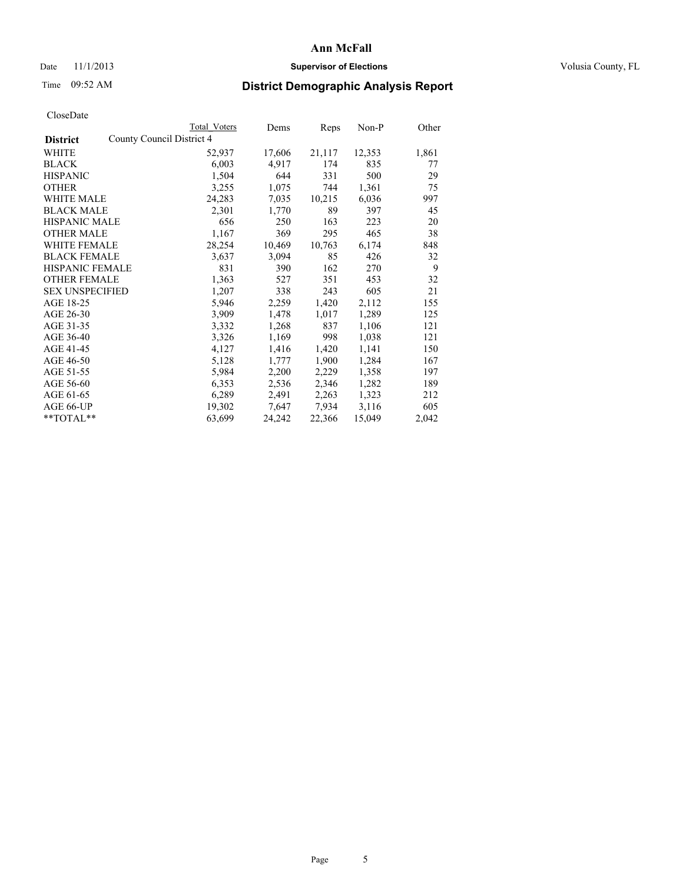# Ann McFall

Date 11/1/2013 **Supervisor of Elections** Volusia County, FL

Time 09:52 AM **District Demographic Analysis Report**

CloseDate

| **District** | County Council District 4 | Total Voters | Dems | Reps | Non-P | Other |
|---|---|---|---|---|---|---|
| WHITE | | 52,937 | 17,606 | 21,117 | 12,353 | 1,861 |
| BLACK | | 6,003 | 4,917 | 174 | 835 | 77 |
| HISPANIC | | 1,504 | 644 | 331 | 500 | 29 |
| OTHER | | 3,255 | 1,075 | 744 | 1,361 | 75 |
| WHITE MALE | | 24,283 | 7,035 | 10,215 | 6,036 | 997 |
| BLACK MALE | | 2,301 | 1,770 | 89 | 397 | 45 |
| HISPANIC MALE | | 656 | 250 | 163 | 223 | 20 |
| OTHER MALE | | 1,167 | 369 | 295 | 465 | 38 |
| WHITE FEMALE | | 28,254 | 10,469 | 10,763 | 6,174 | 848 |
| BLACK FEMALE | | 3,637 | 3,094 | 85 | 426 | 32 |
| HISPANIC FEMALE | | 831 | 390 | 162 | 270 | 9 |
| OTHER FEMALE | | 1,363 | 527 | 351 | 453 | 32 |
| SEX UNSPECIFIED | | 1,207 | 338 | 243 | 605 | 21 |
| AGE 18-25 | | 5,946 | 2,259 | 1,420 | 2,112 | 155 |
| AGE 26-30 | | 3,909 | 1,478 | 1,017 | 1,289 | 125 |
| AGE 31-35 | | 3,332 | 1,268 | 837 | 1,106 | 121 |
| AGE 36-40 | | 3,326 | 1,169 | 998 | 1,038 | 121 |
| AGE 41-45 | | 4,127 | 1,416 | 1,420 | 1,141 | 150 |
| AGE 46-50 | | 5,128 | 1,777 | 1,900 | 1,284 | 167 |
| AGE 51-55 | | 5,984 | 2,200 | 2,229 | 1,358 | 197 |
| AGE 56-60 | | 6,353 | 2,536 | 2,346 | 1,282 | 189 |
| AGE 61-65 | | 6,289 | 2,491 | 2,263 | 1,323 | 212 |
| AGE 66-UP | | 19,302 | 7,647 | 7,934 | 3,116 | 605 |
| **TOTAL** | | 63,699 | 24,242 | 22,366 | 15,049 | 2,042 |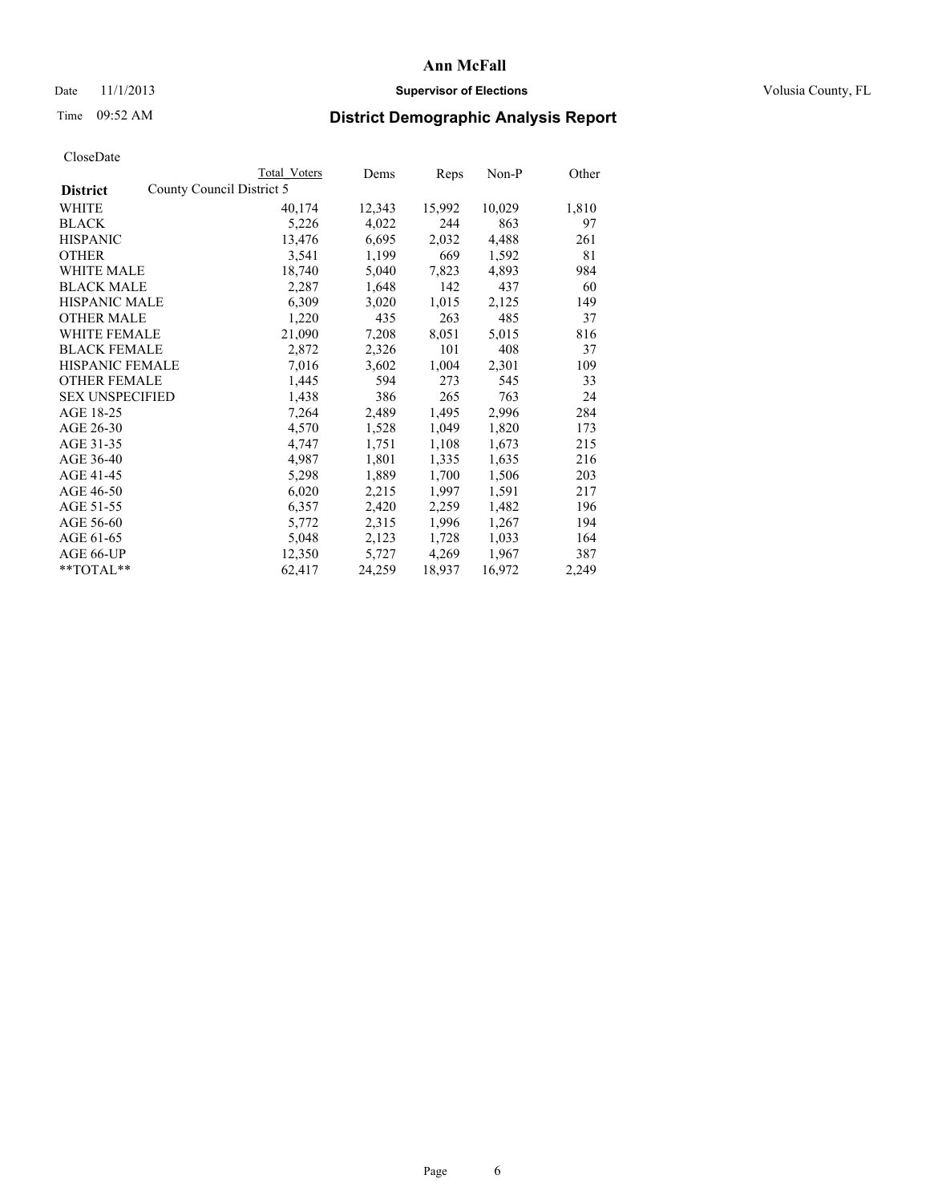Ann McFall

Date 11/1/2013 **Supervisor of Elections** Volusia County, FL

Time 09:52 AM

## District Demographic Analysis Report

CloseDate

| | Total Voters | Dems | Reps | Non-P | Other |
|---|---|---|---|---|---|
| **District** County Council District 5 | | | | | |
| WHITE | 40,174 | 12,343 | 15,992 | 10,029 | 1,810 |
| BLACK | 5,226 | 4,022 | 244 | 863 | 97 |
| HISPANIC | 13,476 | 6,695 | 2,032 | 4,488 | 261 |
| OTHER | 3,541 | 1,199 | 669 | 1,592 | 81 |
| WHITE MALE | 18,740 | 5,040 | 7,823 | 4,893 | 984 |
| BLACK MALE | 2,287 | 1,648 | 142 | 437 | 60 |
| HISPANIC MALE | 6,309 | 3,020 | 1,015 | 2,125 | 149 |
| OTHER MALE | 1,220 | 435 | 263 | 485 | 37 |
| WHITE FEMALE | 21,090 | 7,208 | 8,051 | 5,015 | 816 |
| BLACK FEMALE | 2,872 | 2,326 | 101 | 408 | 37 |
| HISPANIC FEMALE | 7,016 | 3,602 | 1,004 | 2,301 | 109 |
| OTHER FEMALE | 1,445 | 594 | 273 | 545 | 33 |
| SEX UNSPECIFIED | 1,438 | 386 | 265 | 763 | 24 |
| AGE 18-25 | 7,264 | 2,489 | 1,495 | 2,996 | 284 |
| AGE 26-30 | 4,570 | 1,528 | 1,049 | 1,820 | 173 |
| AGE 31-35 | 4,747 | 1,751 | 1,108 | 1,673 | 215 |
| AGE 36-40 | 4,987 | 1,801 | 1,335 | 1,635 | 216 |
| AGE 41-45 | 5,298 | 1,889 | 1,700 | 1,506 | 203 |
| AGE 46-50 | 6,020 | 2,215 | 1,997 | 1,591 | 217 |
| AGE 51-55 | 6,357 | 2,420 | 2,259 | 1,482 | 196 |
| AGE 56-60 | 5,772 | 2,315 | 1,996 | 1,267 | 194 |
| AGE 61-65 | 5,048 | 2,123 | 1,728 | 1,033 | 164 |
| AGE 66-UP | 12,350 | 5,727 | 4,269 | 1,967 | 387 |
| **TOTAL** | 62,417 | 24,259 | 18,937 | 16,972 | 2,249 |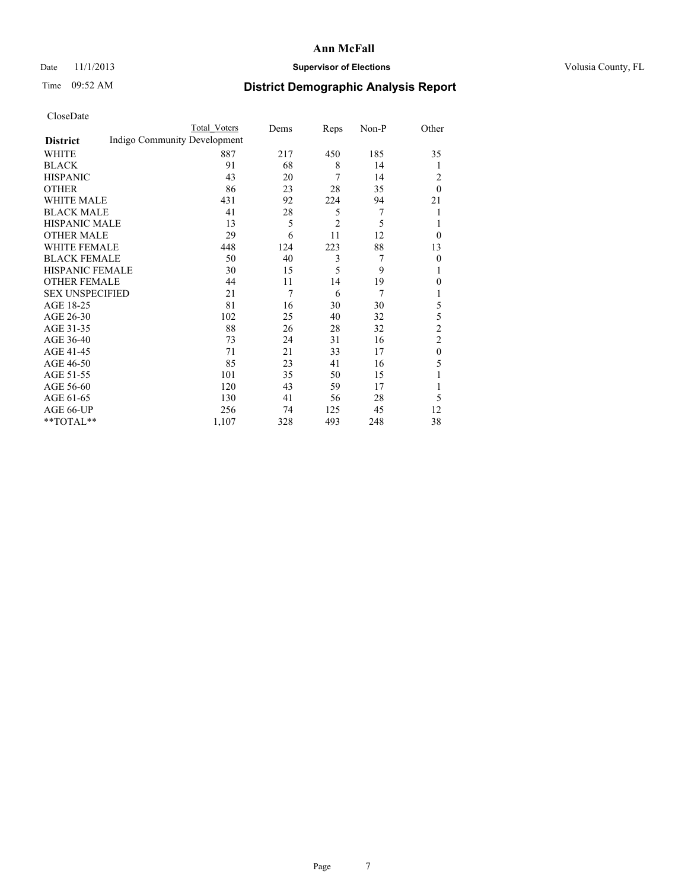Date 11/1/2013

**Supervisor of Elections**

Volusia County, FL

Time 09:52 AM

# District Demographic Analysis Report

CloseDate

| District | Total Voters | Dems | Reps | Non-P | Other |
|---|---|---|---|---|---|
| Indigo Community Development | | | | | |
| WHITE | 887 | 217 | 450 | 185 | 35 |
| BLACK | 91 | 68 | 8 | 14 | 1 |
| HISPANIC | 43 | 20 | 7 | 14 | 2 |
| OTHER | 86 | 23 | 28 | 35 | 0 |
| WHITE MALE | 431 | 92 | 224 | 94 | 21 |
| BLACK MALE | 41 | 28 | 5 | 7 | 1 |
| HISPANIC MALE | 13 | 5 | 2 | 5 | 1 |
| OTHER MALE | 29 | 6 | 11 | 12 | 0 |
| WHITE FEMALE | 448 | 124 | 223 | 88 | 13 |
| BLACK FEMALE | 50 | 40 | 3 | 7 | 0 |
| HISPANIC FEMALE | 30 | 15 | 5 | 9 | 1 |
| OTHER FEMALE | 44 | 11 | 14 | 19 | 0 |
| SEX UNSPECIFIED | 21 | 7 | 6 | 7 | 1 |
| AGE 18-25 | 81 | 16 | 30 | 30 | 5 |
| AGE 26-30 | 102 | 25 | 40 | 32 | 5 |
| AGE 31-35 | 88 | 26 | 28 | 32 | 2 |
| AGE 36-40 | 73 | 24 | 31 | 16 | 2 |
| AGE 41-45 | 71 | 21 | 33 | 17 | 0 |
| AGE 46-50 | 85 | 23 | 41 | 16 | 5 |
| AGE 51-55 | 101 | 35 | 50 | 15 | 1 |
| AGE 56-60 | 120 | 43 | 59 | 17 | 1 |
| AGE 61-65 | 130 | 41 | 56 | 28 | 5 |
| AGE 66-UP | 256 | 74 | 125 | 45 | 12 |
| **TOTAL** | 1,107 | 328 | 493 | 248 | 38 |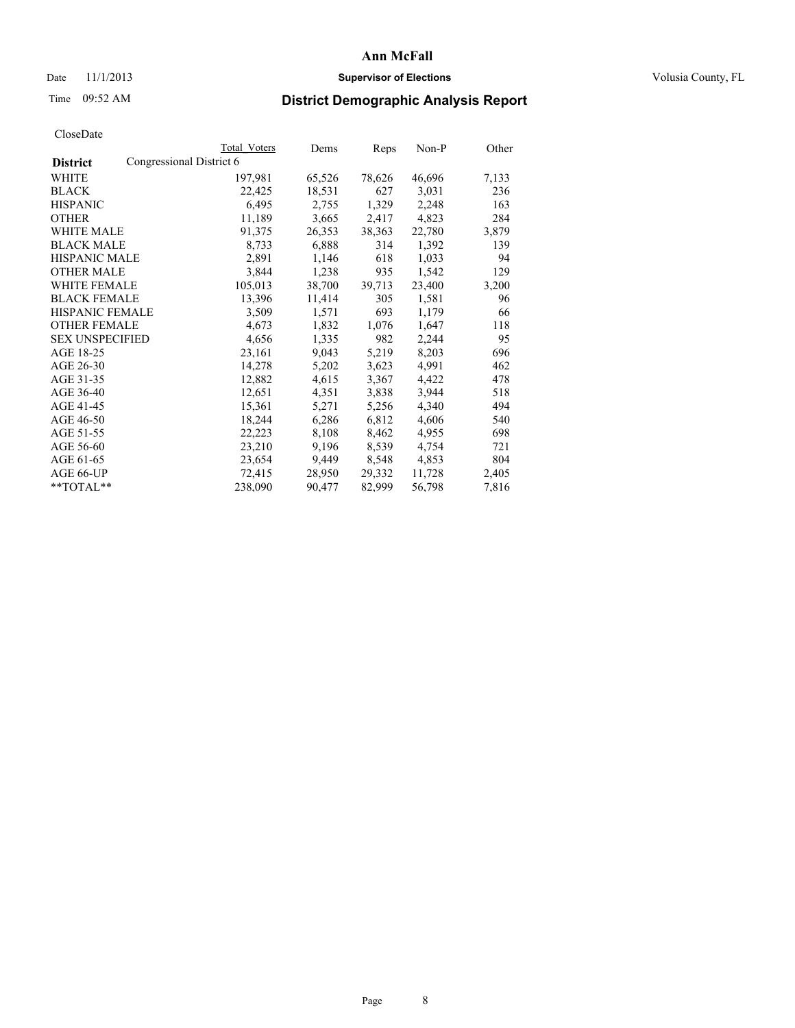# Ann McFall

Date 11/1/2013 **Supervisor of Elections** Volusia County, FL

Time 09:52 AM **District Demographic Analysis Report**

CloseDate

| **District** | Congressional District 6 | Total Voters | Dems | Reps | Non-P | Other |
|---|---|---|---|---|---|---|
| WHITE | | 197,981 | 65,526 | 78,626 | 46,696 | 7,133 |
| BLACK | | 22,425 | 18,531 | 627 | 3,031 | 236 |
| HISPANIC | | 6,495 | 2,755 | 1,329 | 2,248 | 163 |
| OTHER | | 11,189 | 3,665 | 2,417 | 4,823 | 284 |
| WHITE MALE | | 91,375 | 26,353 | 38,363 | 22,780 | 3,879 |
| BLACK MALE | | 8,733 | 6,888 | 314 | 1,392 | 139 |
| HISPANIC MALE | | 2,891 | 1,146 | 618 | 1,033 | 94 |
| OTHER MALE | | 3,844 | 1,238 | 935 | 1,542 | 129 |
| WHITE FEMALE | | 105,013 | 38,700 | 39,713 | 23,400 | 3,200 |
| BLACK FEMALE | | 13,396 | 11,414 | 305 | 1,581 | 96 |
| HISPANIC FEMALE | | 3,509 | 1,571 | 693 | 1,179 | 66 |
| OTHER FEMALE | | 4,673 | 1,832 | 1,076 | 1,647 | 118 |
| SEX UNSPECIFIED | | 4,656 | 1,335 | 982 | 2,244 | 95 |
| AGE 18-25 | | 23,161 | 9,043 | 5,219 | 8,203 | 696 |
| AGE 26-30 | | 14,278 | 5,202 | 3,623 | 4,991 | 462 |
| AGE 31-35 | | 12,882 | 4,615 | 3,367 | 4,422 | 478 |
| AGE 36-40 | | 12,651 | 4,351 | 3,838 | 3,944 | 518 |
| AGE 41-45 | | 15,361 | 5,271 | 5,256 | 4,340 | 494 |
| AGE 46-50 | | 18,244 | 6,286 | 6,812 | 4,606 | 540 |
| AGE 51-55 | | 22,223 | 8,108 | 8,462 | 4,955 | 698 |
| AGE 56-60 | | 23,210 | 9,196 | 8,539 | 4,754 | 721 |
| AGE 61-65 | | 23,654 | 9,449 | 8,548 | 4,853 | 804 |
| AGE 66-UP | | 72,415 | 28,950 | 29,332 | 11,728 | 2,405 |
| **TOTAL** | | 238,090 | 90,477 | 82,999 | 56,798 | 7,816 |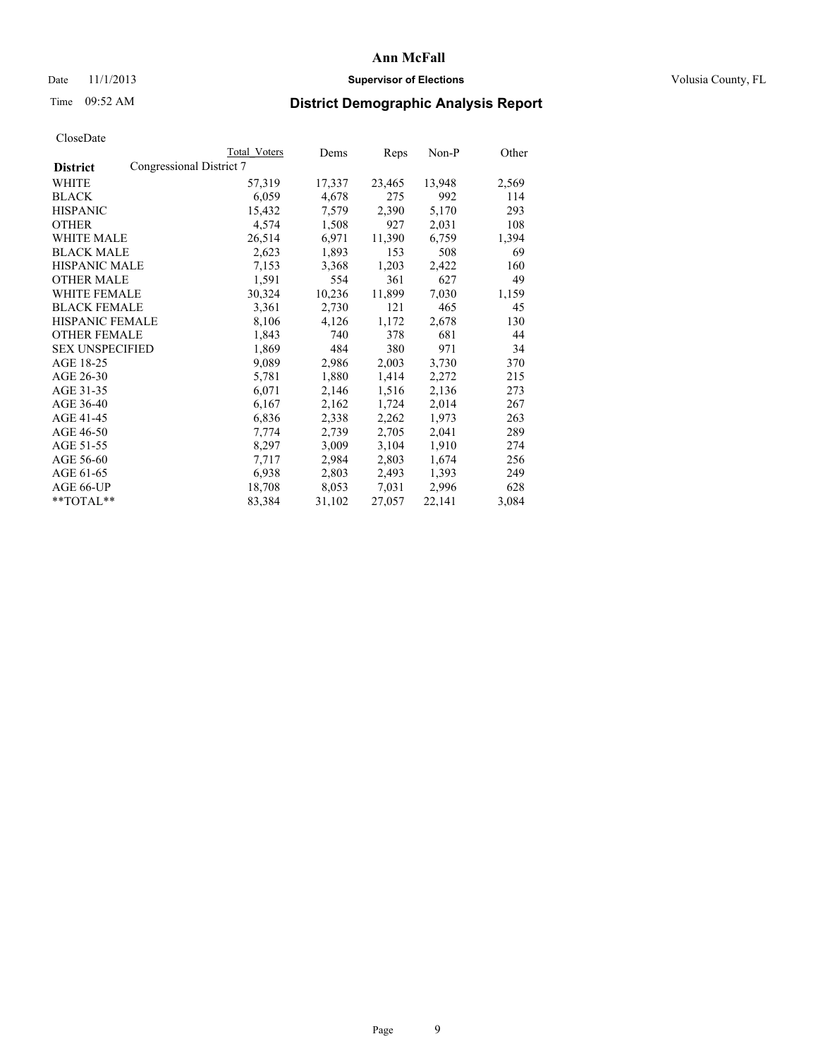# Ann McFall

Date 11/1/2013 **Supervisor of Elections** Volusia County, FL

Time 09:52 AM

## District Demographic Analysis Report

CloseDate

| District | Total Voters | Dems | Reps | Non-P | Other |
|---|---|---|---|---|---|
| Congressional District 7 | | | | | |
| WHITE | 57,319 | 17,337 | 23,465 | 13,948 | 2,569 |
| BLACK | 6,059 | 4,678 | 275 | 992 | 114 |
| HISPANIC | 15,432 | 7,579 | 2,390 | 5,170 | 293 |
| OTHER | 4,574 | 1,508 | 927 | 2,031 | 108 |
| WHITE MALE | 26,514 | 6,971 | 11,390 | 6,759 | 1,394 |
| BLACK MALE | 2,623 | 1,893 | 153 | 508 | 69 |
| HISPANIC MALE | 7,153 | 3,368 | 1,203 | 2,422 | 160 |
| OTHER MALE | 1,591 | 554 | 361 | 627 | 49 |
| WHITE FEMALE | 30,324 | 10,236 | 11,899 | 7,030 | 1,159 |
| BLACK FEMALE | 3,361 | 2,730 | 121 | 465 | 45 |
| HISPANIC FEMALE | 8,106 | 4,126 | 1,172 | 2,678 | 130 |
| OTHER FEMALE | 1,843 | 740 | 378 | 681 | 44 |
| SEX UNSPECIFIED | 1,869 | 484 | 380 | 971 | 34 |
| AGE 18-25 | 9,089 | 2,986 | 2,003 | 3,730 | 370 |
| AGE 26-30 | 5,781 | 1,880 | 1,414 | 2,272 | 215 |
| AGE 31-35 | 6,071 | 2,146 | 1,516 | 2,136 | 273 |
| AGE 36-40 | 6,167 | 2,162 | 1,724 | 2,014 | 267 |
| AGE 41-45 | 6,836 | 2,338 | 2,262 | 1,973 | 263 |
| AGE 46-50 | 7,774 | 2,739 | 2,705 | 2,041 | 289 |
| AGE 51-55 | 8,297 | 3,009 | 3,104 | 1,910 | 274 |
| AGE 56-60 | 7,717 | 2,984 | 2,803 | 1,674 | 256 |
| AGE 61-65 | 6,938 | 2,803 | 2,493 | 1,393 | 249 |
| AGE 66-UP | 18,708 | 8,053 | 7,031 | 2,996 | 628 |
| **TOTAL** | 83,384 | 31,102 | 27,057 | 22,141 | 3,084 |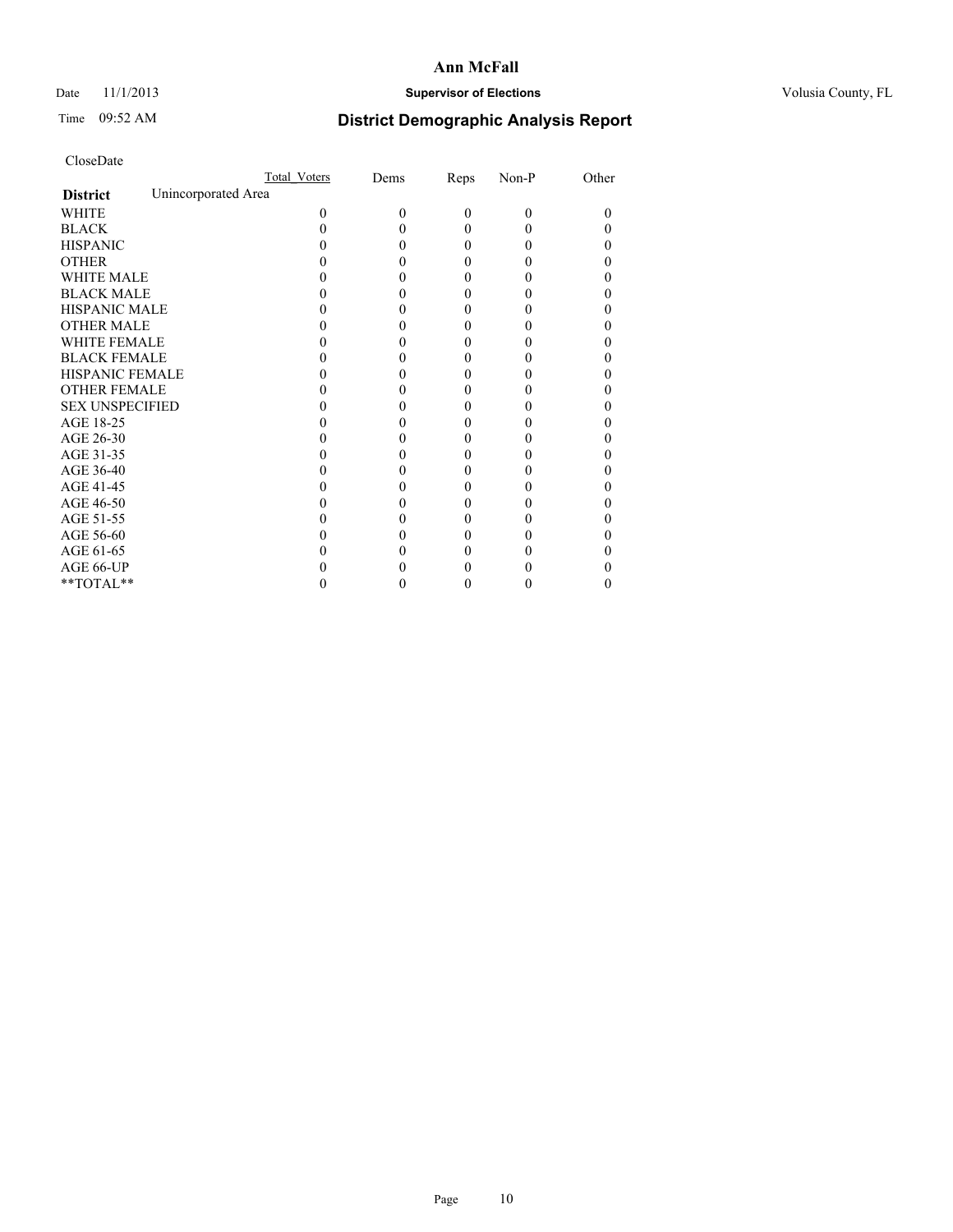# Ann McFall

Date 11/1/2013 **Supervisor of Elections** Volusia County, FL

Time 09:52 AM

## District Demographic Analysis Report

CloseDate

| | Total_Voters | Dems | Reps | Non-P | Other |
|---|---|---|---|---|---|
| **District** Unincorporated Area | | | | | |
| WHITE | 0 | 0 | 0 | 0 | 0 |
| BLACK | 0 | 0 | 0 | 0 | 0 |
| HISPANIC | 0 | 0 | 0 | 0 | 0 |
| OTHER | 0 | 0 | 0 | 0 | 0 |
| WHITE MALE | 0 | 0 | 0 | 0 | 0 |
| BLACK MALE | 0 | 0 | 0 | 0 | 0 |
| HISPANIC MALE | 0 | 0 | 0 | 0 | 0 |
| OTHER MALE | 0 | 0 | 0 | 0 | 0 |
| WHITE FEMALE | 0 | 0 | 0 | 0 | 0 |
| BLACK FEMALE | 0 | 0 | 0 | 0 | 0 |
| HISPANIC FEMALE | 0 | 0 | 0 | 0 | 0 |
| OTHER FEMALE | 0 | 0 | 0 | 0 | 0 |
| SEX UNSPECIFIED | 0 | 0 | 0 | 0 | 0 |
| AGE 18-25 | 0 | 0 | 0 | 0 | 0 |
| AGE 26-30 | 0 | 0 | 0 | 0 | 0 |
| AGE 31-35 | 0 | 0 | 0 | 0 | 0 |
| AGE 36-40 | 0 | 0 | 0 | 0 | 0 |
| AGE 41-45 | 0 | 0 | 0 | 0 | 0 |
| AGE 46-50 | 0 | 0 | 0 | 0 | 0 |
| AGE 51-55 | 0 | 0 | 0 | 0 | 0 |
| AGE 56-60 | 0 | 0 | 0 | 0 | 0 |
| AGE 61-65 | 0 | 0 | 0 | 0 | 0 |
| AGE 66-UP | 0 | 0 | 0 | 0 | 0 |
| **TOTAL** | 0 | 0 | 0 | 0 | 0 |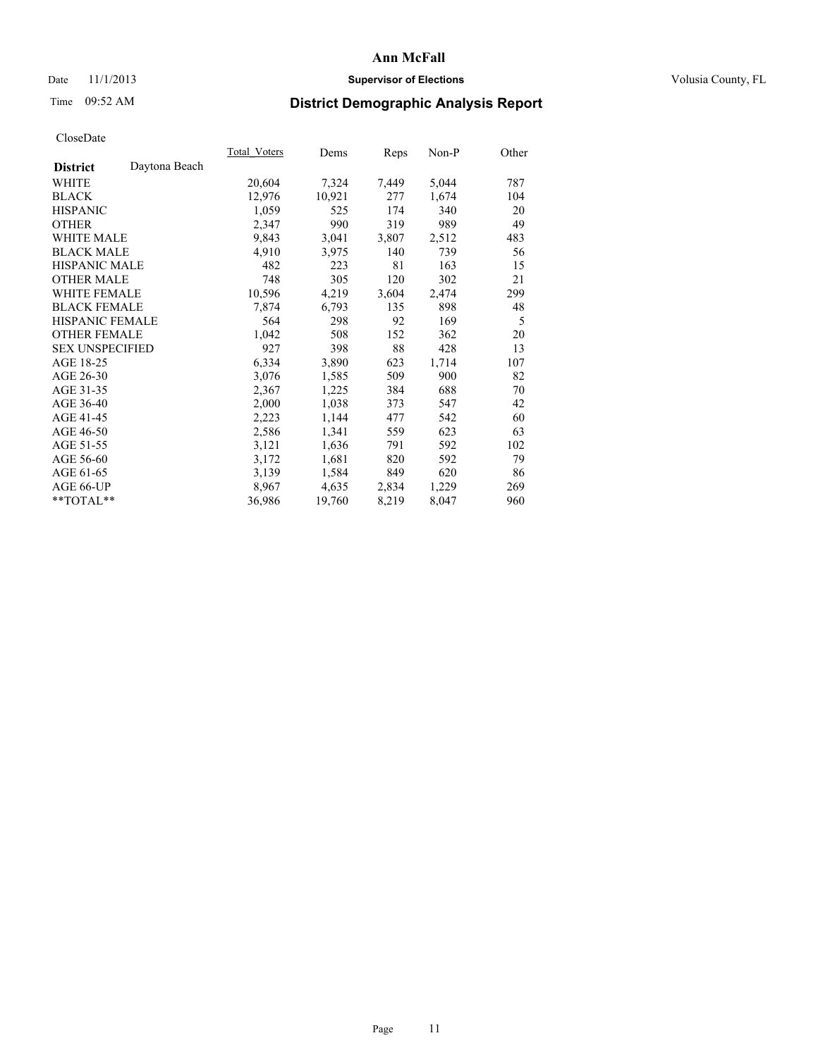# Ann McFall

Date 11/1/2013 **Supervisor of Elections** Volusia County, FL

Time 09:52 AM **District Demographic Analysis Report**

CloseDate

| **District** Daytona Beach | Total_Voters | Dems | Reps | Non-P | Other |
|---|---|---|---|---|---|
| WHITE | 20,604 | 7,324 | 7,449 | 5,044 | 787 |
| BLACK | 12,976 | 10,921 | 277 | 1,674 | 104 |
| HISPANIC | 1,059 | 525 | 174 | 340 | 20 |
| OTHER | 2,347 | 990 | 319 | 989 | 49 |
| WHITE MALE | 9,843 | 3,041 | 3,807 | 2,512 | 483 |
| BLACK MALE | 4,910 | 3,975 | 140 | 739 | 56 |
| HISPANIC MALE | 482 | 223 | 81 | 163 | 15 |
| OTHER MALE | 748 | 305 | 120 | 302 | 21 |
| WHITE FEMALE | 10,596 | 4,219 | 3,604 | 2,474 | 299 |
| BLACK FEMALE | 7,874 | 6,793 | 135 | 898 | 48 |
| HISPANIC FEMALE | 564 | 298 | 92 | 169 | 5 |
| OTHER FEMALE | 1,042 | 508 | 152 | 362 | 20 |
| SEX UNSPECIFIED | 927 | 398 | 88 | 428 | 13 |
| AGE 18-25 | 6,334 | 3,890 | 623 | 1,714 | 107 |
| AGE 26-30 | 3,076 | 1,585 | 509 | 900 | 82 |
| AGE 31-35 | 2,367 | 1,225 | 384 | 688 | 70 |
| AGE 36-40 | 2,000 | 1,038 | 373 | 547 | 42 |
| AGE 41-45 | 2,223 | 1,144 | 477 | 542 | 60 |
| AGE 46-50 | 2,586 | 1,341 | 559 | 623 | 63 |
| AGE 51-55 | 3,121 | 1,636 | 791 | 592 | 102 |
| AGE 56-60 | 3,172 | 1,681 | 820 | 592 | 79 |
| AGE 61-65 | 3,139 | 1,584 | 849 | 620 | 86 |
| AGE 66-UP | 8,967 | 4,635 | 2,834 | 1,229 | 269 |
| **TOTAL** | 36,986 | 19,760 | 8,219 | 8,047 | 960 |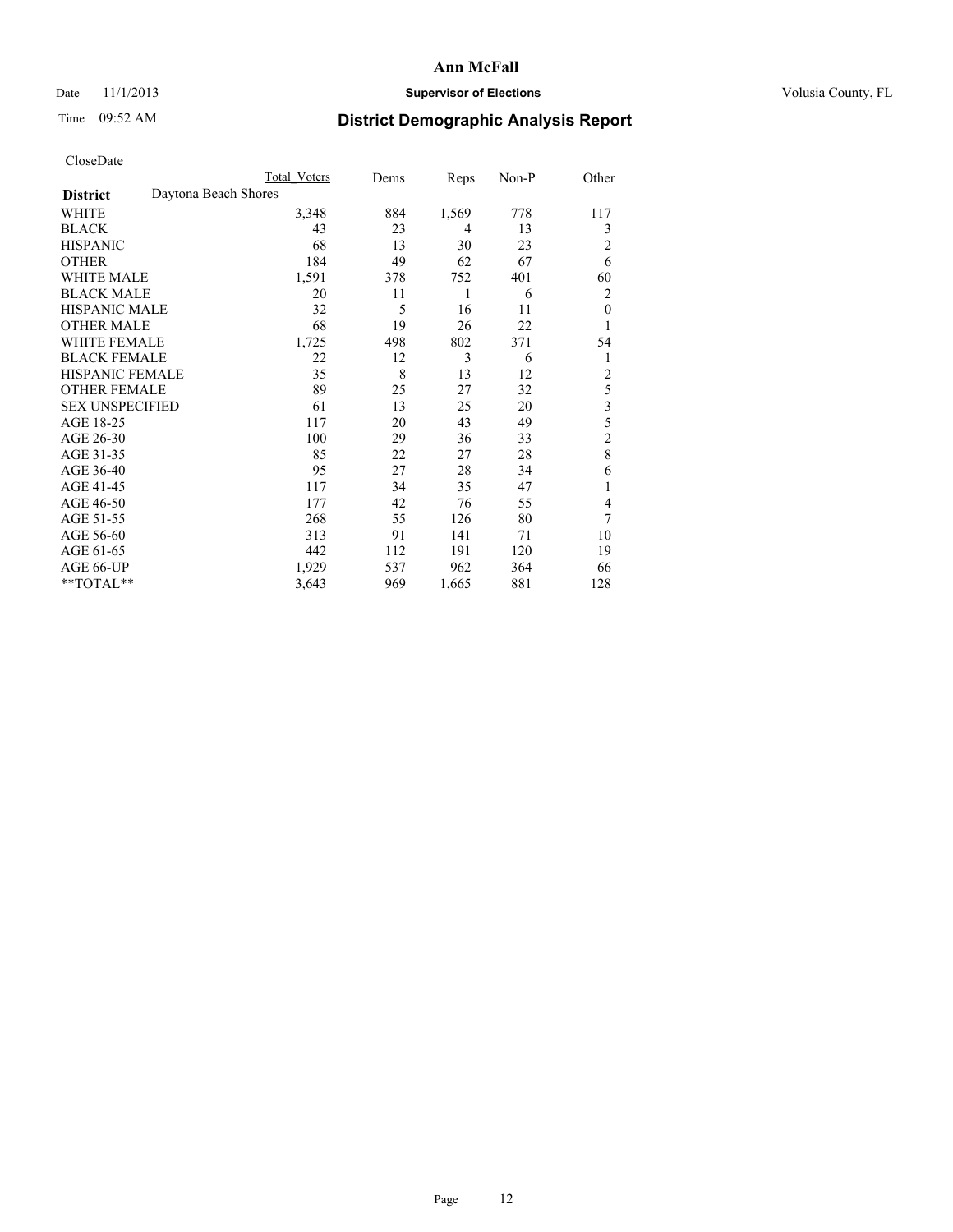# Ann McFall

Date 11/1/2013 **Supervisor of Elections** Volusia County, FL

Time 09:52 AM **District Demographic Analysis Report**

CloseDate

| | Total Voters | Dems | Reps | Non-P | Other |
|---|---|---|---|---|---|
| **District** Daytona Beach Shores | | | | | |
| WHITE | 3,348 | 884 | 1,569 | 778 | 117 |
| BLACK | 43 | 23 | 4 | 13 | 3 |
| HISPANIC | 68 | 13 | 30 | 23 | 2 |
| OTHER | 184 | 49 | 62 | 67 | 6 |
| WHITE MALE | 1,591 | 378 | 752 | 401 | 60 |
| BLACK MALE | 20 | 11 | 1 | 6 | 2 |
| HISPANIC MALE | 32 | 5 | 16 | 11 | 0 |
| OTHER MALE | 68 | 19 | 26 | 22 | 1 |
| WHITE FEMALE | 1,725 | 498 | 802 | 371 | 54 |
| BLACK FEMALE | 22 | 12 | 3 | 6 | 1 |
| HISPANIC FEMALE | 35 | 8 | 13 | 12 | 2 |
| OTHER FEMALE | 89 | 25 | 27 | 32 | 5 |
| SEX UNSPECIFIED | 61 | 13 | 25 | 20 | 3 |
| AGE 18-25 | 117 | 20 | 43 | 49 | 5 |
| AGE 26-30 | 100 | 29 | 36 | 33 | 2 |
| AGE 31-35 | 85 | 22 | 27 | 28 | 8 |
| AGE 36-40 | 95 | 27 | 28 | 34 | 6 |
| AGE 41-45 | 117 | 34 | 35 | 47 | 1 |
| AGE 46-50 | 177 | 42 | 76 | 55 | 4 |
| AGE 51-55 | 268 | 55 | 126 | 80 | 7 |
| AGE 56-60 | 313 | 91 | 141 | 71 | 10 |
| AGE 61-65 | 442 | 112 | 191 | 120 | 19 |
| AGE 66-UP | 1,929 | 537 | 962 | 364 | 66 |
| **TOTAL** | 3,643 | 969 | 1,665 | 881 | 128 |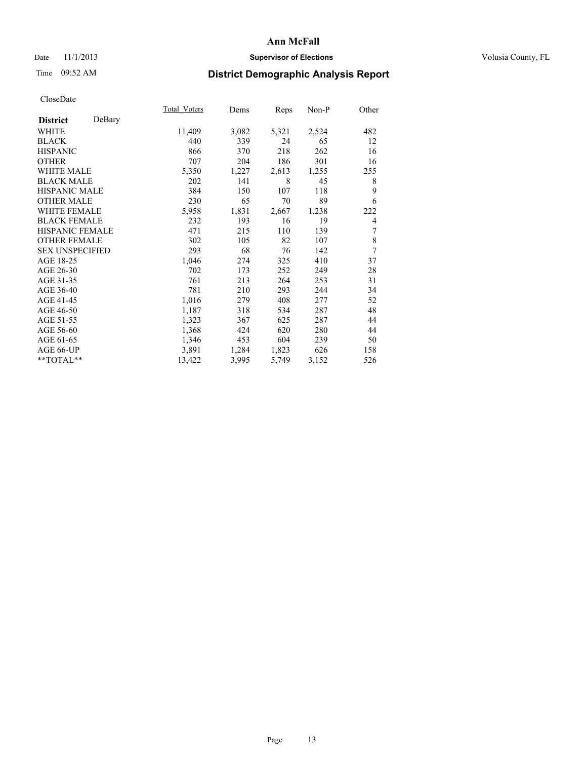# Ann McFall

Date 11/1/2013 **Supervisor of Elections** Volusia County, FL

Time 09:52 AM **District Demographic Analysis Report**

CloseDate

| **District** DeBary | Total_Voters | Dems | Reps | Non-P | Other |
|---|---|---|---|---|---|
| WHITE | 11,409 | 3,082 | 5,321 | 2,524 | 482 |
| BLACK | 440 | 339 | 24 | 65 | 12 |
| HISPANIC | 866 | 370 | 218 | 262 | 16 |
| OTHER | 707 | 204 | 186 | 301 | 16 |
| WHITE MALE | 5,350 | 1,227 | 2,613 | 1,255 | 255 |
| BLACK MALE | 202 | 141 | 8 | 45 | 8 |
| HISPANIC MALE | 384 | 150 | 107 | 118 | 9 |
| OTHER MALE | 230 | 65 | 70 | 89 | 6 |
| WHITE FEMALE | 5,958 | 1,831 | 2,667 | 1,238 | 222 |
| BLACK FEMALE | 232 | 193 | 16 | 19 | 4 |
| HISPANIC FEMALE | 471 | 215 | 110 | 139 | 7 |
| OTHER FEMALE | 302 | 105 | 82 | 107 | 8 |
| SEX UNSPECIFIED | 293 | 68 | 76 | 142 | 7 |
| AGE 18-25 | 1,046 | 274 | 325 | 410 | 37 |
| AGE 26-30 | 702 | 173 | 252 | 249 | 28 |
| AGE 31-35 | 761 | 213 | 264 | 253 | 31 |
| AGE 36-40 | 781 | 210 | 293 | 244 | 34 |
| AGE 41-45 | 1,016 | 279 | 408 | 277 | 52 |
| AGE 46-50 | 1,187 | 318 | 534 | 287 | 48 |
| AGE 51-55 | 1,323 | 367 | 625 | 287 | 44 |
| AGE 56-60 | 1,368 | 424 | 620 | 280 | 44 |
| AGE 61-65 | 1,346 | 453 | 604 | 239 | 50 |
| AGE 66-UP | 3,891 | 1,284 | 1,823 | 626 | 158 |
| **TOTAL** | 13,422 | 3,995 | 5,749 | 3,152 | 526 |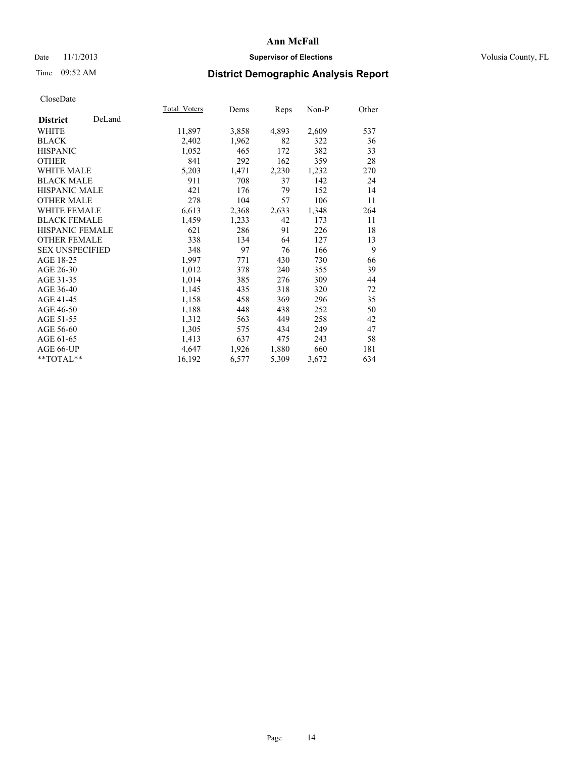# Ann McFall

Date 11/1/2013 **Supervisor of Elections** Volusia County, FL

Time 09:52 AM **District Demographic Analysis Report**

CloseDate

| **District** DeLand | Total_Voters | Dems | Reps | Non-P | Other |
|---|---|---|---|---|---|
| WHITE | 11,897 | 3,858 | 4,893 | 2,609 | 537 |
| BLACK | 2,402 | 1,962 | 82 | 322 | 36 |
| HISPANIC | 1,052 | 465 | 172 | 382 | 33 |
| OTHER | 841 | 292 | 162 | 359 | 28 |
| WHITE MALE | 5,203 | 1,471 | 2,230 | 1,232 | 270 |
| BLACK MALE | 911 | 708 | 37 | 142 | 24 |
| HISPANIC MALE | 421 | 176 | 79 | 152 | 14 |
| OTHER MALE | 278 | 104 | 57 | 106 | 11 |
| WHITE FEMALE | 6,613 | 2,368 | 2,633 | 1,348 | 264 |
| BLACK FEMALE | 1,459 | 1,233 | 42 | 173 | 11 |
| HISPANIC FEMALE | 621 | 286 | 91 | 226 | 18 |
| OTHER FEMALE | 338 | 134 | 64 | 127 | 13 |
| SEX UNSPECIFIED | 348 | 97 | 76 | 166 | 9 |
| AGE 18-25 | 1,997 | 771 | 430 | 730 | 66 |
| AGE 26-30 | 1,012 | 378 | 240 | 355 | 39 |
| AGE 31-35 | 1,014 | 385 | 276 | 309 | 44 |
| AGE 36-40 | 1,145 | 435 | 318 | 320 | 72 |
| AGE 41-45 | 1,158 | 458 | 369 | 296 | 35 |
| AGE 46-50 | 1,188 | 448 | 438 | 252 | 50 |
| AGE 51-55 | 1,312 | 563 | 449 | 258 | 42 |
| AGE 56-60 | 1,305 | 575 | 434 | 249 | 47 |
| AGE 61-65 | 1,413 | 637 | 475 | 243 | 58 |
| AGE 66-UP | 4,647 | 1,926 | 1,880 | 660 | 181 |
| **TOTAL** | 16,192 | 6,577 | 5,309 | 3,672 | 634 |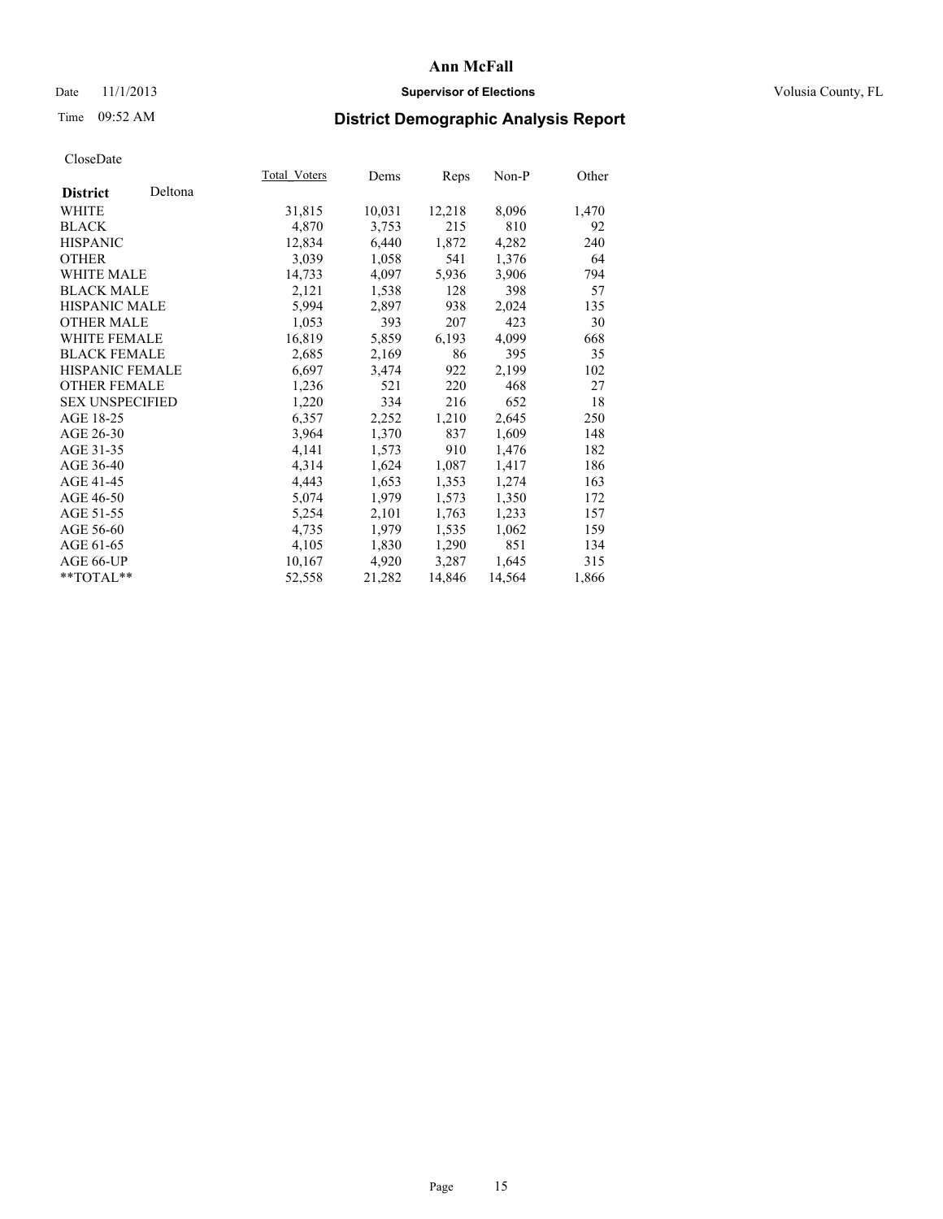**Ann McFall**

Date 11/1/2013 **Supervisor of Elections** Volusia County, FL

Time 09:52 AM **District Demographic Analysis Report**

CloseDate

| **District** Deltona | Total_Voters | Dems | Reps | Non-P | Other |
|---|---|---|---|---|---|
| WHITE | 31,815 | 10,031 | 12,218 | 8,096 | 1,470 |
| BLACK | 4,870 | 3,753 | 215 | 810 | 92 |
| HISPANIC | 12,834 | 6,440 | 1,872 | 4,282 | 240 |
| OTHER | 3,039 | 1,058 | 541 | 1,376 | 64 |
| WHITE MALE | 14,733 | 4,097 | 5,936 | 3,906 | 794 |
| BLACK MALE | 2,121 | 1,538 | 128 | 398 | 57 |
| HISPANIC MALE | 5,994 | 2,897 | 938 | 2,024 | 135 |
| OTHER MALE | 1,053 | 393 | 207 | 423 | 30 |
| WHITE FEMALE | 16,819 | 5,859 | 6,193 | 4,099 | 668 |
| BLACK FEMALE | 2,685 | 2,169 | 86 | 395 | 35 |
| HISPANIC FEMALE | 6,697 | 3,474 | 922 | 2,199 | 102 |
| OTHER FEMALE | 1,236 | 521 | 220 | 468 | 27 |
| SEX UNSPECIFIED | 1,220 | 334 | 216 | 652 | 18 |
| AGE 18-25 | 6,357 | 2,252 | 1,210 | 2,645 | 250 |
| AGE 26-30 | 3,964 | 1,370 | 837 | 1,609 | 148 |
| AGE 31-35 | 4,141 | 1,573 | 910 | 1,476 | 182 |
| AGE 36-40 | 4,314 | 1,624 | 1,087 | 1,417 | 186 |
| AGE 41-45 | 4,443 | 1,653 | 1,353 | 1,274 | 163 |
| AGE 46-50 | 5,074 | 1,979 | 1,573 | 1,350 | 172 |
| AGE 51-55 | 5,254 | 2,101 | 1,763 | 1,233 | 157 |
| AGE 56-60 | 4,735 | 1,979 | 1,535 | 1,062 | 159 |
| AGE 61-65 | 4,105 | 1,830 | 1,290 | 851 | 134 |
| AGE 66-UP | 10,167 | 4,920 | 3,287 | 1,645 | 315 |
| **TOTAL** | 52,558 | 21,282 | 14,846 | 14,564 | 1,866 |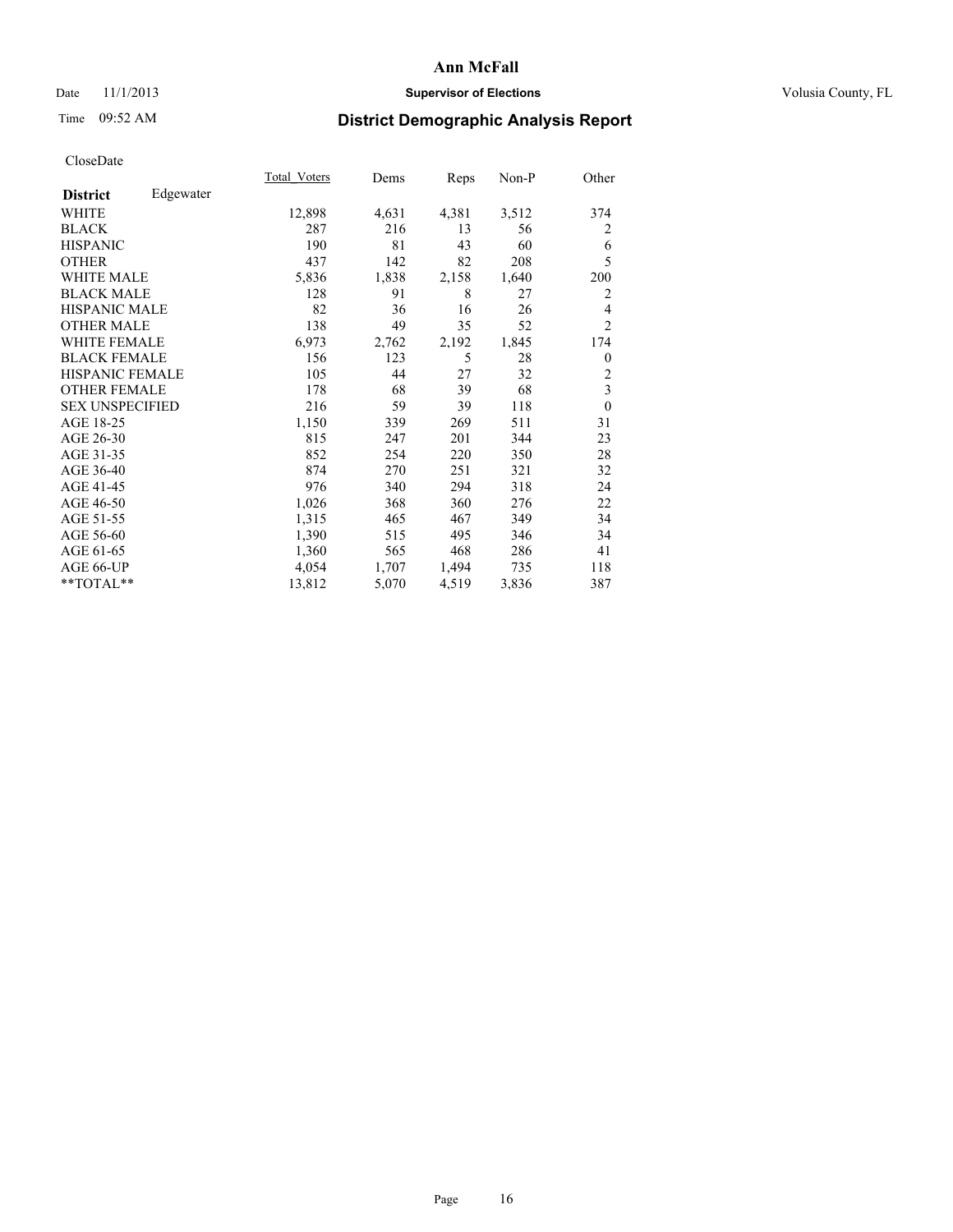# Ann McFall

Date 11/1/2013 **Supervisor of Elections** Volusia County, FL

Time 09:52 AM **District Demographic Analysis Report**

CloseDate

| **District** Edgewater | Total_Voters | Dems | Reps | Non-P | Other |
|---|---|---|---|---|---|
| WHITE | 12,898 | 4,631 | 4,381 | 3,512 | 374 |
| BLACK | 287 | 216 | 13 | 56 | 2 |
| HISPANIC | 190 | 81 | 43 | 60 | 6 |
| OTHER | 437 | 142 | 82 | 208 | 5 |
| WHITE MALE | 5,836 | 1,838 | 2,158 | 1,640 | 200 |
| BLACK MALE | 128 | 91 | 8 | 27 | 2 |
| HISPANIC MALE | 82 | 36 | 16 | 26 | 4 |
| OTHER MALE | 138 | 49 | 35 | 52 | 2 |
| WHITE FEMALE | 6,973 | 2,762 | 2,192 | 1,845 | 174 |
| BLACK FEMALE | 156 | 123 | 5 | 28 | 0 |
| HISPANIC FEMALE | 105 | 44 | 27 | 32 | 2 |
| OTHER FEMALE | 178 | 68 | 39 | 68 | 3 |
| SEX UNSPECIFIED | 216 | 59 | 39 | 118 | 0 |
| AGE 18-25 | 1,150 | 339 | 269 | 511 | 31 |
| AGE 26-30 | 815 | 247 | 201 | 344 | 23 |
| AGE 31-35 | 852 | 254 | 220 | 350 | 28 |
| AGE 36-40 | 874 | 270 | 251 | 321 | 32 |
| AGE 41-45 | 976 | 340 | 294 | 318 | 24 |
| AGE 46-50 | 1,026 | 368 | 360 | 276 | 22 |
| AGE 51-55 | 1,315 | 465 | 467 | 349 | 34 |
| AGE 56-60 | 1,390 | 515 | 495 | 346 | 34 |
| AGE 61-65 | 1,360 | 565 | 468 | 286 | 41 |
| AGE 66-UP | 4,054 | 1,707 | 1,494 | 735 | 118 |
| **TOTAL** | 13,812 | 5,070 | 4,519 | 3,836 | 387 |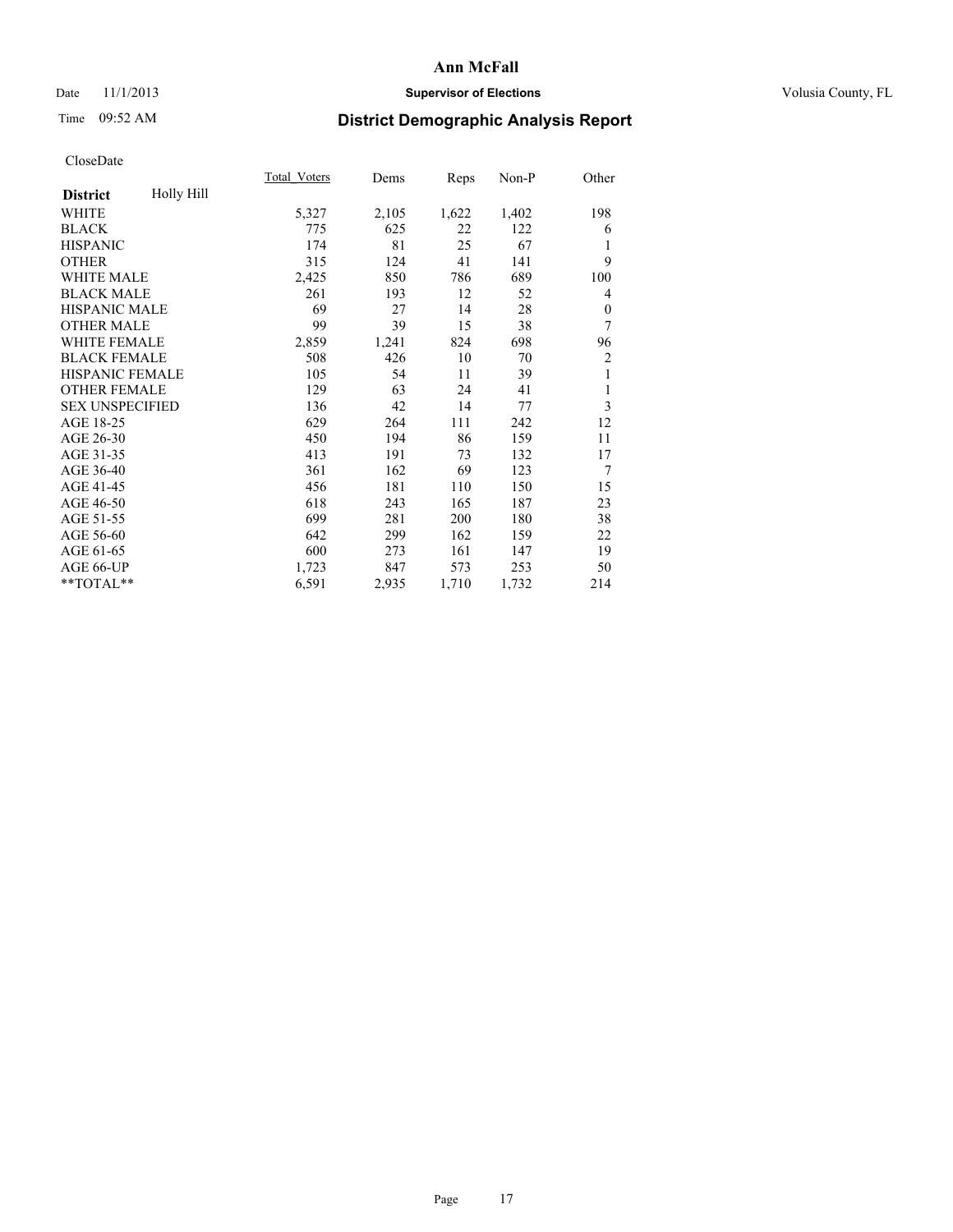# Ann McFall

Date 11/1/2013 **Supervisor of Elections** Volusia County, FL

Time 09:52 AM **District Demographic Analysis Report**

CloseDate

| **District** Holly Hill | Total_Voters | Dems | Reps | Non-P | Other |
|---|---|---|---|---|---|
| WHITE | 5,327 | 2,105 | 1,622 | 1,402 | 198 |
| BLACK | 775 | 625 | 22 | 122 | 6 |
| HISPANIC | 174 | 81 | 25 | 67 | 1 |
| OTHER | 315 | 124 | 41 | 141 | 9 |
| WHITE MALE | 2,425 | 850 | 786 | 689 | 100 |
| BLACK MALE | 261 | 193 | 12 | 52 | 4 |
| HISPANIC MALE | 69 | 27 | 14 | 28 | 0 |
| OTHER MALE | 99 | 39 | 15 | 38 | 7 |
| WHITE FEMALE | 2,859 | 1,241 | 824 | 698 | 96 |
| BLACK FEMALE | 508 | 426 | 10 | 70 | 2 |
| HISPANIC FEMALE | 105 | 54 | 11 | 39 | 1 |
| OTHER FEMALE | 129 | 63 | 24 | 41 | 1 |
| SEX UNSPECIFIED | 136 | 42 | 14 | 77 | 3 |
| AGE 18-25 | 629 | 264 | 111 | 242 | 12 |
| AGE 26-30 | 450 | 194 | 86 | 159 | 11 |
| AGE 31-35 | 413 | 191 | 73 | 132 | 17 |
| AGE 36-40 | 361 | 162 | 69 | 123 | 7 |
| AGE 41-45 | 456 | 181 | 110 | 150 | 15 |
| AGE 46-50 | 618 | 243 | 165 | 187 | 23 |
| AGE 51-55 | 699 | 281 | 200 | 180 | 38 |
| AGE 56-60 | 642 | 299 | 162 | 159 | 22 |
| AGE 61-65 | 600 | 273 | 161 | 147 | 19 |
| AGE 66-UP | 1,723 | 847 | 573 | 253 | 50 |
| **TOTAL** | 6,591 | 2,935 | 1,710 | 1,732 | 214 |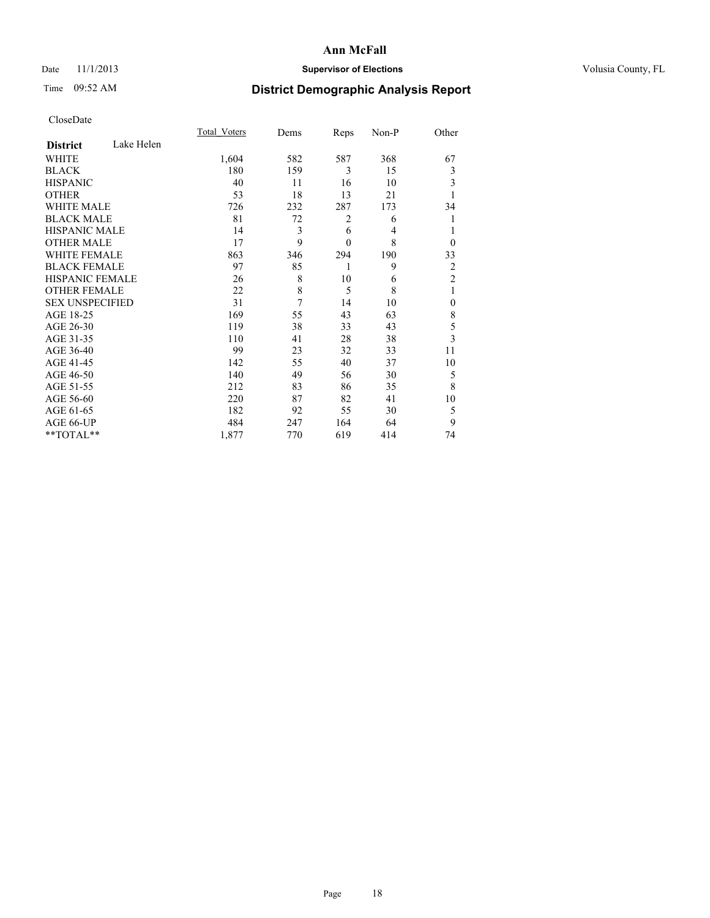# Ann McFall

Date 11/1/2013 **Supervisor of Elections** Volusia County, FL

Time 09:52 AM **District Demographic Analysis Report**

CloseDate

| **District** Lake Helen | Total_Voters | Dems | Reps | Non-P | Other |
|---|---|---|---|---|---|
| WHITE | 1,604 | 582 | 587 | 368 | 67 |
| BLACK | 180 | 159 | 3 | 15 | 3 |
| HISPANIC | 40 | 11 | 16 | 10 | 3 |
| OTHER | 53 | 18 | 13 | 21 | 1 |
| WHITE MALE | 726 | 232 | 287 | 173 | 34 |
| BLACK MALE | 81 | 72 | 2 | 6 | 1 |
| HISPANIC MALE | 14 | 3 | 6 | 4 | 1 |
| OTHER MALE | 17 | 9 | 0 | 8 | 0 |
| WHITE FEMALE | 863 | 346 | 294 | 190 | 33 |
| BLACK FEMALE | 97 | 85 | 1 | 9 | 2 |
| HISPANIC FEMALE | 26 | 8 | 10 | 6 | 2 |
| OTHER FEMALE | 22 | 8 | 5 | 8 | 1 |
| SEX UNSPECIFIED | 31 | 7 | 14 | 10 | 0 |
| AGE 18-25 | 169 | 55 | 43 | 63 | 8 |
| AGE 26-30 | 119 | 38 | 33 | 43 | 5 |
| AGE 31-35 | 110 | 41 | 28 | 38 | 3 |
| AGE 36-40 | 99 | 23 | 32 | 33 | 11 |
| AGE 41-45 | 142 | 55 | 40 | 37 | 10 |
| AGE 46-50 | 140 | 49 | 56 | 30 | 5 |
| AGE 51-55 | 212 | 83 | 86 | 35 | 8 |
| AGE 56-60 | 220 | 87 | 82 | 41 | 10 |
| AGE 61-65 | 182 | 92 | 55 | 30 | 5 |
| AGE 66-UP | 484 | 247 | 164 | 64 | 9 |
| **TOTAL** | 1,877 | 770 | 619 | 414 | 74 |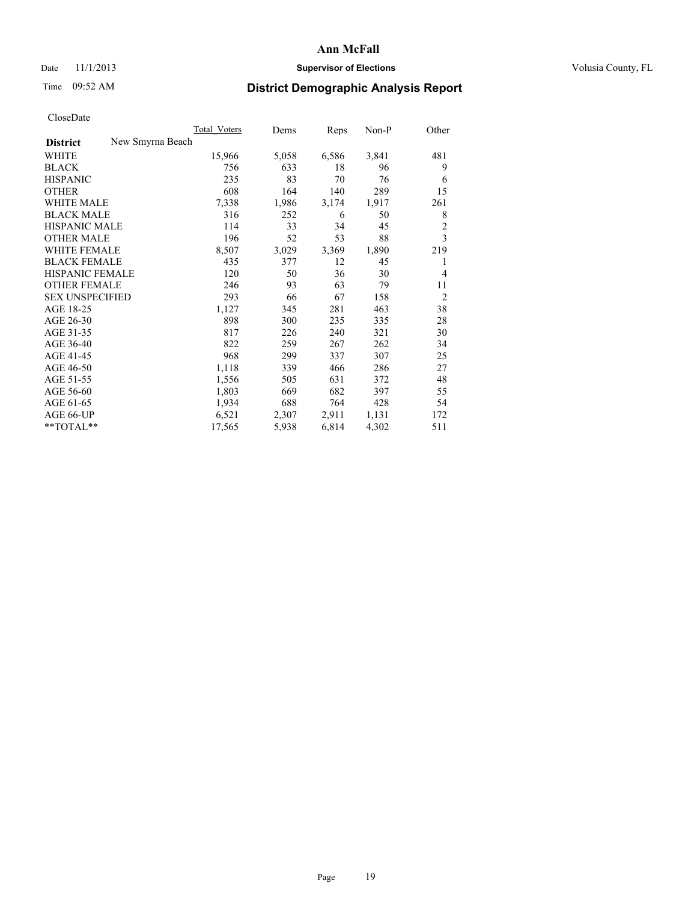# Ann McFall

Date 11/1/2013 **Supervisor of Elections** Volusia County, FL

Time 09:52 AM **District Demographic Analysis Report**

CloseDate

| **District** New Smyrna Beach | Total Voters | Dems | Reps | Non-P | Other |
|---|---|---|---|---|---|
| WHITE | 15,966 | 5,058 | 6,586 | 3,841 | 481 |
| BLACK | 756 | 633 | 18 | 96 | 9 |
| HISPANIC | 235 | 83 | 70 | 76 | 6 |
| OTHER | 608 | 164 | 140 | 289 | 15 |
| WHITE MALE | 7,338 | 1,986 | 3,174 | 1,917 | 261 |
| BLACK MALE | 316 | 252 | 6 | 50 | 8 |
| HISPANIC MALE | 114 | 33 | 34 | 45 | 2 |
| OTHER MALE | 196 | 52 | 53 | 88 | 3 |
| WHITE FEMALE | 8,507 | 3,029 | 3,369 | 1,890 | 219 |
| BLACK FEMALE | 435 | 377 | 12 | 45 | 1 |
| HISPANIC FEMALE | 120 | 50 | 36 | 30 | 4 |
| OTHER FEMALE | 246 | 93 | 63 | 79 | 11 |
| SEX UNSPECIFIED | 293 | 66 | 67 | 158 | 2 |
| AGE 18-25 | 1,127 | 345 | 281 | 463 | 38 |
| AGE 26-30 | 898 | 300 | 235 | 335 | 28 |
| AGE 31-35 | 817 | 226 | 240 | 321 | 30 |
| AGE 36-40 | 822 | 259 | 267 | 262 | 34 |
| AGE 41-45 | 968 | 299 | 337 | 307 | 25 |
| AGE 46-50 | 1,118 | 339 | 466 | 286 | 27 |
| AGE 51-55 | 1,556 | 505 | 631 | 372 | 48 |
| AGE 56-60 | 1,803 | 669 | 682 | 397 | 55 |
| AGE 61-65 | 1,934 | 688 | 764 | 428 | 54 |
| AGE 66-UP | 6,521 | 2,307 | 2,911 | 1,131 | 172 |
| **TOTAL** | 17,565 | 5,938 | 6,814 | 4,302 | 511 |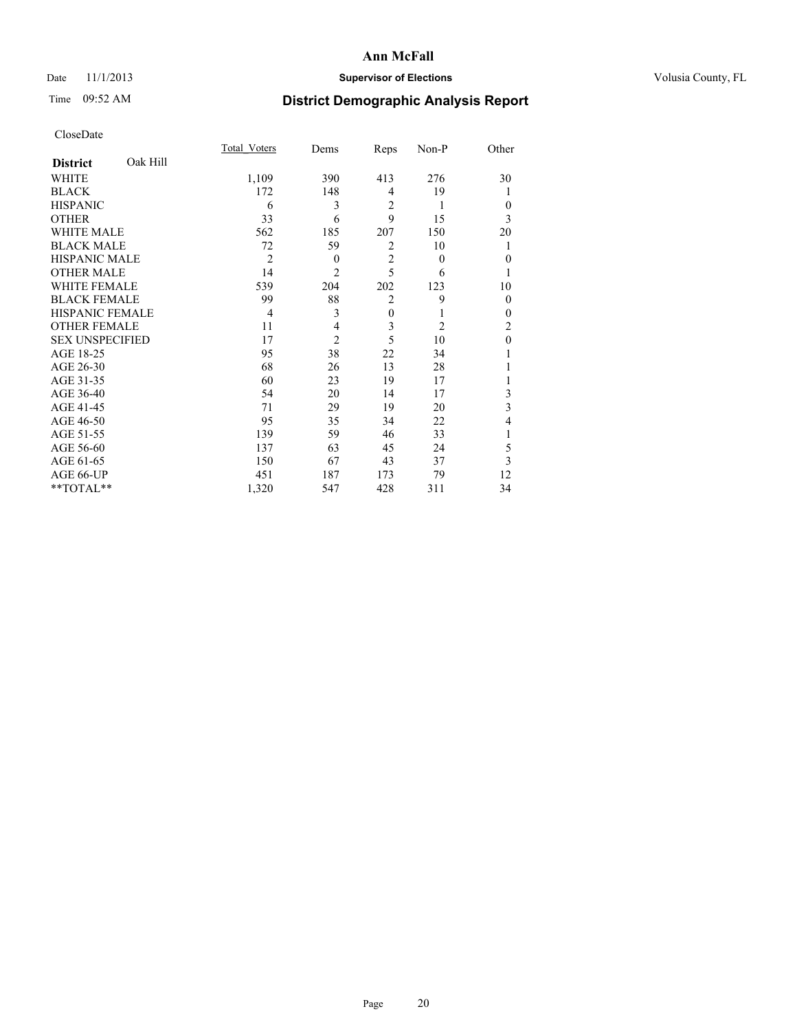CloseDate

| District Oak Hill | Total_Voters | Dems | Reps | Non-P | Other |
|---|---|---|---|---|---|
| WHITE | 1,109 | 390 | 413 | 276 | 30 |
| BLACK | 172 | 148 | 4 | 19 | 1 |
| HISPANIC | 6 | 3 | 2 | 1 | 0 |
| OTHER | 33 | 6 | 9 | 15 | 3 |
| WHITE MALE | 562 | 185 | 207 | 150 | 20 |
| BLACK MALE | 72 | 59 | 2 | 10 | 1 |
| HISPANIC MALE | 2 | 0 | 2 | 0 | 0 |
| OTHER MALE | 14 | 2 | 5 | 6 | 1 |
| WHITE FEMALE | 539 | 204 | 202 | 123 | 10 |
| BLACK FEMALE | 99 | 88 | 2 | 9 | 0 |
| HISPANIC FEMALE | 4 | 3 | 0 | 1 | 0 |
| OTHER FEMALE | 11 | 4 | 3 | 2 | 2 |
| SEX UNSPECIFIED | 17 | 2 | 5 | 10 | 0 |
| AGE 18-25 | 95 | 38 | 22 | 34 | 1 |
| AGE 26-30 | 68 | 26 | 13 | 28 | 1 |
| AGE 31-35 | 60 | 23 | 19 | 17 | 1 |
| AGE 36-40 | 54 | 20 | 14 | 17 | 3 |
| AGE 41-45 | 71 | 29 | 19 | 20 | 3 |
| AGE 46-50 | 95 | 35 | 34 | 22 | 4 |
| AGE 51-55 | 139 | 59 | 46 | 33 | 1 |
| AGE 56-60 | 137 | 63 | 45 | 24 | 5 |
| AGE 61-65 | 150 | 67 | 43 | 37 | 3 |
| AGE 66-UP | 451 | 187 | 173 | 79 | 12 |
| **TOTAL** | 1,320 | 547 | 428 | 311 | 34 |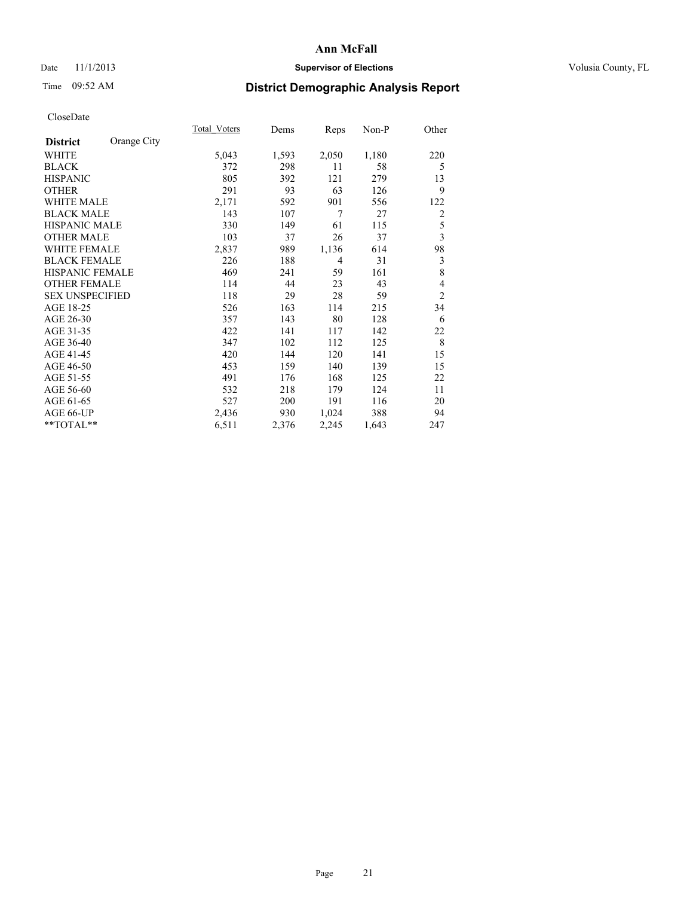# Ann McFall

Date 11/1/2013 **Supervisor of Elections** Volusia County, FL

Time 09:52 AM

## District Demographic Analysis Report

CloseDate

| **District** Orange City | Total_Voters | Dems | Reps | Non-P | Other |
|---|---|---|---|---|---|
| WHITE | 5,043 | 1,593 | 2,050 | 1,180 | 220 |
| BLACK | 372 | 298 | 11 | 58 | 5 |
| HISPANIC | 805 | 392 | 121 | 279 | 13 |
| OTHER | 291 | 93 | 63 | 126 | 9 |
| WHITE MALE | 2,171 | 592 | 901 | 556 | 122 |
| BLACK MALE | 143 | 107 | 7 | 27 | 2 |
| HISPANIC MALE | 330 | 149 | 61 | 115 | 5 |
| OTHER MALE | 103 | 37 | 26 | 37 | 3 |
| WHITE FEMALE | 2,837 | 989 | 1,136 | 614 | 98 |
| BLACK FEMALE | 226 | 188 | 4 | 31 | 3 |
| HISPANIC FEMALE | 469 | 241 | 59 | 161 | 8 |
| OTHER FEMALE | 114 | 44 | 23 | 43 | 4 |
| SEX UNSPECIFIED | 118 | 29 | 28 | 59 | 2 |
| AGE 18-25 | 526 | 163 | 114 | 215 | 34 |
| AGE 26-30 | 357 | 143 | 80 | 128 | 6 |
| AGE 31-35 | 422 | 141 | 117 | 142 | 22 |
| AGE 36-40 | 347 | 102 | 112 | 125 | 8 |
| AGE 41-45 | 420 | 144 | 120 | 141 | 15 |
| AGE 46-50 | 453 | 159 | 140 | 139 | 15 |
| AGE 51-55 | 491 | 176 | 168 | 125 | 22 |
| AGE 56-60 | 532 | 218 | 179 | 124 | 11 |
| AGE 61-65 | 527 | 200 | 191 | 116 | 20 |
| AGE 66-UP | 2,436 | 930 | 1,024 | 388 | 94 |
| **TOTAL** | 6,511 | 2,376 | 2,245 | 1,643 | 247 |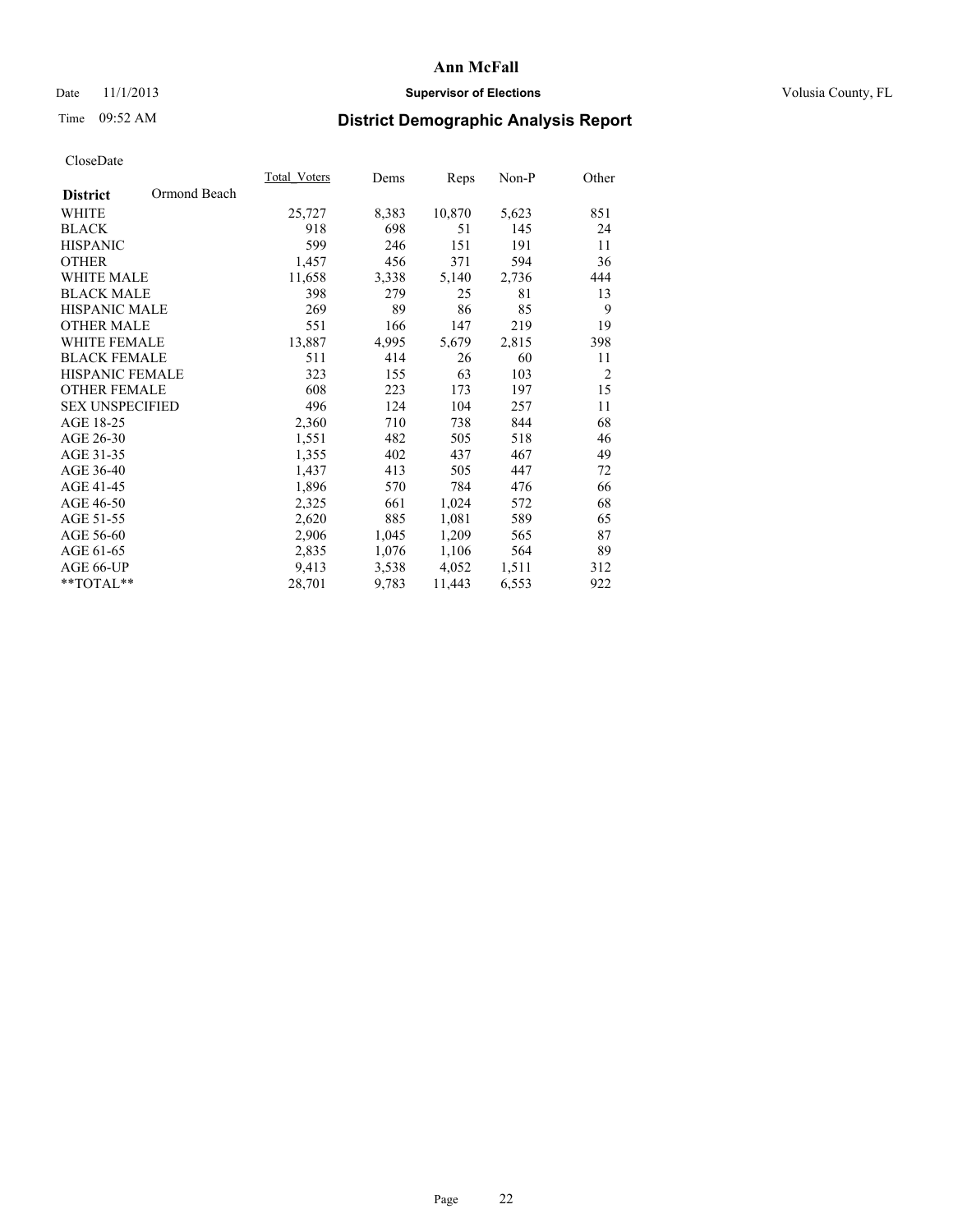# Ann McFall

Date 11/1/2013 **Supervisor of Elections** Volusia County, FL

Time 09:52 AM **District Demographic Analysis Report**

CloseDate

| **District** Ormond Beach | Total_Voters | Dems | Reps | Non-P | Other |
|---|---|---|---|---|---|
| WHITE | 25,727 | 8,383 | 10,870 | 5,623 | 851 |
| BLACK | 918 | 698 | 51 | 145 | 24 |
| HISPANIC | 599 | 246 | 151 | 191 | 11 |
| OTHER | 1,457 | 456 | 371 | 594 | 36 |
| WHITE MALE | 11,658 | 3,338 | 5,140 | 2,736 | 444 |
| BLACK MALE | 398 | 279 | 25 | 81 | 13 |
| HISPANIC MALE | 269 | 89 | 86 | 85 | 9 |
| OTHER MALE | 551 | 166 | 147 | 219 | 19 |
| WHITE FEMALE | 13,887 | 4,995 | 5,679 | 2,815 | 398 |
| BLACK FEMALE | 511 | 414 | 26 | 60 | 11 |
| HISPANIC FEMALE | 323 | 155 | 63 | 103 | 2 |
| OTHER FEMALE | 608 | 223 | 173 | 197 | 15 |
| SEX UNSPECIFIED | 496 | 124 | 104 | 257 | 11 |
| AGE 18-25 | 2,360 | 710 | 738 | 844 | 68 |
| AGE 26-30 | 1,551 | 482 | 505 | 518 | 46 |
| AGE 31-35 | 1,355 | 402 | 437 | 467 | 49 |
| AGE 36-40 | 1,437 | 413 | 505 | 447 | 72 |
| AGE 41-45 | 1,896 | 570 | 784 | 476 | 66 |
| AGE 46-50 | 2,325 | 661 | 1,024 | 572 | 68 |
| AGE 51-55 | 2,620 | 885 | 1,081 | 589 | 65 |
| AGE 56-60 | 2,906 | 1,045 | 1,209 | 565 | 87 |
| AGE 61-65 | 2,835 | 1,076 | 1,106 | 564 | 89 |
| AGE 66-UP | 9,413 | 3,538 | 4,052 | 1,511 | 312 |
| **TOTAL** | 28,701 | 9,783 | 11,443 | 6,553 | 922 |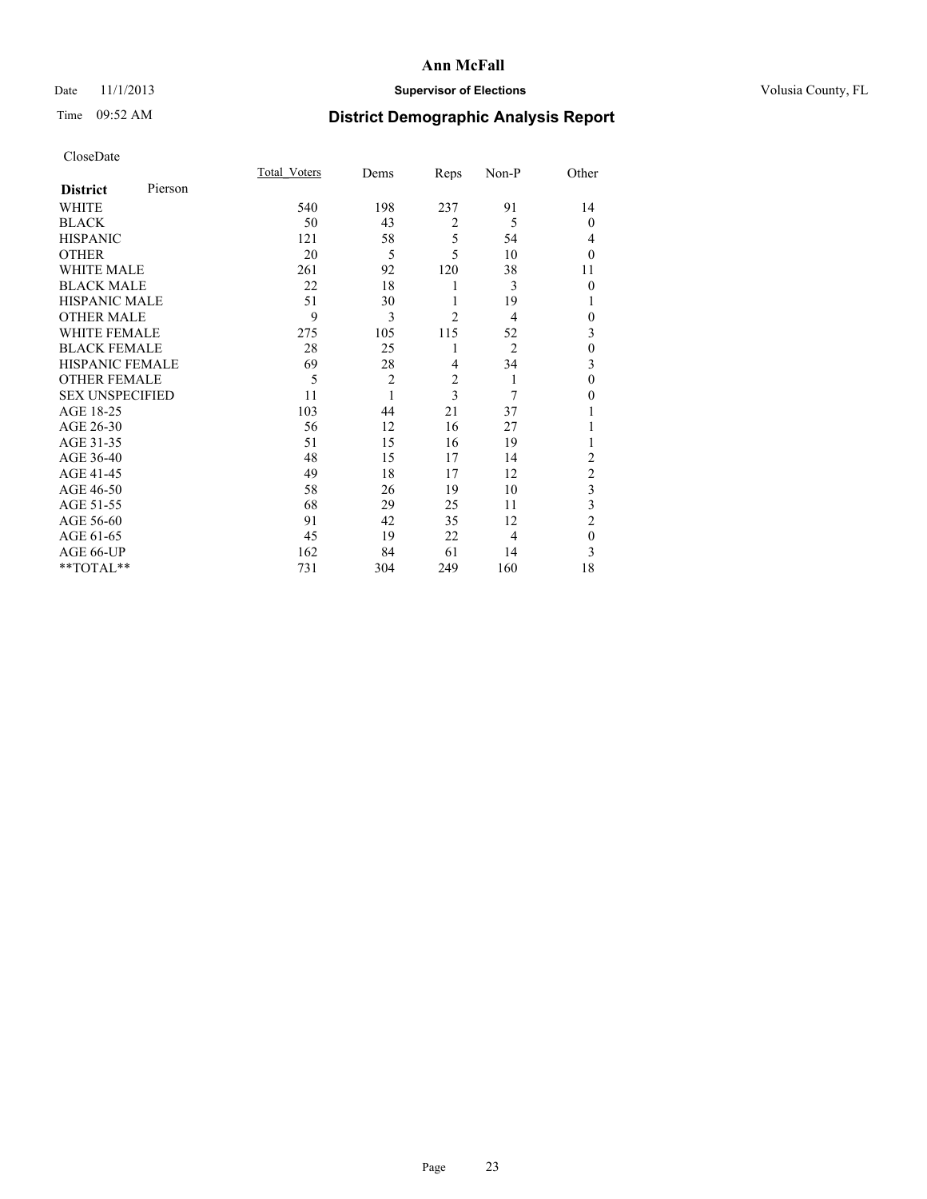# Ann McFall

Date 11/1/2013 **Supervisor of Elections** Volusia County, FL

Time 09:52 AM **District Demographic Analysis Report**

CloseDate

| **District** Pierson | Total_Voters | Dems | Reps | Non-P | Other |
|---|---|---|---|---|---|
| WHITE | 540 | 198 | 237 | 91 | 14 |
| BLACK | 50 | 43 | 2 | 5 | 0 |
| HISPANIC | 121 | 58 | 5 | 54 | 4 |
| OTHER | 20 | 5 | 5 | 10 | 0 |
| WHITE MALE | 261 | 92 | 120 | 38 | 11 |
| BLACK MALE | 22 | 18 | 1 | 3 | 0 |
| HISPANIC MALE | 51 | 30 | 1 | 19 | 1 |
| OTHER MALE | 9 | 3 | 2 | 4 | 0 |
| WHITE FEMALE | 275 | 105 | 115 | 52 | 3 |
| BLACK FEMALE | 28 | 25 | 1 | 2 | 0 |
| HISPANIC FEMALE | 69 | 28 | 4 | 34 | 3 |
| OTHER FEMALE | 5 | 2 | 2 | 1 | 0 |
| SEX UNSPECIFIED | 11 | 1 | 3 | 7 | 0 |
| AGE 18-25 | 103 | 44 | 21 | 37 | 1 |
| AGE 26-30 | 56 | 12 | 16 | 27 | 1 |
| AGE 31-35 | 51 | 15 | 16 | 19 | 1 |
| AGE 36-40 | 48 | 15 | 17 | 14 | 2 |
| AGE 41-45 | 49 | 18 | 17 | 12 | 2 |
| AGE 46-50 | 58 | 26 | 19 | 10 | 3 |
| AGE 51-55 | 68 | 29 | 25 | 11 | 3 |
| AGE 56-60 | 91 | 42 | 35 | 12 | 2 |
| AGE 61-65 | 45 | 19 | 22 | 4 | 0 |
| AGE 66-UP | 162 | 84 | 61 | 14 | 3 |
| **TOTAL** | 731 | 304 | 249 | 160 | 18 |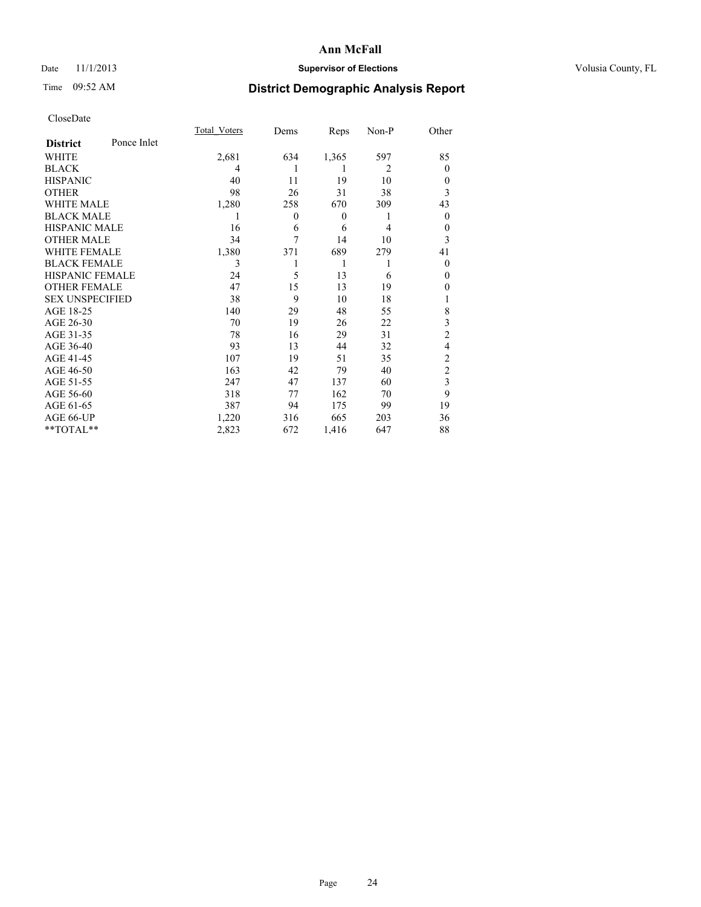# Ann McFall

Date 11/1/2013 **Supervisor of Elections** Volusia County, FL

Time 09:52 AM **District Demographic Analysis Report**

CloseDate

| **District** Ponce Inlet | Total_Voters | Dems | Reps | Non-P | Other |
|---|---|---|---|---|---|
| WHITE | 2,681 | 634 | 1,365 | 597 | 85 |
| BLACK | 4 | 1 | 1 | 2 | 0 |
| HISPANIC | 40 | 11 | 19 | 10 | 0 |
| OTHER | 98 | 26 | 31 | 38 | 3 |
| WHITE MALE | 1,280 | 258 | 670 | 309 | 43 |
| BLACK MALE | 1 | 0 | 0 | 1 | 0 |
| HISPANIC MALE | 16 | 6 | 6 | 4 | 0 |
| OTHER MALE | 34 | 7 | 14 | 10 | 3 |
| WHITE FEMALE | 1,380 | 371 | 689 | 279 | 41 |
| BLACK FEMALE | 3 | 1 | 1 | 1 | 0 |
| HISPANIC FEMALE | 24 | 5 | 13 | 6 | 0 |
| OTHER FEMALE | 47 | 15 | 13 | 19 | 0 |
| SEX UNSPECIFIED | 38 | 9 | 10 | 18 | 1 |
| AGE 18-25 | 140 | 29 | 48 | 55 | 8 |
| AGE 26-30 | 70 | 19 | 26 | 22 | 3 |
| AGE 31-35 | 78 | 16 | 29 | 31 | 2 |
| AGE 36-40 | 93 | 13 | 44 | 32 | 4 |
| AGE 41-45 | 107 | 19 | 51 | 35 | 2 |
| AGE 46-50 | 163 | 42 | 79 | 40 | 2 |
| AGE 51-55 | 247 | 47 | 137 | 60 | 3 |
| AGE 56-60 | 318 | 77 | 162 | 70 | 9 |
| AGE 61-65 | 387 | 94 | 175 | 99 | 19 |
| AGE 66-UP | 1,220 | 316 | 665 | 203 | 36 |
| **TOTAL** | 2,823 | 672 | 1,416 | 647 | 88 |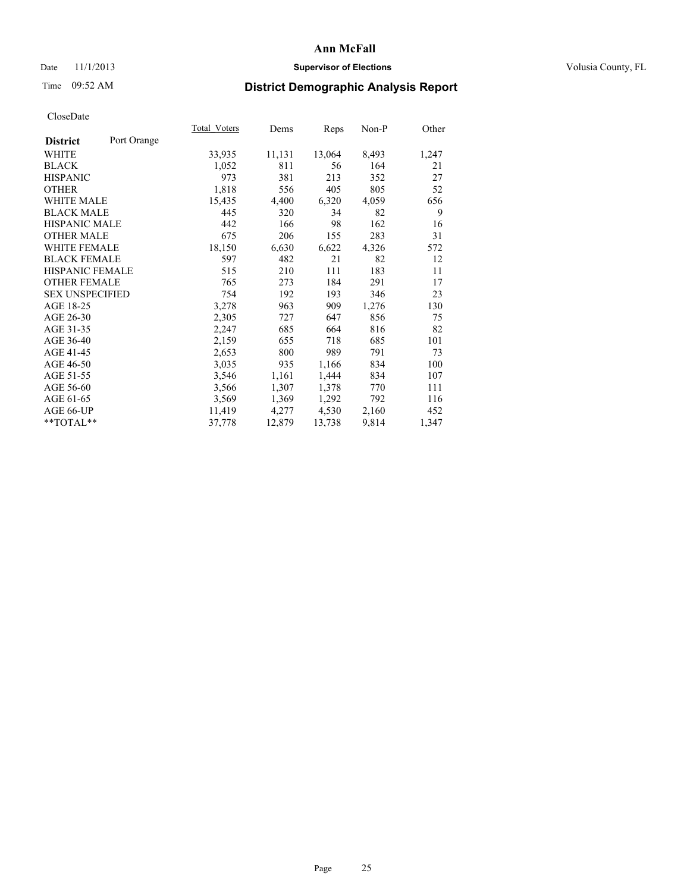# Ann McFall

Date 11/1/2013 | **Supervisor of Elections** | Volusia County, FL

Time 09:52 AM | **District Demographic Analysis Report**

CloseDate

| **District** Port Orange | Total_Voters | Dems | Reps | Non-P | Other |
|---|---|---|---|---|---|
| WHITE | 33,935 | 11,131 | 13,064 | 8,493 | 1,247 |
| BLACK | 1,052 | 811 | 56 | 164 | 21 |
| HISPANIC | 973 | 381 | 213 | 352 | 27 |
| OTHER | 1,818 | 556 | 405 | 805 | 52 |
| WHITE MALE | 15,435 | 4,400 | 6,320 | 4,059 | 656 |
| BLACK MALE | 445 | 320 | 34 | 82 | 9 |
| HISPANIC MALE | 442 | 166 | 98 | 162 | 16 |
| OTHER MALE | 675 | 206 | 155 | 283 | 31 |
| WHITE FEMALE | 18,150 | 6,630 | 6,622 | 4,326 | 572 |
| BLACK FEMALE | 597 | 482 | 21 | 82 | 12 |
| HISPANIC FEMALE | 515 | 210 | 111 | 183 | 11 |
| OTHER FEMALE | 765 | 273 | 184 | 291 | 17 |
| SEX UNSPECIFIED | 754 | 192 | 193 | 346 | 23 |
| AGE 18-25 | 3,278 | 963 | 909 | 1,276 | 130 |
| AGE 26-30 | 2,305 | 727 | 647 | 856 | 75 |
| AGE 31-35 | 2,247 | 685 | 664 | 816 | 82 |
| AGE 36-40 | 2,159 | 655 | 718 | 685 | 101 |
| AGE 41-45 | 2,653 | 800 | 989 | 791 | 73 |
| AGE 46-50 | 3,035 | 935 | 1,166 | 834 | 100 |
| AGE 51-55 | 3,546 | 1,161 | 1,444 | 834 | 107 |
| AGE 56-60 | 3,566 | 1,307 | 1,378 | 770 | 111 |
| AGE 61-65 | 3,569 | 1,369 | 1,292 | 792 | 116 |
| AGE 66-UP | 11,419 | 4,277 | 4,530 | 2,160 | 452 |
| **TOTAL** | 37,778 | 12,879 | 13,738 | 9,814 | 1,347 |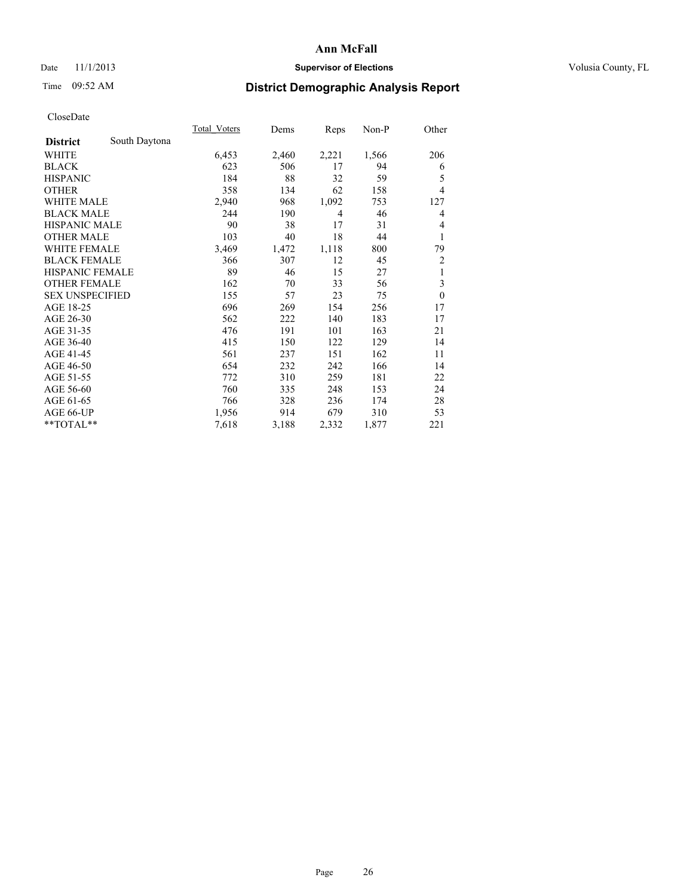CloseDate

| District | South Daytona | Total_Voters | Dems | Reps | Non-P | Other |
|---|---|---|---|---|---|---|
| WHITE | | 6,453 | 2,460 | 2,221 | 1,566 | 206 |
| BLACK | | 623 | 506 | 17 | 94 | 6 |
| HISPANIC | | 184 | 88 | 32 | 59 | 5 |
| OTHER | | 358 | 134 | 62 | 158 | 4 |
| WHITE MALE | | 2,940 | 968 | 1,092 | 753 | 127 |
| BLACK MALE | | 244 | 190 | 4 | 46 | 4 |
| HISPANIC MALE | | 90 | 38 | 17 | 31 | 4 |
| OTHER MALE | | 103 | 40 | 18 | 44 | 1 |
| WHITE FEMALE | | 3,469 | 1,472 | 1,118 | 800 | 79 |
| BLACK FEMALE | | 366 | 307 | 12 | 45 | 2 |
| HISPANIC FEMALE | | 89 | 46 | 15 | 27 | 1 |
| OTHER FEMALE | | 162 | 70 | 33 | 56 | 3 |
| SEX UNSPECIFIED | | 155 | 57 | 23 | 75 | 0 |
| AGE 18-25 | | 696 | 269 | 154 | 256 | 17 |
| AGE 26-30 | | 562 | 222 | 140 | 183 | 17 |
| AGE 31-35 | | 476 | 191 | 101 | 163 | 21 |
| AGE 36-40 | | 415 | 150 | 122 | 129 | 14 |
| AGE 41-45 | | 561 | 237 | 151 | 162 | 11 |
| AGE 46-50 | | 654 | 232 | 242 | 166 | 14 |
| AGE 51-55 | | 772 | 310 | 259 | 181 | 22 |
| AGE 56-60 | | 760 | 335 | 248 | 153 | 24 |
| AGE 61-65 | | 766 | 328 | 236 | 174 | 28 |
| AGE 66-UP | | 1,956 | 914 | 679 | 310 | 53 |
| **TOTAL** | | 7,618 | 3,188 | 2,332 | 1,877 | 221 |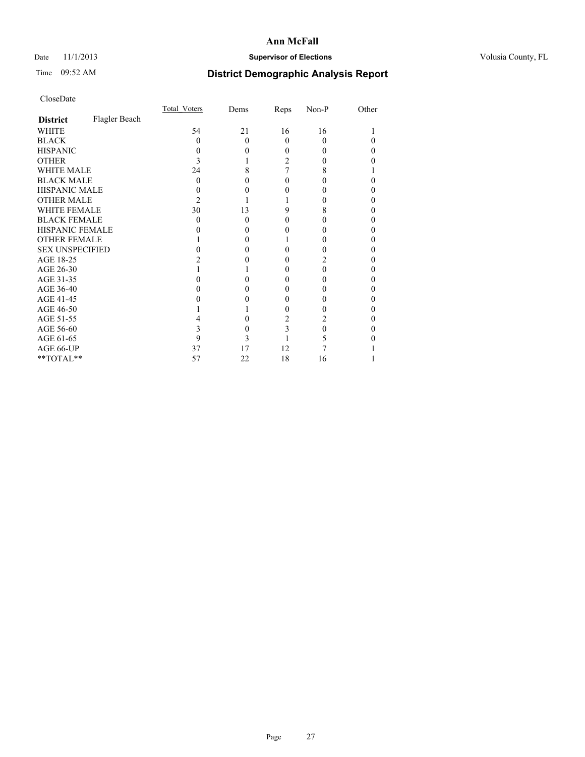# Ann McFall

Date 11/1/2013 **Supervisor of Elections** Volusia County, FL

Time 09:52 AM **District Demographic Analysis Report**

CloseDate

| **District** Flagler Beach | Total_Voters | Dems | Reps | Non-P | Other |
|---|---|---|---|---|---|
| WHITE | 54 | 21 | 16 | 16 | 1 |
| BLACK | 0 | 0 | 0 | 0 | 0 |
| HISPANIC | 0 | 0 | 0 | 0 | 0 |
| OTHER | 3 | 1 | 2 | 0 | 0 |
| WHITE MALE | 24 | 8 | 7 | 8 | 1 |
| BLACK MALE | 0 | 0 | 0 | 0 | 0 |
| HISPANIC MALE | 0 | 0 | 0 | 0 | 0 |
| OTHER MALE | 2 | 1 | 1 | 0 | 0 |
| WHITE FEMALE | 30 | 13 | 9 | 8 | 0 |
| BLACK FEMALE | 0 | 0 | 0 | 0 | 0 |
| HISPANIC FEMALE | 0 | 0 | 0 | 0 | 0 |
| OTHER FEMALE | 1 | 0 | 1 | 0 | 0 |
| SEX UNSPECIFIED | 0 | 0 | 0 | 0 | 0 |
| AGE 18-25 | 2 | 0 | 0 | 2 | 0 |
| AGE 26-30 | 1 | 1 | 0 | 0 | 0 |
| AGE 31-35 | 0 | 0 | 0 | 0 | 0 |
| AGE 36-40 | 0 | 0 | 0 | 0 | 0 |
| AGE 41-45 | 0 | 0 | 0 | 0 | 0 |
| AGE 46-50 | 1 | 1 | 0 | 0 | 0 |
| AGE 51-55 | 4 | 0 | 2 | 2 | 0 |
| AGE 56-60 | 3 | 0 | 3 | 0 | 0 |
| AGE 61-65 | 9 | 3 | 1 | 5 | 0 |
| AGE 66-UP | 37 | 17 | 12 | 7 | 1 |
| **TOTAL** | 57 | 22 | 18 | 16 | 1 |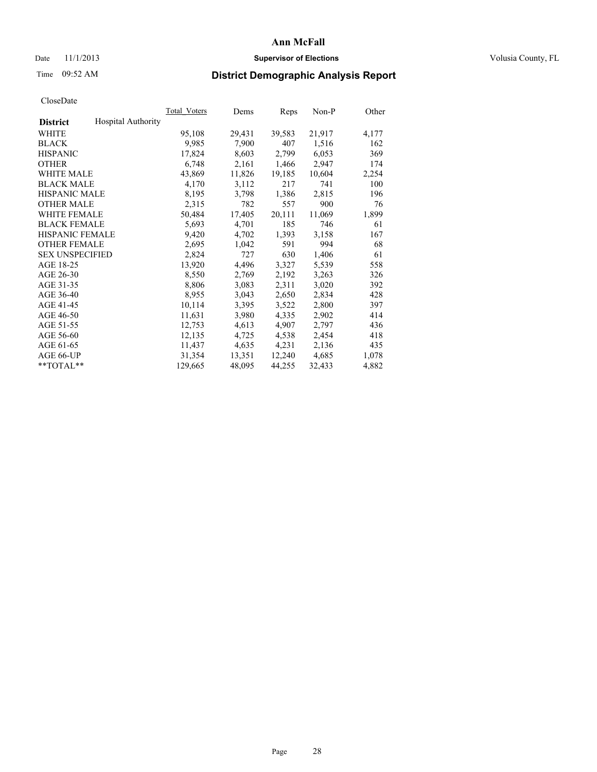# Ann McFall

Date 11/1/2013 **Supervisor of Elections** Volusia County, FL

Time 09:52 AM

## District Demographic Analysis Report

CloseDate

| **District** Hospital Authority | Total_Voters | Dems | Reps | Non-P | Other |
|---|---|---|---|---|---|
| WHITE | 95,108 | 29,431 | 39,583 | 21,917 | 4,177 |
| BLACK | 9,985 | 7,900 | 407 | 1,516 | 162 |
| HISPANIC | 17,824 | 8,603 | 2,799 | 6,053 | 369 |
| OTHER | 6,748 | 2,161 | 1,466 | 2,947 | 174 |
| WHITE MALE | 43,869 | 11,826 | 19,185 | 10,604 | 2,254 |
| BLACK MALE | 4,170 | 3,112 | 217 | 741 | 100 |
| HISPANIC MALE | 8,195 | 3,798 | 1,386 | 2,815 | 196 |
| OTHER MALE | 2,315 | 782 | 557 | 900 | 76 |
| WHITE FEMALE | 50,484 | 17,405 | 20,111 | 11,069 | 1,899 |
| BLACK FEMALE | 5,693 | 4,701 | 185 | 746 | 61 |
| HISPANIC FEMALE | 9,420 | 4,702 | 1,393 | 3,158 | 167 |
| OTHER FEMALE | 2,695 | 1,042 | 591 | 994 | 68 |
| SEX UNSPECIFIED | 2,824 | 727 | 630 | 1,406 | 61 |
| AGE 18-25 | 13,920 | 4,496 | 3,327 | 5,539 | 558 |
| AGE 26-30 | 8,550 | 2,769 | 2,192 | 3,263 | 326 |
| AGE 31-35 | 8,806 | 3,083 | 2,311 | 3,020 | 392 |
| AGE 36-40 | 8,955 | 3,043 | 2,650 | 2,834 | 428 |
| AGE 41-45 | 10,114 | 3,395 | 3,522 | 2,800 | 397 |
| AGE 46-50 | 11,631 | 3,980 | 4,335 | 2,902 | 414 |
| AGE 51-55 | 12,753 | 4,613 | 4,907 | 2,797 | 436 |
| AGE 56-60 | 12,135 | 4,725 | 4,538 | 2,454 | 418 |
| AGE 61-65 | 11,437 | 4,635 | 4,231 | 2,136 | 435 |
| AGE 66-UP | 31,354 | 13,351 | 12,240 | 4,685 | 1,078 |
| **TOTAL** | 129,665 | 48,095 | 44,255 | 32,433 | 4,882 |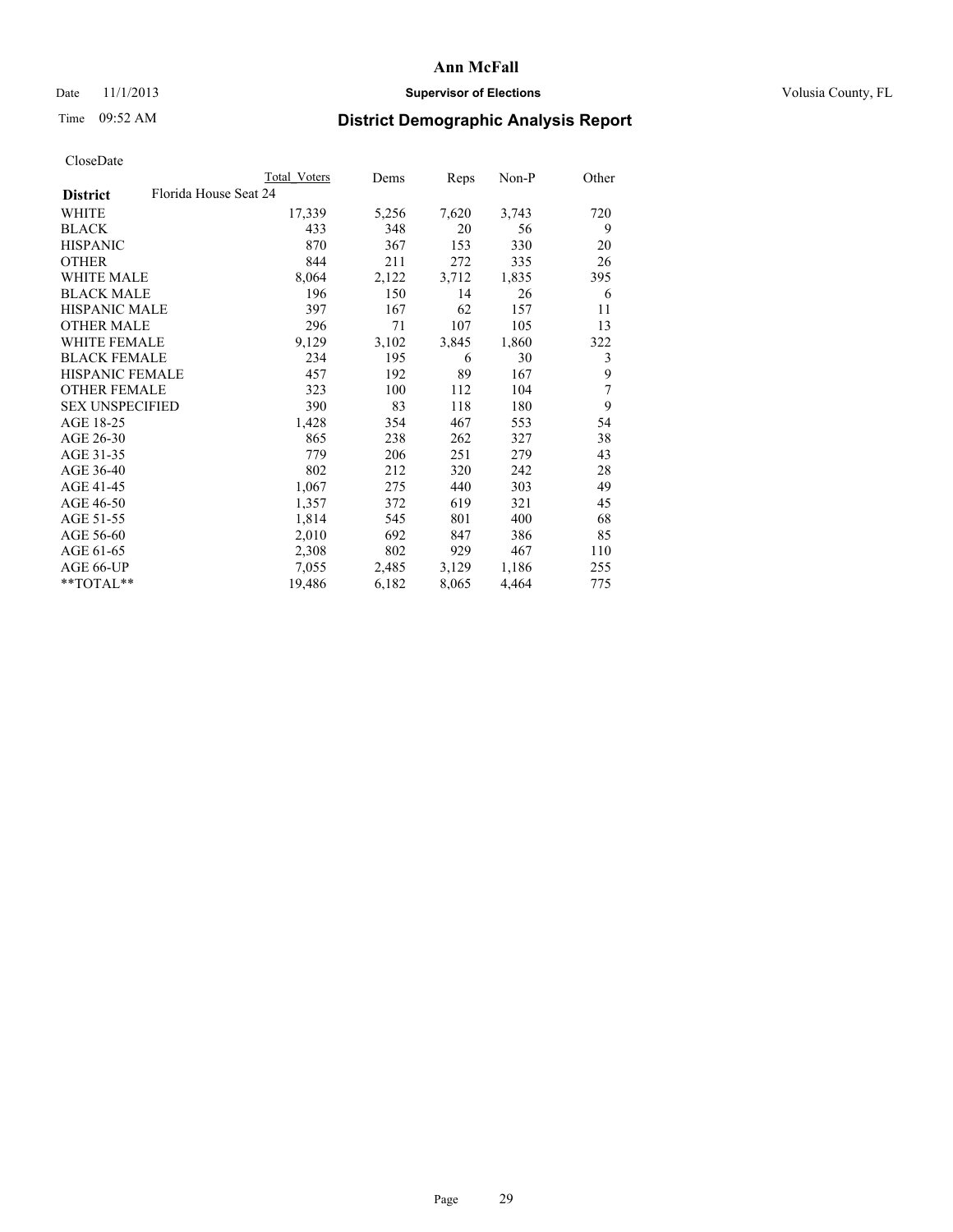# Ann McFall

Date 11/1/2013 **Supervisor of Elections** Volusia County, FL

Time 09:52 AM

## District Demographic Analysis Report

CloseDate

| | Total Voters | Dems | Reps | Non-P | Other |
|---|---|---|---|---|---|
| **District** Florida House Seat 24 | | | | | |
| WHITE | 17,339 | 5,256 | 7,620 | 3,743 | 720 |
| BLACK | 433 | 348 | 20 | 56 | 9 |
| HISPANIC | 870 | 367 | 153 | 330 | 20 |
| OTHER | 844 | 211 | 272 | 335 | 26 |
| WHITE MALE | 8,064 | 2,122 | 3,712 | 1,835 | 395 |
| BLACK MALE | 196 | 150 | 14 | 26 | 6 |
| HISPANIC MALE | 397 | 167 | 62 | 157 | 11 |
| OTHER MALE | 296 | 71 | 107 | 105 | 13 |
| WHITE FEMALE | 9,129 | 3,102 | 3,845 | 1,860 | 322 |
| BLACK FEMALE | 234 | 195 | 6 | 30 | 3 |
| HISPANIC FEMALE | 457 | 192 | 89 | 167 | 9 |
| OTHER FEMALE | 323 | 100 | 112 | 104 | 7 |
| SEX UNSPECIFIED | 390 | 83 | 118 | 180 | 9 |
| AGE 18-25 | 1,428 | 354 | 467 | 553 | 54 |
| AGE 26-30 | 865 | 238 | 262 | 327 | 38 |
| AGE 31-35 | 779 | 206 | 251 | 279 | 43 |
| AGE 36-40 | 802 | 212 | 320 | 242 | 28 |
| AGE 41-45 | 1,067 | 275 | 440 | 303 | 49 |
| AGE 46-50 | 1,357 | 372 | 619 | 321 | 45 |
| AGE 51-55 | 1,814 | 545 | 801 | 400 | 68 |
| AGE 56-60 | 2,010 | 692 | 847 | 386 | 85 |
| AGE 61-65 | 2,308 | 802 | 929 | 467 | 110 |
| AGE 66-UP | 7,055 | 2,485 | 3,129 | 1,186 | 255 |
| **TOTAL** | 19,486 | 6,182 | 8,065 | 4,464 | 775 |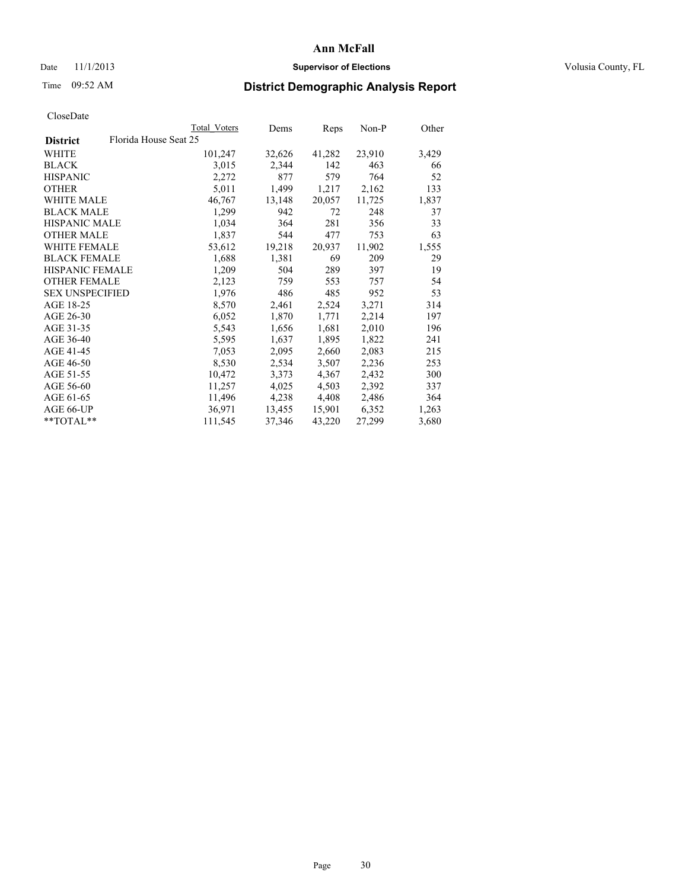# Ann McFall

Date 11/1/2013 **Supervisor of Elections** Volusia County, FL

Time 09:52 AM **District Demographic Analysis Report**

CloseDate

| **District** | Florida House Seat 25 | Total Voters | Dems | Reps | Non-P | Other |
|---|---|---|---|---|---|---|
| WHITE | | 101,247 | 32,626 | 41,282 | 23,910 | 3,429 |
| BLACK | | 3,015 | 2,344 | 142 | 463 | 66 |
| HISPANIC | | 2,272 | 877 | 579 | 764 | 52 |
| OTHER | | 5,011 | 1,499 | 1,217 | 2,162 | 133 |
| WHITE MALE | | 46,767 | 13,148 | 20,057 | 11,725 | 1,837 |
| BLACK MALE | | 1,299 | 942 | 72 | 248 | 37 |
| HISPANIC MALE | | 1,034 | 364 | 281 | 356 | 33 |
| OTHER MALE | | 1,837 | 544 | 477 | 753 | 63 |
| WHITE FEMALE | | 53,612 | 19,218 | 20,937 | 11,902 | 1,555 |
| BLACK FEMALE | | 1,688 | 1,381 | 69 | 209 | 29 |
| HISPANIC FEMALE | | 1,209 | 504 | 289 | 397 | 19 |
| OTHER FEMALE | | 2,123 | 759 | 553 | 757 | 54 |
| SEX UNSPECIFIED | | 1,976 | 486 | 485 | 952 | 53 |
| AGE 18-25 | | 8,570 | 2,461 | 2,524 | 3,271 | 314 |
| AGE 26-30 | | 6,052 | 1,870 | 1,771 | 2,214 | 197 |
| AGE 31-35 | | 5,543 | 1,656 | 1,681 | 2,010 | 196 |
| AGE 36-40 | | 5,595 | 1,637 | 1,895 | 1,822 | 241 |
| AGE 41-45 | | 7,053 | 2,095 | 2,660 | 2,083 | 215 |
| AGE 46-50 | | 8,530 | 2,534 | 3,507 | 2,236 | 253 |
| AGE 51-55 | | 10,472 | 3,373 | 4,367 | 2,432 | 300 |
| AGE 56-60 | | 11,257 | 4,025 | 4,503 | 2,392 | 337 |
| AGE 61-65 | | 11,496 | 4,238 | 4,408 | 2,486 | 364 |
| AGE 66-UP | | 36,971 | 13,455 | 15,901 | 6,352 | 1,263 |
| **TOTAL** | | 111,545 | 37,346 | 43,220 | 27,299 | 3,680 |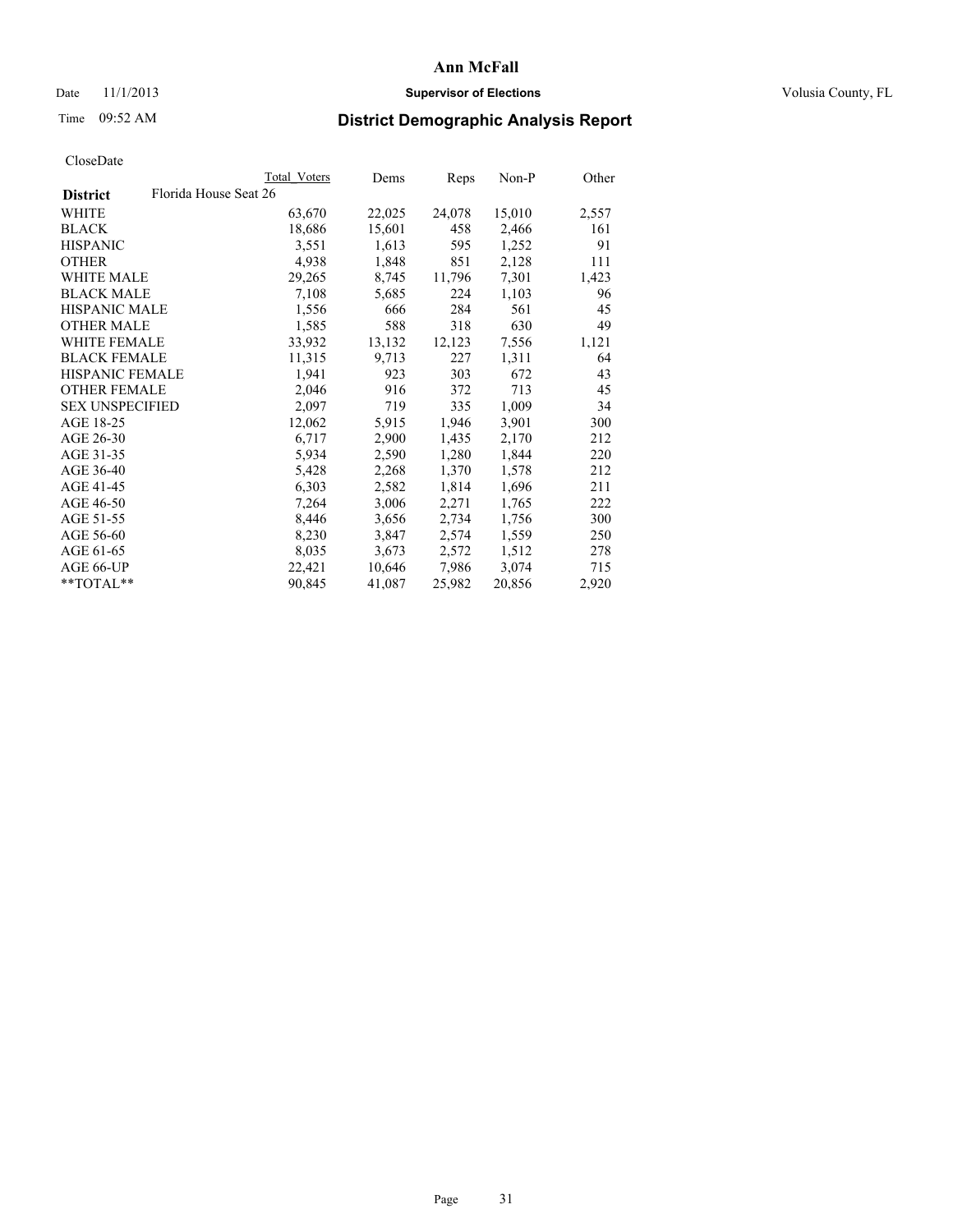# Ann McFall

Date 11/1/2013 **Supervisor of Elections** Volusia County, FL

Time 09:52 AM **District Demographic Analysis Report**

CloseDate

| | Total Voters | Dems | Reps | Non-P | Other |
|---|---|---|---|---|---|
| **District** Florida House Seat 26 | | | | | |
| WHITE | 63,670 | 22,025 | 24,078 | 15,010 | 2,557 |
| BLACK | 18,686 | 15,601 | 458 | 2,466 | 161 |
| HISPANIC | 3,551 | 1,613 | 595 | 1,252 | 91 |
| OTHER | 4,938 | 1,848 | 851 | 2,128 | 111 |
| WHITE MALE | 29,265 | 8,745 | 11,796 | 7,301 | 1,423 |
| BLACK MALE | 7,108 | 5,685 | 224 | 1,103 | 96 |
| HISPANIC MALE | 1,556 | 666 | 284 | 561 | 45 |
| OTHER MALE | 1,585 | 588 | 318 | 630 | 49 |
| WHITE FEMALE | 33,932 | 13,132 | 12,123 | 7,556 | 1,121 |
| BLACK FEMALE | 11,315 | 9,713 | 227 | 1,311 | 64 |
| HISPANIC FEMALE | 1,941 | 923 | 303 | 672 | 43 |
| OTHER FEMALE | 2,046 | 916 | 372 | 713 | 45 |
| SEX UNSPECIFIED | 2,097 | 719 | 335 | 1,009 | 34 |
| AGE 18-25 | 12,062 | 5,915 | 1,946 | 3,901 | 300 |
| AGE 26-30 | 6,717 | 2,900 | 1,435 | 2,170 | 212 |
| AGE 31-35 | 5,934 | 2,590 | 1,280 | 1,844 | 220 |
| AGE 36-40 | 5,428 | 2,268 | 1,370 | 1,578 | 212 |
| AGE 41-45 | 6,303 | 2,582 | 1,814 | 1,696 | 211 |
| AGE 46-50 | 7,264 | 3,006 | 2,271 | 1,765 | 222 |
| AGE 51-55 | 8,446 | 3,656 | 2,734 | 1,756 | 300 |
| AGE 56-60 | 8,230 | 3,847 | 2,574 | 1,559 | 250 |
| AGE 61-65 | 8,035 | 3,673 | 2,572 | 1,512 | 278 |
| AGE 66-UP | 22,421 | 10,646 | 7,986 | 3,074 | 715 |
| **TOTAL** | 90,845 | 41,087 | 25,982 | 20,856 | 2,920 |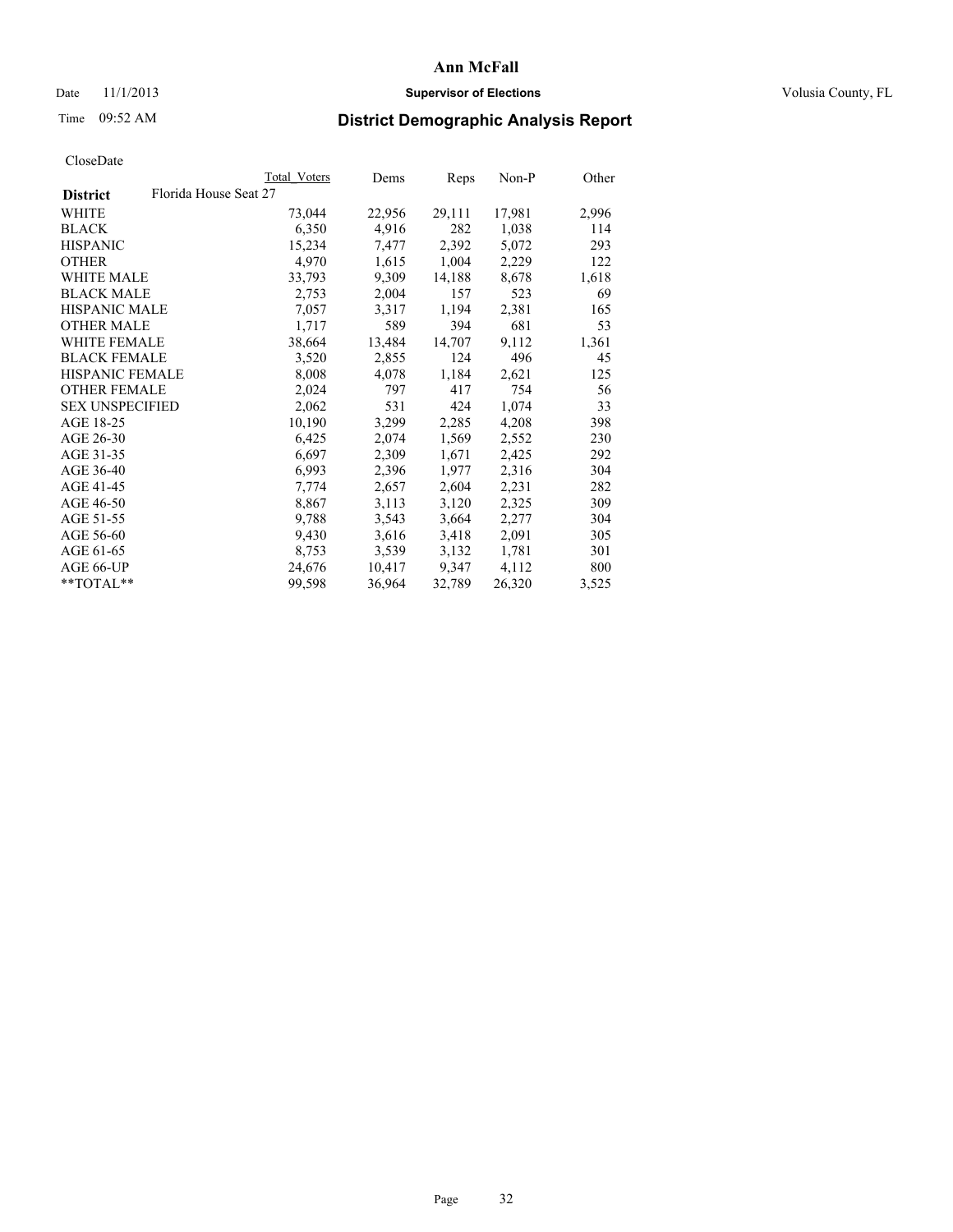# Ann McFall

Date 11/1/2013 **Supervisor of Elections** Volusia County, FL

Time 09:52 AM **District Demographic Analysis Report**

CloseDate

| | Total Voters | Dems | Reps | Non-P | Other |
|---|---|---|---|---|---|
| **District** Florida House Seat 27 | | | | | |
| WHITE | 73,044 | 22,956 | 29,111 | 17,981 | 2,996 |
| BLACK | 6,350 | 4,916 | 282 | 1,038 | 114 |
| HISPANIC | 15,234 | 7,477 | 2,392 | 5,072 | 293 |
| OTHER | 4,970 | 1,615 | 1,004 | 2,229 | 122 |
| WHITE MALE | 33,793 | 9,309 | 14,188 | 8,678 | 1,618 |
| BLACK MALE | 2,753 | 2,004 | 157 | 523 | 69 |
| HISPANIC MALE | 7,057 | 3,317 | 1,194 | 2,381 | 165 |
| OTHER MALE | 1,717 | 589 | 394 | 681 | 53 |
| WHITE FEMALE | 38,664 | 13,484 | 14,707 | 9,112 | 1,361 |
| BLACK FEMALE | 3,520 | 2,855 | 124 | 496 | 45 |
| HISPANIC FEMALE | 8,008 | 4,078 | 1,184 | 2,621 | 125 |
| OTHER FEMALE | 2,024 | 797 | 417 | 754 | 56 |
| SEX UNSPECIFIED | 2,062 | 531 | 424 | 1,074 | 33 |
| AGE 18-25 | 10,190 | 3,299 | 2,285 | 4,208 | 398 |
| AGE 26-30 | 6,425 | 2,074 | 1,569 | 2,552 | 230 |
| AGE 31-35 | 6,697 | 2,309 | 1,671 | 2,425 | 292 |
| AGE 36-40 | 6,993 | 2,396 | 1,977 | 2,316 | 304 |
| AGE 41-45 | 7,774 | 2,657 | 2,604 | 2,231 | 282 |
| AGE 46-50 | 8,867 | 3,113 | 3,120 | 2,325 | 309 |
| AGE 51-55 | 9,788 | 3,543 | 3,664 | 2,277 | 304 |
| AGE 56-60 | 9,430 | 3,616 | 3,418 | 2,091 | 305 |
| AGE 61-65 | 8,753 | 3,539 | 3,132 | 1,781 | 301 |
| AGE 66-UP | 24,676 | 10,417 | 9,347 | 4,112 | 800 |
| **TOTAL** | 99,598 | 36,964 | 32,789 | 26,320 | 3,525 |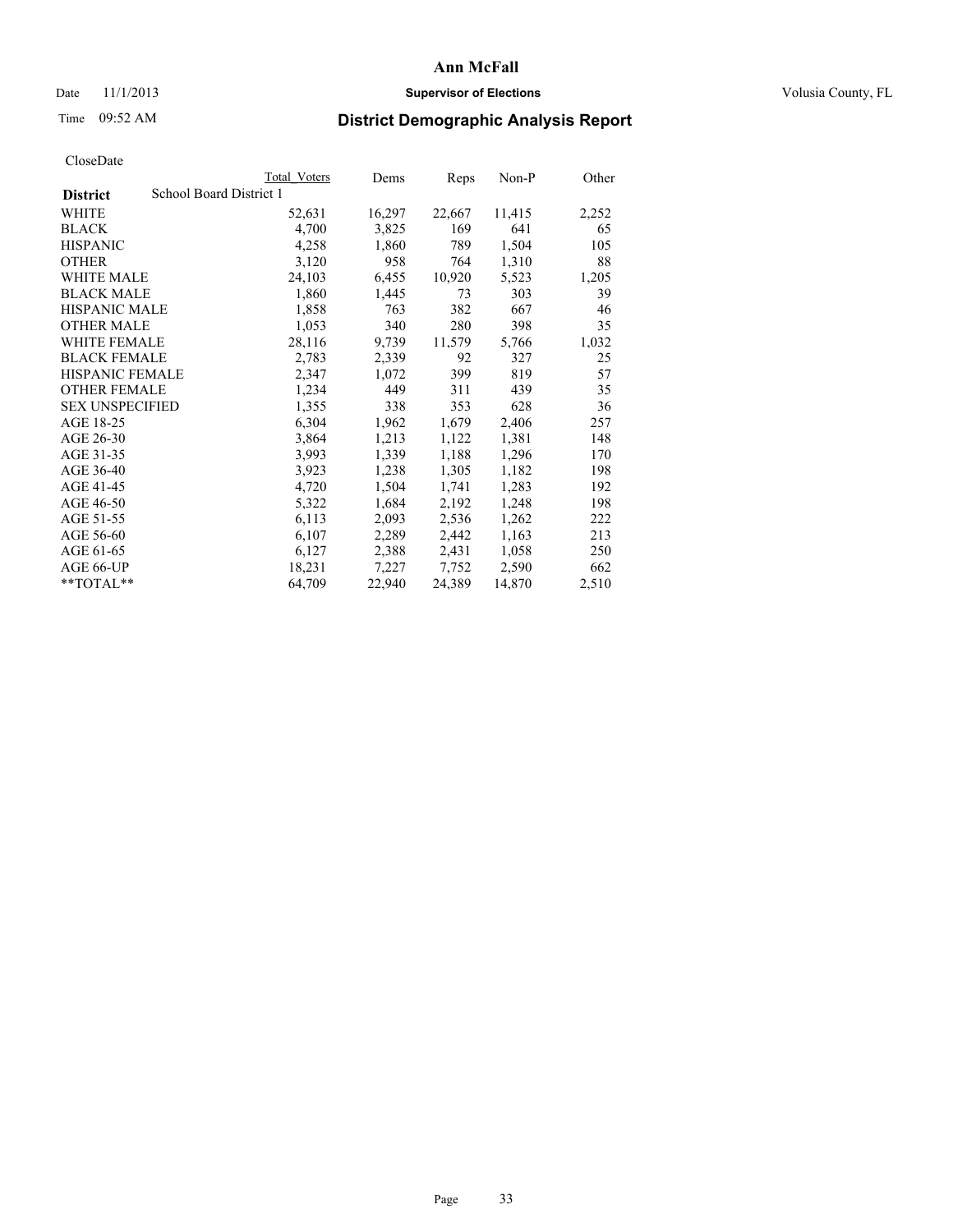# Ann McFall

Date 11/1/2013 **Supervisor of Elections** Volusia County, FL

Time 09:52 AM

## District Demographic Analysis Report

CloseDate

| | Total Voters | Dems | Reps | Non-P | Other |
|---|---|---|---|---|---|
| **District** School Board District 1 | | | | | |
| WHITE | 52,631 | 16,297 | 22,667 | 11,415 | 2,252 |
| BLACK | 4,700 | 3,825 | 169 | 641 | 65 |
| HISPANIC | 4,258 | 1,860 | 789 | 1,504 | 105 |
| OTHER | 3,120 | 958 | 764 | 1,310 | 88 |
| WHITE MALE | 24,103 | 6,455 | 10,920 | 5,523 | 1,205 |
| BLACK MALE | 1,860 | 1,445 | 73 | 303 | 39 |
| HISPANIC MALE | 1,858 | 763 | 382 | 667 | 46 |
| OTHER MALE | 1,053 | 340 | 280 | 398 | 35 |
| WHITE FEMALE | 28,116 | 9,739 | 11,579 | 5,766 | 1,032 |
| BLACK FEMALE | 2,783 | 2,339 | 92 | 327 | 25 |
| HISPANIC FEMALE | 2,347 | 1,072 | 399 | 819 | 57 |
| OTHER FEMALE | 1,234 | 449 | 311 | 439 | 35 |
| SEX UNSPECIFIED | 1,355 | 338 | 353 | 628 | 36 |
| AGE 18-25 | 6,304 | 1,962 | 1,679 | 2,406 | 257 |
| AGE 26-30 | 3,864 | 1,213 | 1,122 | 1,381 | 148 |
| AGE 31-35 | 3,993 | 1,339 | 1,188 | 1,296 | 170 |
| AGE 36-40 | 3,923 | 1,238 | 1,305 | 1,182 | 198 |
| AGE 41-45 | 4,720 | 1,504 | 1,741 | 1,283 | 192 |
| AGE 46-50 | 5,322 | 1,684 | 2,192 | 1,248 | 198 |
| AGE 51-55 | 6,113 | 2,093 | 2,536 | 1,262 | 222 |
| AGE 56-60 | 6,107 | 2,289 | 2,442 | 1,163 | 213 |
| AGE 61-65 | 6,127 | 2,388 | 2,431 | 1,058 | 250 |
| AGE 66-UP | 18,231 | 7,227 | 7,752 | 2,590 | 662 |
| **TOTAL** | 64,709 | 22,940 | 24,389 | 14,870 | 2,510 |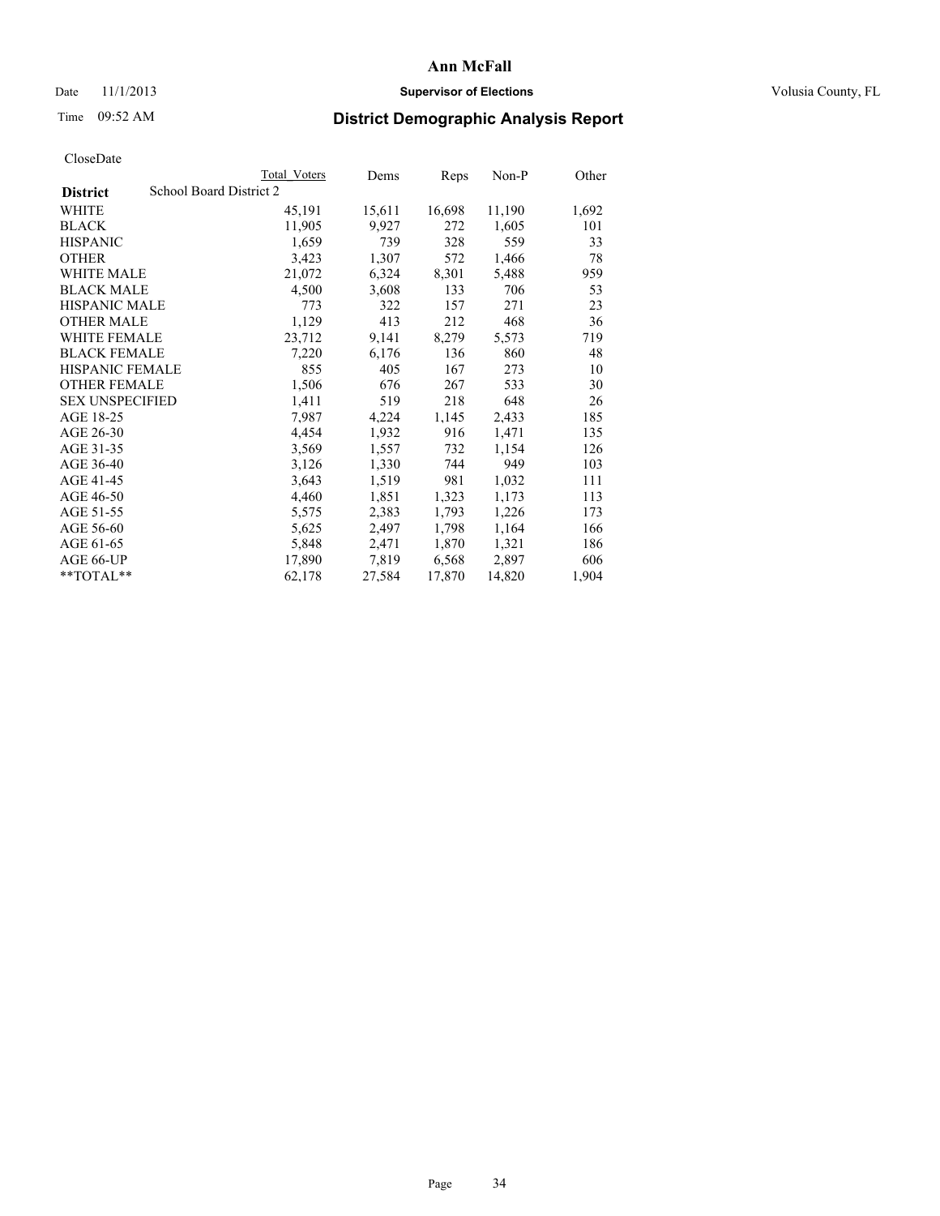# Ann McFall

Date 11/1/2013 **Supervisor of Elections** Volusia County, FL

Time 09:52 AM **District Demographic Analysis Report**

CloseDate

| **District** | School Board District 2 | Total Voters | Dems | Reps | Non-P | Other |
|---|---|---|---|---|---|---|
| WHITE | | 45,191 | 15,611 | 16,698 | 11,190 | 1,692 |
| BLACK | | 11,905 | 9,927 | 272 | 1,605 | 101 |
| HISPANIC | | 1,659 | 739 | 328 | 559 | 33 |
| OTHER | | 3,423 | 1,307 | 572 | 1,466 | 78 |
| WHITE MALE | | 21,072 | 6,324 | 8,301 | 5,488 | 959 |
| BLACK MALE | | 4,500 | 3,608 | 133 | 706 | 53 |
| HISPANIC MALE | | 773 | 322 | 157 | 271 | 23 |
| OTHER MALE | | 1,129 | 413 | 212 | 468 | 36 |
| WHITE FEMALE | | 23,712 | 9,141 | 8,279 | 5,573 | 719 |
| BLACK FEMALE | | 7,220 | 6,176 | 136 | 860 | 48 |
| HISPANIC FEMALE | | 855 | 405 | 167 | 273 | 10 |
| OTHER FEMALE | | 1,506 | 676 | 267 | 533 | 30 |
| SEX UNSPECIFIED | | 1,411 | 519 | 218 | 648 | 26 |
| AGE 18-25 | | 7,987 | 4,224 | 1,145 | 2,433 | 185 |
| AGE 26-30 | | 4,454 | 1,932 | 916 | 1,471 | 135 |
| AGE 31-35 | | 3,569 | 1,557 | 732 | 1,154 | 126 |
| AGE 36-40 | | 3,126 | 1,330 | 744 | 949 | 103 |
| AGE 41-45 | | 3,643 | 1,519 | 981 | 1,032 | 111 |
| AGE 46-50 | | 4,460 | 1,851 | 1,323 | 1,173 | 113 |
| AGE 51-55 | | 5,575 | 2,383 | 1,793 | 1,226 | 173 |
| AGE 56-60 | | 5,625 | 2,497 | 1,798 | 1,164 | 166 |
| AGE 61-65 | | 5,848 | 2,471 | 1,870 | 1,321 | 186 |
| AGE 66-UP | | 17,890 | 7,819 | 6,568 | 2,897 | 606 |
| **TOTAL** | | 62,178 | 27,584 | 17,870 | 14,820 | 1,904 |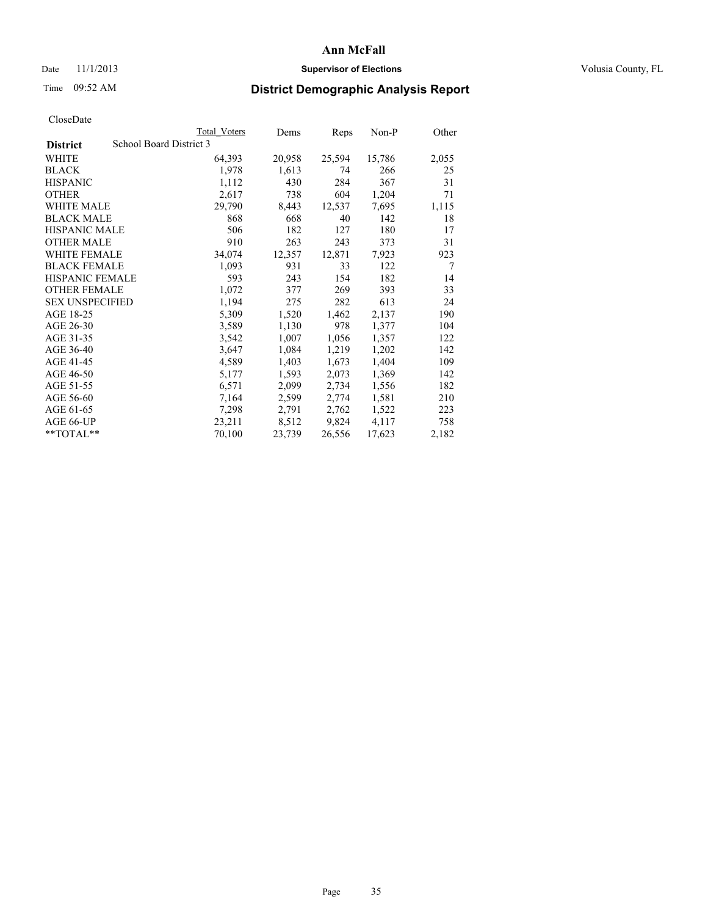# Ann McFall

Date 11/1/2013 **Supervisor of Elections** Volusia County, FL

Time 09:52 AM **District Demographic Analysis Report**

CloseDate

| **District** | School Board District 3 | Total Voters | Dems | Reps | Non-P | Other |
|---|---|---|---|---|---|---|
| WHITE | | 64,393 | 20,958 | 25,594 | 15,786 | 2,055 |
| BLACK | | 1,978 | 1,613 | 74 | 266 | 25 |
| HISPANIC | | 1,112 | 430 | 284 | 367 | 31 |
| OTHER | | 2,617 | 738 | 604 | 1,204 | 71 |
| WHITE MALE | | 29,790 | 8,443 | 12,537 | 7,695 | 1,115 |
| BLACK MALE | | 868 | 668 | 40 | 142 | 18 |
| HISPANIC MALE | | 506 | 182 | 127 | 180 | 17 |
| OTHER MALE | | 910 | 263 | 243 | 373 | 31 |
| WHITE FEMALE | | 34,074 | 12,357 | 12,871 | 7,923 | 923 |
| BLACK FEMALE | | 1,093 | 931 | 33 | 122 | 7 |
| HISPANIC FEMALE | | 593 | 243 | 154 | 182 | 14 |
| OTHER FEMALE | | 1,072 | 377 | 269 | 393 | 33 |
| SEX UNSPECIFIED | | 1,194 | 275 | 282 | 613 | 24 |
| AGE 18-25 | | 5,309 | 1,520 | 1,462 | 2,137 | 190 |
| AGE 26-30 | | 3,589 | 1,130 | 978 | 1,377 | 104 |
| AGE 31-35 | | 3,542 | 1,007 | 1,056 | 1,357 | 122 |
| AGE 36-40 | | 3,647 | 1,084 | 1,219 | 1,202 | 142 |
| AGE 41-45 | | 4,589 | 1,403 | 1,673 | 1,404 | 109 |
| AGE 46-50 | | 5,177 | 1,593 | 2,073 | 1,369 | 142 |
| AGE 51-55 | | 6,571 | 2,099 | 2,734 | 1,556 | 182 |
| AGE 56-60 | | 7,164 | 2,599 | 2,774 | 1,581 | 210 |
| AGE 61-65 | | 7,298 | 2,791 | 2,762 | 1,522 | 223 |
| AGE 66-UP | | 23,211 | 8,512 | 9,824 | 4,117 | 758 |
| **TOTAL** | | 70,100 | 23,739 | 26,556 | 17,623 | 2,182 |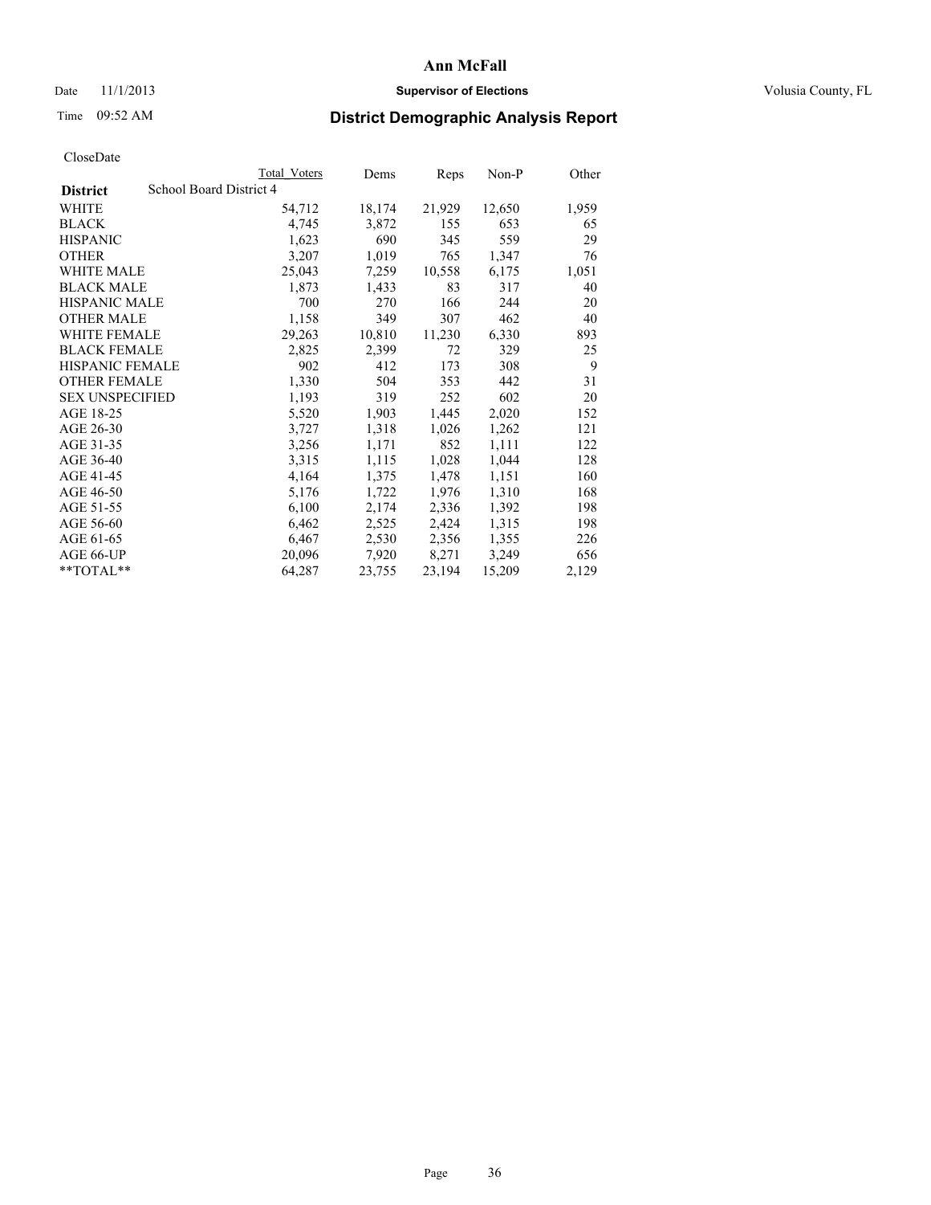# Ann McFall

Date 11/1/2013 **Supervisor of Elections** Volusia County, FL

Time 09:52 AM **District Demographic Analysis Report**

CloseDate

| **District** | Total Voters | Dems | Reps | Non-P | Other |
|---|---|---|---|---|---|
| School Board District 4 | | | | | |
| WHITE | 54,712 | 18,174 | 21,929 | 12,650 | 1,959 |
| BLACK | 4,745 | 3,872 | 155 | 653 | 65 |
| HISPANIC | 1,623 | 690 | 345 | 559 | 29 |
| OTHER | 3,207 | 1,019 | 765 | 1,347 | 76 |
| WHITE MALE | 25,043 | 7,259 | 10,558 | 6,175 | 1,051 |
| BLACK MALE | 1,873 | 1,433 | 83 | 317 | 40 |
| HISPANIC MALE | 700 | 270 | 166 | 244 | 20 |
| OTHER MALE | 1,158 | 349 | 307 | 462 | 40 |
| WHITE FEMALE | 29,263 | 10,810 | 11,230 | 6,330 | 893 |
| BLACK FEMALE | 2,825 | 2,399 | 72 | 329 | 25 |
| HISPANIC FEMALE | 902 | 412 | 173 | 308 | 9 |
| OTHER FEMALE | 1,330 | 504 | 353 | 442 | 31 |
| SEX UNSPECIFIED | 1,193 | 319 | 252 | 602 | 20 |
| AGE 18-25 | 5,520 | 1,903 | 1,445 | 2,020 | 152 |
| AGE 26-30 | 3,727 | 1,318 | 1,026 | 1,262 | 121 |
| AGE 31-35 | 3,256 | 1,171 | 852 | 1,111 | 122 |
| AGE 36-40 | 3,315 | 1,115 | 1,028 | 1,044 | 128 |
| AGE 41-45 | 4,164 | 1,375 | 1,478 | 1,151 | 160 |
| AGE 46-50 | 5,176 | 1,722 | 1,976 | 1,310 | 168 |
| AGE 51-55 | 6,100 | 2,174 | 2,336 | 1,392 | 198 |
| AGE 56-60 | 6,462 | 2,525 | 2,424 | 1,315 | 198 |
| AGE 61-65 | 6,467 | 2,530 | 2,356 | 1,355 | 226 |
| AGE 66-UP | 20,096 | 7,920 | 8,271 | 3,249 | 656 |
| **TOTAL** | 64,287 | 23,755 | 23,194 | 15,209 | 2,129 |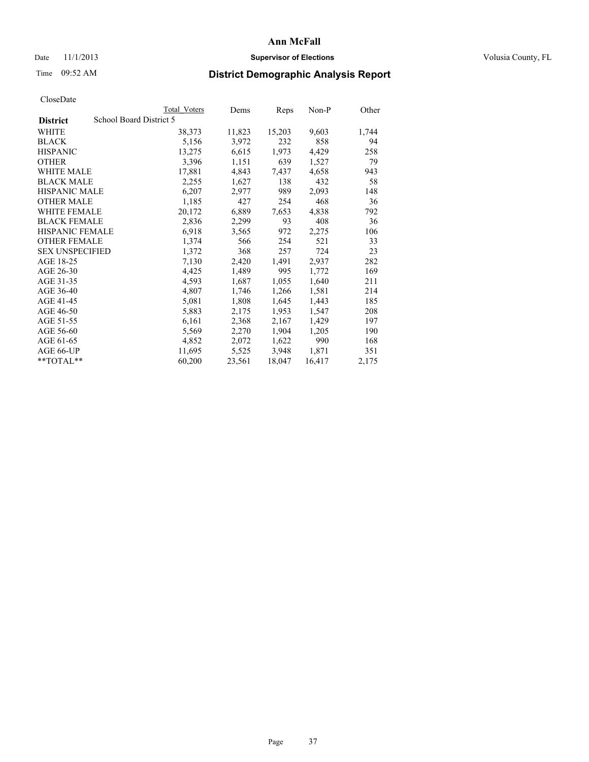# Ann McFall

Date 11/1/2013 **Supervisor of Elections** Volusia County, FL

Time 09:52 AM

## District Demographic Analysis Report

CloseDate

| | Total Voters | Dems | Reps | Non-P | Other |
|---|---|---|---|---|---|
| **District** School Board District 5 | | | | | |
| WHITE | 38,373 | 11,823 | 15,203 | 9,603 | 1,744 |
| BLACK | 5,156 | 3,972 | 232 | 858 | 94 |
| HISPANIC | 13,275 | 6,615 | 1,973 | 4,429 | 258 |
| OTHER | 3,396 | 1,151 | 639 | 1,527 | 79 |
| WHITE MALE | 17,881 | 4,843 | 7,437 | 4,658 | 943 |
| BLACK MALE | 2,255 | 1,627 | 138 | 432 | 58 |
| HISPANIC MALE | 6,207 | 2,977 | 989 | 2,093 | 148 |
| OTHER MALE | 1,185 | 427 | 254 | 468 | 36 |
| WHITE FEMALE | 20,172 | 6,889 | 7,653 | 4,838 | 792 |
| BLACK FEMALE | 2,836 | 2,299 | 93 | 408 | 36 |
| HISPANIC FEMALE | 6,918 | 3,565 | 972 | 2,275 | 106 |
| OTHER FEMALE | 1,374 | 566 | 254 | 521 | 33 |
| SEX UNSPECIFIED | 1,372 | 368 | 257 | 724 | 23 |
| AGE 18-25 | 7,130 | 2,420 | 1,491 | 2,937 | 282 |
| AGE 26-30 | 4,425 | 1,489 | 995 | 1,772 | 169 |
| AGE 31-35 | 4,593 | 1,687 | 1,055 | 1,640 | 211 |
| AGE 36-40 | 4,807 | 1,746 | 1,266 | 1,581 | 214 |
| AGE 41-45 | 5,081 | 1,808 | 1,645 | 1,443 | 185 |
| AGE 46-50 | 5,883 | 2,175 | 1,953 | 1,547 | 208 |
| AGE 51-55 | 6,161 | 2,368 | 2,167 | 1,429 | 197 |
| AGE 56-60 | 5,569 | 2,270 | 1,904 | 1,205 | 190 |
| AGE 61-65 | 4,852 | 2,072 | 1,622 | 990 | 168 |
| AGE 66-UP | 11,695 | 5,525 | 3,948 | 1,871 | 351 |
| **TOTAL** | 60,200 | 23,561 | 18,047 | 16,417 | 2,175 |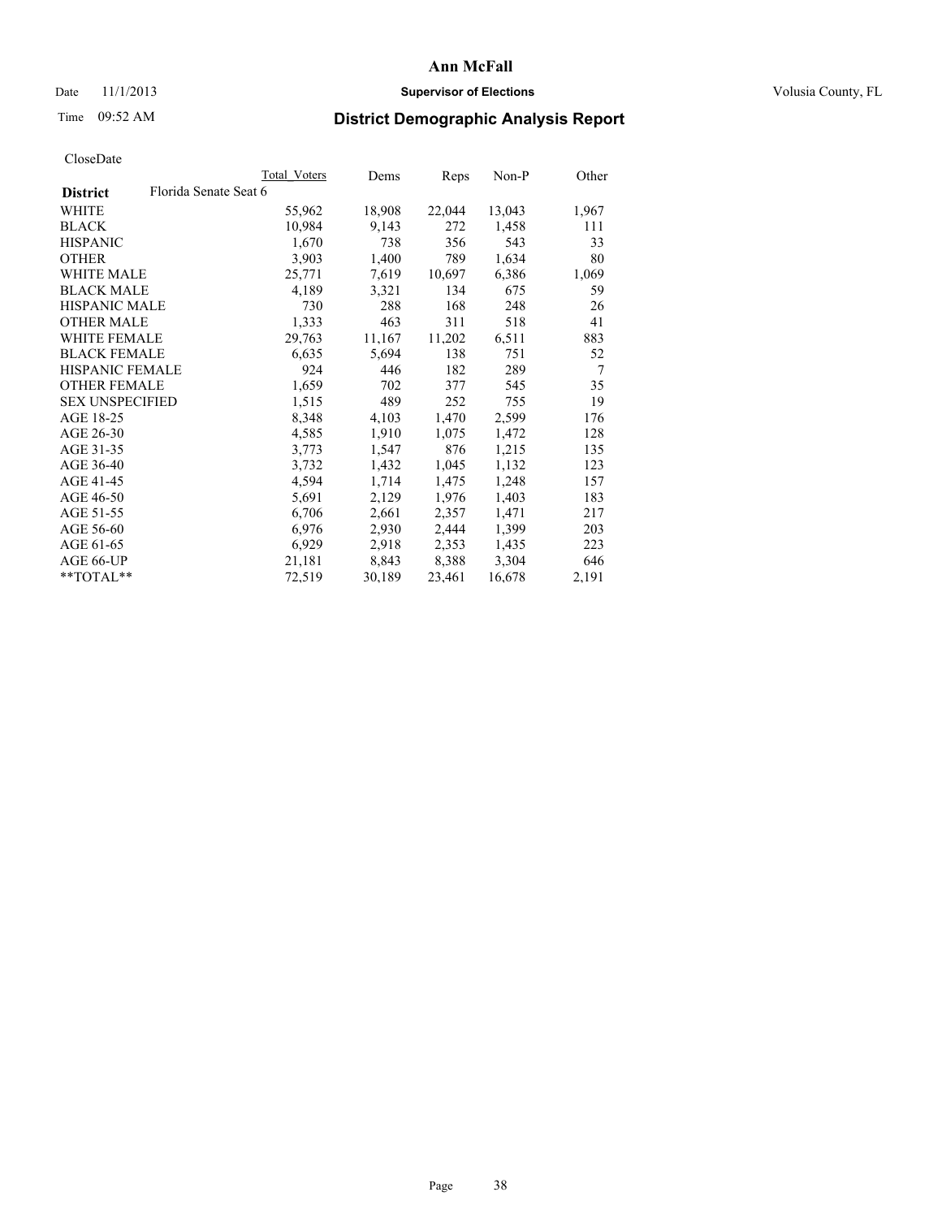# Ann McFall

Date 11/1/2013 **Supervisor of Elections** Volusia County, FL

Time 09:52 AM **District Demographic Analysis Report**

CloseDate

| **District** Florida Senate Seat 6 | Total Voters | Dems | Reps | Non-P | Other |
|---|---|---|---|---|---|
| WHITE | 55,962 | 18,908 | 22,044 | 13,043 | 1,967 |
| BLACK | 10,984 | 9,143 | 272 | 1,458 | 111 |
| HISPANIC | 1,670 | 738 | 356 | 543 | 33 |
| OTHER | 3,903 | 1,400 | 789 | 1,634 | 80 |
| WHITE MALE | 25,771 | 7,619 | 10,697 | 6,386 | 1,069 |
| BLACK MALE | 4,189 | 3,321 | 134 | 675 | 59 |
| HISPANIC MALE | 730 | 288 | 168 | 248 | 26 |
| OTHER MALE | 1,333 | 463 | 311 | 518 | 41 |
| WHITE FEMALE | 29,763 | 11,167 | 11,202 | 6,511 | 883 |
| BLACK FEMALE | 6,635 | 5,694 | 138 | 751 | 52 |
| HISPANIC FEMALE | 924 | 446 | 182 | 289 | 7 |
| OTHER FEMALE | 1,659 | 702 | 377 | 545 | 35 |
| SEX UNSPECIFIED | 1,515 | 489 | 252 | 755 | 19 |
| AGE 18-25 | 8,348 | 4,103 | 1,470 | 2,599 | 176 |
| AGE 26-30 | 4,585 | 1,910 | 1,075 | 1,472 | 128 |
| AGE 31-35 | 3,773 | 1,547 | 876 | 1,215 | 135 |
| AGE 36-40 | 3,732 | 1,432 | 1,045 | 1,132 | 123 |
| AGE 41-45 | 4,594 | 1,714 | 1,475 | 1,248 | 157 |
| AGE 46-50 | 5,691 | 2,129 | 1,976 | 1,403 | 183 |
| AGE 51-55 | 6,706 | 2,661 | 2,357 | 1,471 | 217 |
| AGE 56-60 | 6,976 | 2,930 | 2,444 | 1,399 | 203 |
| AGE 61-65 | 6,929 | 2,918 | 2,353 | 1,435 | 223 |
| AGE 66-UP | 21,181 | 8,843 | 8,388 | 3,304 | 646 |
| **TOTAL** | 72,519 | 30,189 | 23,461 | 16,678 | 2,191 |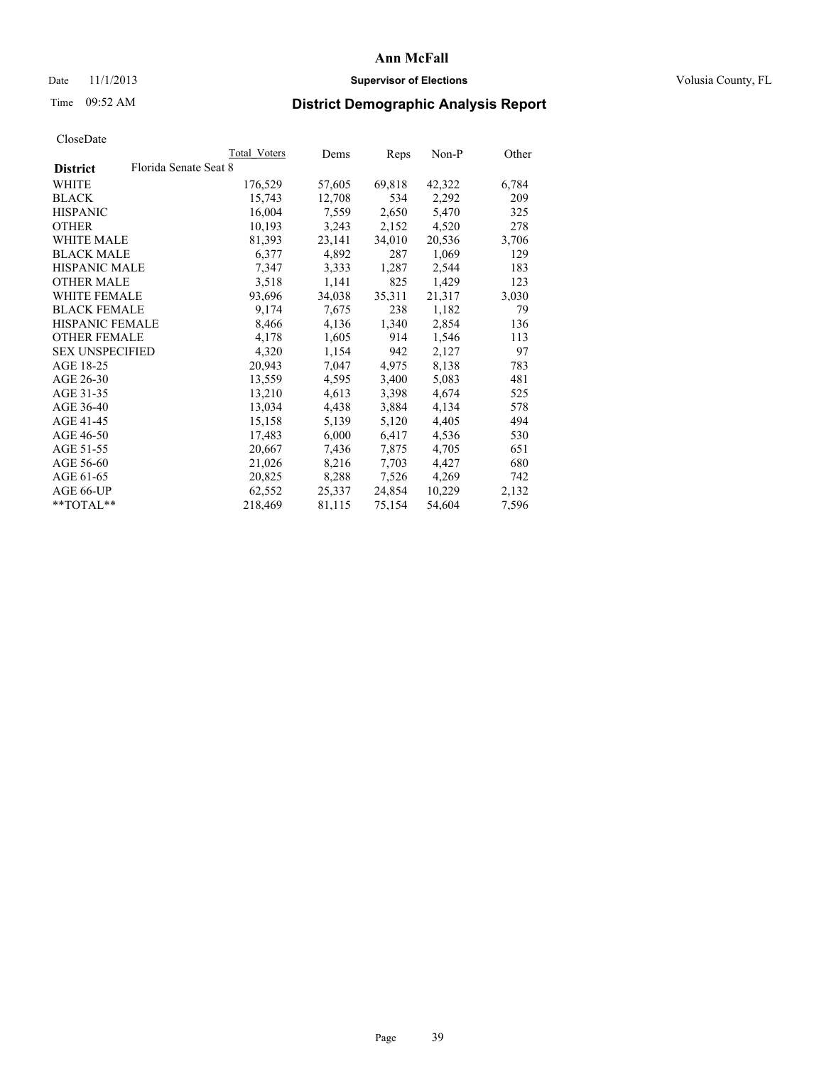# Ann McFall

Date 11/1/2013 **Supervisor of Elections** Volusia County, FL

Time 09:52 AM

## District Demographic Analysis Report

CloseDate

| | Total Voters | Dems | Reps | Non-P | Other |
|---|---|---|---|---|---|
| **District** Florida Senate Seat 8 | | | | | |
| WHITE | 176,529 | 57,605 | 69,818 | 42,322 | 6,784 |
| BLACK | 15,743 | 12,708 | 534 | 2,292 | 209 |
| HISPANIC | 16,004 | 7,559 | 2,650 | 5,470 | 325 |
| OTHER | 10,193 | 3,243 | 2,152 | 4,520 | 278 |
| WHITE MALE | 81,393 | 23,141 | 34,010 | 20,536 | 3,706 |
| BLACK MALE | 6,377 | 4,892 | 287 | 1,069 | 129 |
| HISPANIC MALE | 7,347 | 3,333 | 1,287 | 2,544 | 183 |
| OTHER MALE | 3,518 | 1,141 | 825 | 1,429 | 123 |
| WHITE FEMALE | 93,696 | 34,038 | 35,311 | 21,317 | 3,030 |
| BLACK FEMALE | 9,174 | 7,675 | 238 | 1,182 | 79 |
| HISPANIC FEMALE | 8,466 | 4,136 | 1,340 | 2,854 | 136 |
| OTHER FEMALE | 4,178 | 1,605 | 914 | 1,546 | 113 |
| SEX UNSPECIFIED | 4,320 | 1,154 | 942 | 2,127 | 97 |
| AGE 18-25 | 20,943 | 7,047 | 4,975 | 8,138 | 783 |
| AGE 26-30 | 13,559 | 4,595 | 3,400 | 5,083 | 481 |
| AGE 31-35 | 13,210 | 4,613 | 3,398 | 4,674 | 525 |
| AGE 36-40 | 13,034 | 4,438 | 3,884 | 4,134 | 578 |
| AGE 41-45 | 15,158 | 5,139 | 5,120 | 4,405 | 494 |
| AGE 46-50 | 17,483 | 6,000 | 6,417 | 4,536 | 530 |
| AGE 51-55 | 20,667 | 7,436 | 7,875 | 4,705 | 651 |
| AGE 56-60 | 21,026 | 8,216 | 7,703 | 4,427 | 680 |
| AGE 61-65 | 20,825 | 8,288 | 7,526 | 4,269 | 742 |
| AGE 66-UP | 62,552 | 25,337 | 24,854 | 10,229 | 2,132 |
| **TOTAL** | 218,469 | 81,115 | 75,154 | 54,604 | 7,596 |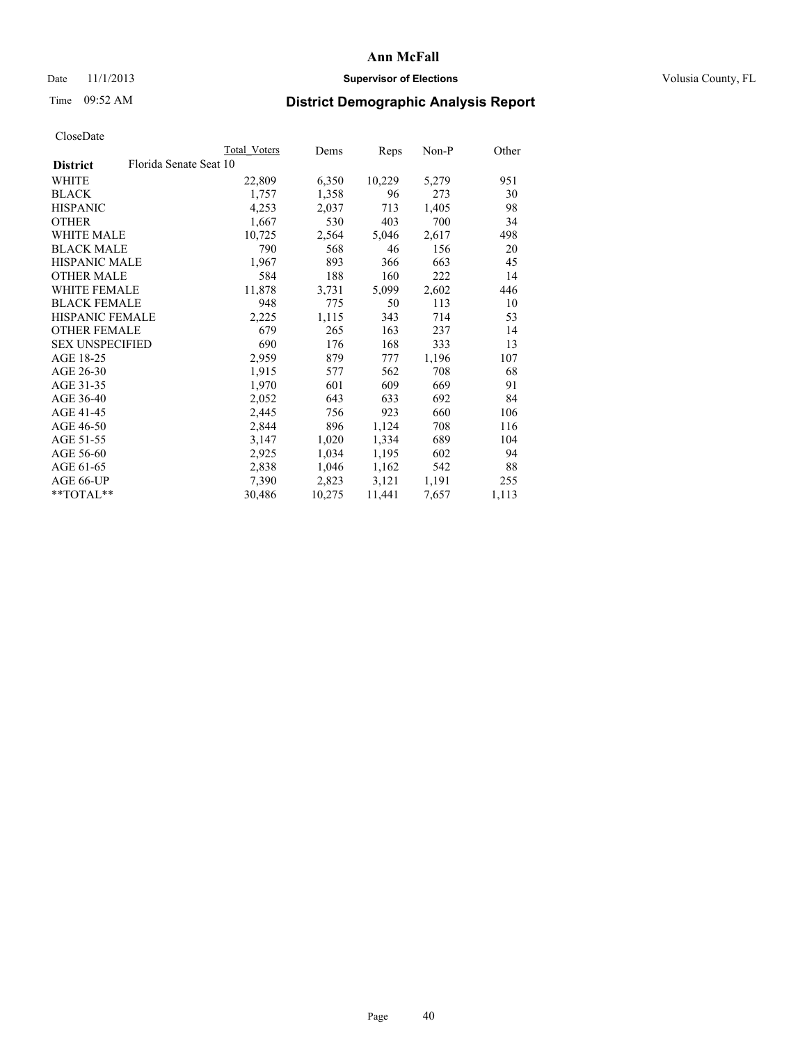# Ann McFall

Date 11/1/2013 **Supervisor of Elections** Volusia County, FL

Time 09:52 AM

## District Demographic Analysis Report

CloseDate

| District | Florida Senate Seat 10 | Total Voters | Dems | Reps | Non-P | Other |
|---|---|---|---|---|---|---|
| WHITE | | 22,809 | 6,350 | 10,229 | 5,279 | 951 |
| BLACK | | 1,757 | 1,358 | 96 | 273 | 30 |
| HISPANIC | | 4,253 | 2,037 | 713 | 1,405 | 98 |
| OTHER | | 1,667 | 530 | 403 | 700 | 34 |
| WHITE MALE | | 10,725 | 2,564 | 5,046 | 2,617 | 498 |
| BLACK MALE | | 790 | 568 | 46 | 156 | 20 |
| HISPANIC MALE | | 1,967 | 893 | 366 | 663 | 45 |
| OTHER MALE | | 584 | 188 | 160 | 222 | 14 |
| WHITE FEMALE | | 11,878 | 3,731 | 5,099 | 2,602 | 446 |
| BLACK FEMALE | | 948 | 775 | 50 | 113 | 10 |
| HISPANIC FEMALE | | 2,225 | 1,115 | 343 | 714 | 53 |
| OTHER FEMALE | | 679 | 265 | 163 | 237 | 14 |
| SEX UNSPECIFIED | | 690 | 176 | 168 | 333 | 13 |
| AGE 18-25 | | 2,959 | 879 | 777 | 1,196 | 107 |
| AGE 26-30 | | 1,915 | 577 | 562 | 708 | 68 |
| AGE 31-35 | | 1,970 | 601 | 609 | 669 | 91 |
| AGE 36-40 | | 2,052 | 643 | 633 | 692 | 84 |
| AGE 41-45 | | 2,445 | 756 | 923 | 660 | 106 |
| AGE 46-50 | | 2,844 | 896 | 1,124 | 708 | 116 |
| AGE 51-55 | | 3,147 | 1,020 | 1,334 | 689 | 104 |
| AGE 56-60 | | 2,925 | 1,034 | 1,195 | 602 | 94 |
| AGE 61-65 | | 2,838 | 1,046 | 1,162 | 542 | 88 |
| AGE 66-UP | | 7,390 | 2,823 | 3,121 | 1,191 | 255 |
| **TOTAL** | | 30,486 | 10,275 | 11,441 | 7,657 | 1,113 |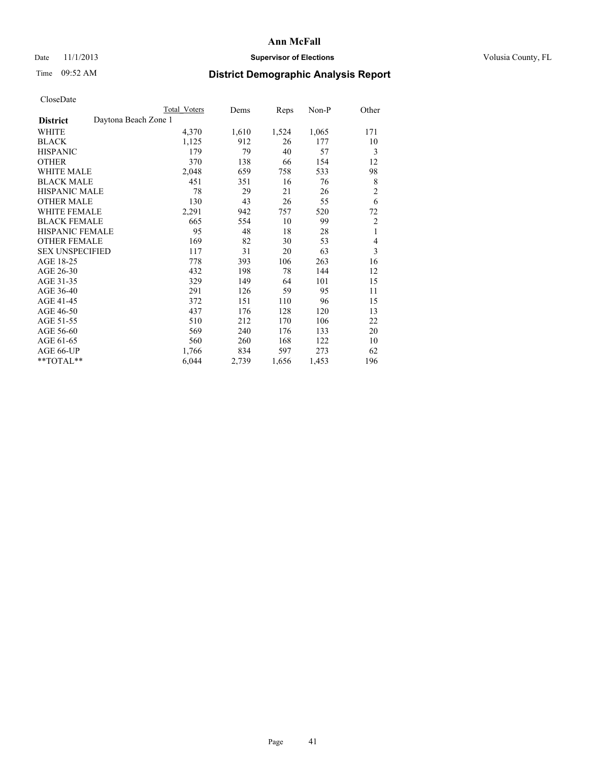# Ann McFall

Date 11/1/2013 **Supervisor of Elections** Volusia County, FL

Time 09:52 AM **District Demographic Analysis Report**

CloseDate

| **District** Daytona Beach Zone 1 | Total Voters | Dems | Reps | Non-P | Other |
|---|---|---|---|---|---|
| WHITE | 4,370 | 1,610 | 1,524 | 1,065 | 171 |
| BLACK | 1,125 | 912 | 26 | 177 | 10 |
| HISPANIC | 179 | 79 | 40 | 57 | 3 |
| OTHER | 370 | 138 | 66 | 154 | 12 |
| WHITE MALE | 2,048 | 659 | 758 | 533 | 98 |
| BLACK MALE | 451 | 351 | 16 | 76 | 8 |
| HISPANIC MALE | 78 | 29 | 21 | 26 | 2 |
| OTHER MALE | 130 | 43 | 26 | 55 | 6 |
| WHITE FEMALE | 2,291 | 942 | 757 | 520 | 72 |
| BLACK FEMALE | 665 | 554 | 10 | 99 | 2 |
| HISPANIC FEMALE | 95 | 48 | 18 | 28 | 1 |
| OTHER FEMALE | 169 | 82 | 30 | 53 | 4 |
| SEX UNSPECIFIED | 117 | 31 | 20 | 63 | 3 |
| AGE 18-25 | 778 | 393 | 106 | 263 | 16 |
| AGE 26-30 | 432 | 198 | 78 | 144 | 12 |
| AGE 31-35 | 329 | 149 | 64 | 101 | 15 |
| AGE 36-40 | 291 | 126 | 59 | 95 | 11 |
| AGE 41-45 | 372 | 151 | 110 | 96 | 15 |
| AGE 46-50 | 437 | 176 | 128 | 120 | 13 |
| AGE 51-55 | 510 | 212 | 170 | 106 | 22 |
| AGE 56-60 | 569 | 240 | 176 | 133 | 20 |
| AGE 61-65 | 560 | 260 | 168 | 122 | 10 |
| AGE 66-UP | 1,766 | 834 | 597 | 273 | 62 |
| **TOTAL** | 6,044 | 2,739 | 1,656 | 1,453 | 196 |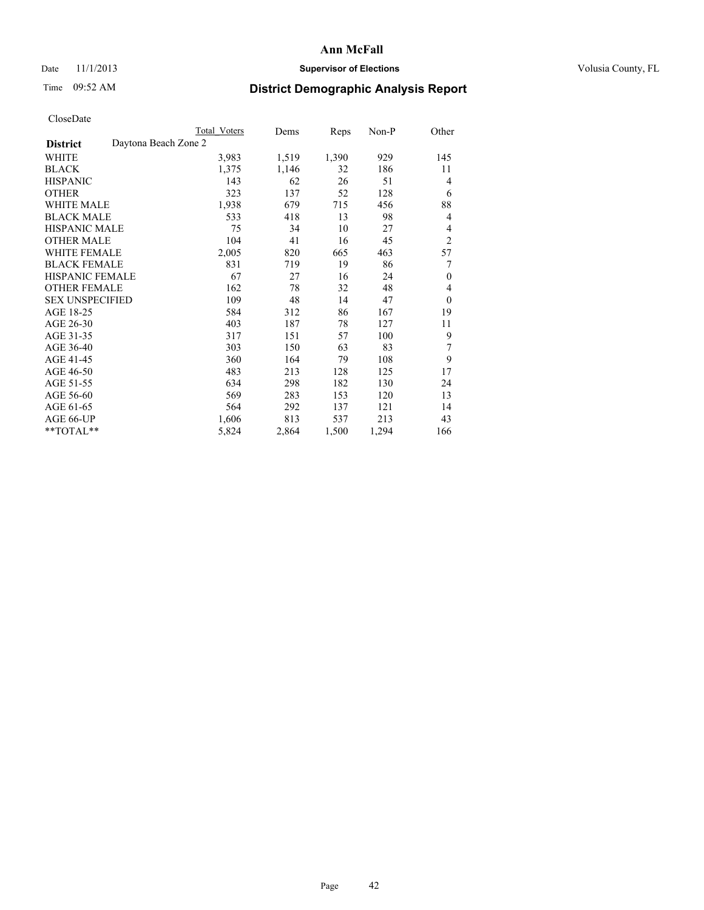# Ann McFall

Date 11/1/2013 **Supervisor of Elections** Volusia County, FL

Time 09:52 AM

## District Demographic Analysis Report

CloseDate

| **District** Daytona Beach Zone 2 | Total Voters | Dems | Reps | Non-P | Other |
|---|---|---|---|---|---|
| WHITE | 3,983 | 1,519 | 1,390 | 929 | 145 |
| BLACK | 1,375 | 1,146 | 32 | 186 | 11 |
| HISPANIC | 143 | 62 | 26 | 51 | 4 |
| OTHER | 323 | 137 | 52 | 128 | 6 |
| WHITE MALE | 1,938 | 679 | 715 | 456 | 88 |
| BLACK MALE | 533 | 418 | 13 | 98 | 4 |
| HISPANIC MALE | 75 | 34 | 10 | 27 | 4 |
| OTHER MALE | 104 | 41 | 16 | 45 | 2 |
| WHITE FEMALE | 2,005 | 820 | 665 | 463 | 57 |
| BLACK FEMALE | 831 | 719 | 19 | 86 | 7 |
| HISPANIC FEMALE | 67 | 27 | 16 | 24 | 0 |
| OTHER FEMALE | 162 | 78 | 32 | 48 | 4 |
| SEX UNSPECIFIED | 109 | 48 | 14 | 47 | 0 |
| AGE 18-25 | 584 | 312 | 86 | 167 | 19 |
| AGE 26-30 | 403 | 187 | 78 | 127 | 11 |
| AGE 31-35 | 317 | 151 | 57 | 100 | 9 |
| AGE 36-40 | 303 | 150 | 63 | 83 | 7 |
| AGE 41-45 | 360 | 164 | 79 | 108 | 9 |
| AGE 46-50 | 483 | 213 | 128 | 125 | 17 |
| AGE 51-55 | 634 | 298 | 182 | 130 | 24 |
| AGE 56-60 | 569 | 283 | 153 | 120 | 13 |
| AGE 61-65 | 564 | 292 | 137 | 121 | 14 |
| AGE 66-UP | 1,606 | 813 | 537 | 213 | 43 |
| **TOTAL** | 5,824 | 2,864 | 1,500 | 1,294 | 166 |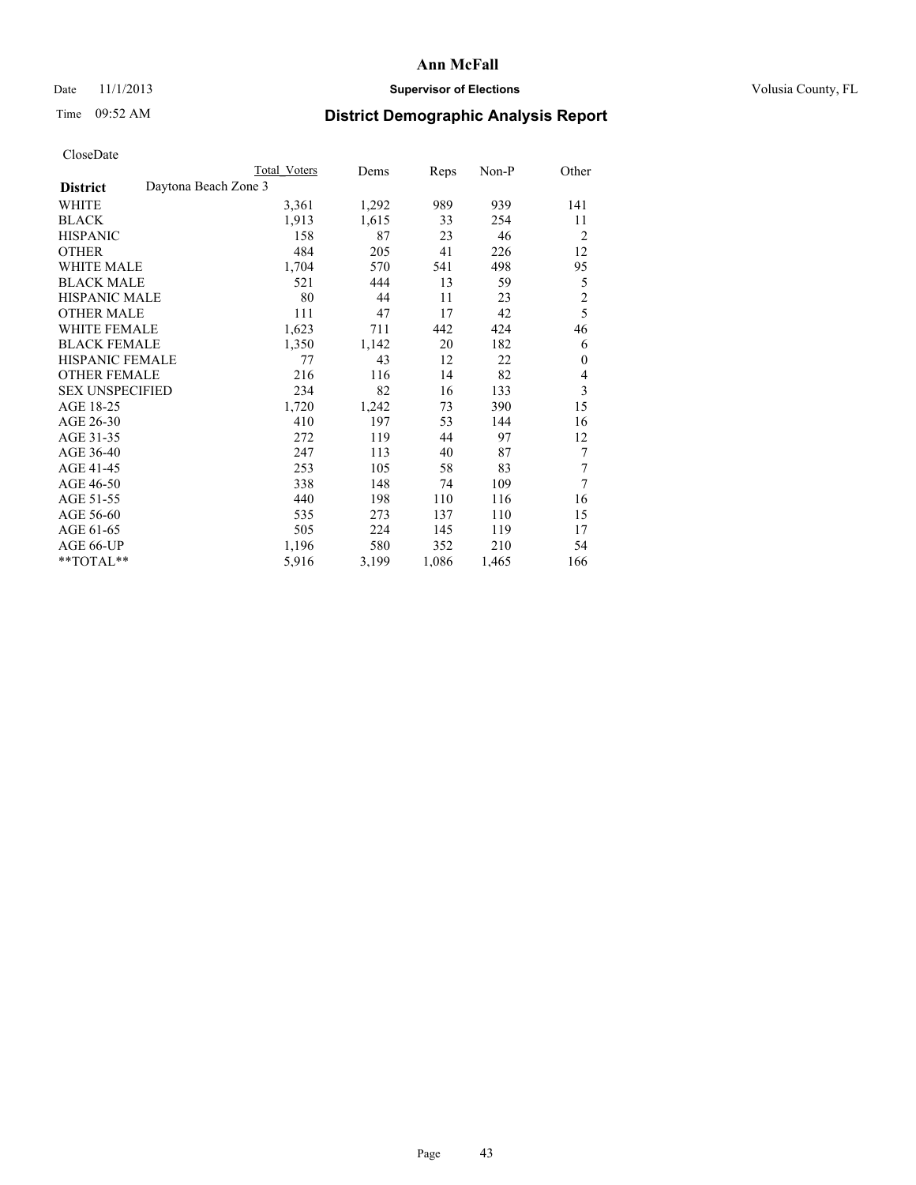# Ann McFall

Date 11/1/2013 **Supervisor of Elections** Volusia County, FL

Time 09:52 AM

## District Demographic Analysis Report

CloseDate

| | Total Voters | Dems | Reps | Non-P | Other |
|---|---|---|---|---|---|
| **District** Daytona Beach Zone 3 | | | | | |
| WHITE | 3,361 | 1,292 | 989 | 939 | 141 |
| BLACK | 1,913 | 1,615 | 33 | 254 | 11 |
| HISPANIC | 158 | 87 | 23 | 46 | 2 |
| OTHER | 484 | 205 | 41 | 226 | 12 |
| WHITE MALE | 1,704 | 570 | 541 | 498 | 95 |
| BLACK MALE | 521 | 444 | 13 | 59 | 5 |
| HISPANIC MALE | 80 | 44 | 11 | 23 | 2 |
| OTHER MALE | 111 | 47 | 17 | 42 | 5 |
| WHITE FEMALE | 1,623 | 711 | 442 | 424 | 46 |
| BLACK FEMALE | 1,350 | 1,142 | 20 | 182 | 6 |
| HISPANIC FEMALE | 77 | 43 | 12 | 22 | 0 |
| OTHER FEMALE | 216 | 116 | 14 | 82 | 4 |
| SEX UNSPECIFIED | 234 | 82 | 16 | 133 | 3 |
| AGE 18-25 | 1,720 | 1,242 | 73 | 390 | 15 |
| AGE 26-30 | 410 | 197 | 53 | 144 | 16 |
| AGE 31-35 | 272 | 119 | 44 | 97 | 12 |
| AGE 36-40 | 247 | 113 | 40 | 87 | 7 |
| AGE 41-45 | 253 | 105 | 58 | 83 | 7 |
| AGE 46-50 | 338 | 148 | 74 | 109 | 7 |
| AGE 51-55 | 440 | 198 | 110 | 116 | 16 |
| AGE 56-60 | 535 | 273 | 137 | 110 | 15 |
| AGE 61-65 | 505 | 224 | 145 | 119 | 17 |
| AGE 66-UP | 1,196 | 580 | 352 | 210 | 54 |
| **TOTAL** | 5,916 | 3,199 | 1,086 | 1,465 | 166 |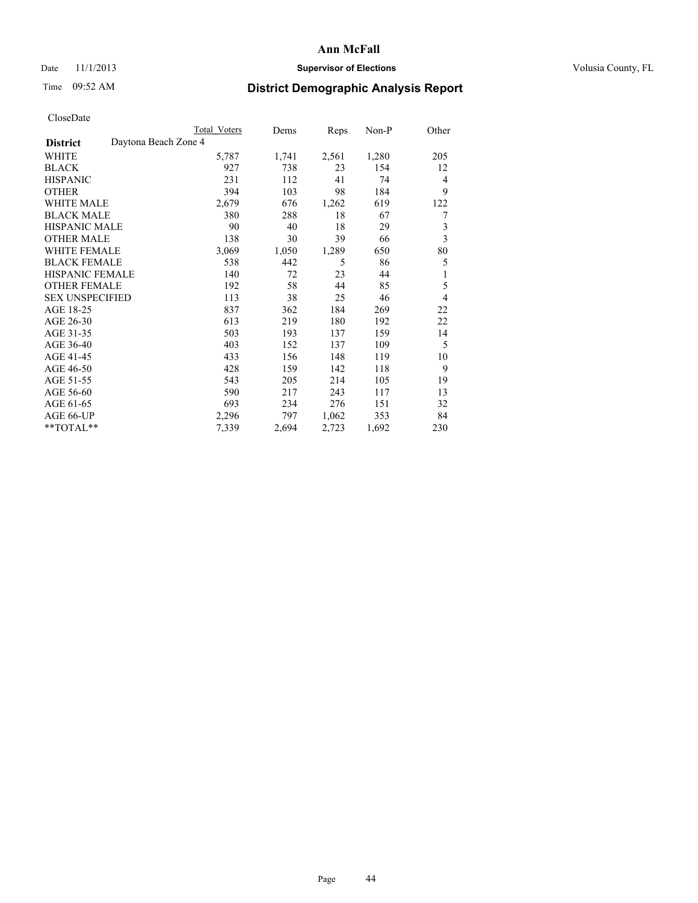**Ann McFall**

Date 11/1/2013 **Supervisor of Elections** Volusia County, FL

Time 09:52 AM

# District Demographic Analysis Report

CloseDate

| **District** Daytona Beach Zone 4 | Total Voters | Dems | Reps | Non-P | Other |
|---|---|---|---|---|---|
| WHITE | 5,787 | 1,741 | 2,561 | 1,280 | 205 |
| BLACK | 927 | 738 | 23 | 154 | 12 |
| HISPANIC | 231 | 112 | 41 | 74 | 4 |
| OTHER | 394 | 103 | 98 | 184 | 9 |
| WHITE MALE | 2,679 | 676 | 1,262 | 619 | 122 |
| BLACK MALE | 380 | 288 | 18 | 67 | 7 |
| HISPANIC MALE | 90 | 40 | 18 | 29 | 3 |
| OTHER MALE | 138 | 30 | 39 | 66 | 3 |
| WHITE FEMALE | 3,069 | 1,050 | 1,289 | 650 | 80 |
| BLACK FEMALE | 538 | 442 | 5 | 86 | 5 |
| HISPANIC FEMALE | 140 | 72 | 23 | 44 | 1 |
| OTHER FEMALE | 192 | 58 | 44 | 85 | 5 |
| SEX UNSPECIFIED | 113 | 38 | 25 | 46 | 4 |
| AGE 18-25 | 837 | 362 | 184 | 269 | 22 |
| AGE 26-30 | 613 | 219 | 180 | 192 | 22 |
| AGE 31-35 | 503 | 193 | 137 | 159 | 14 |
| AGE 36-40 | 403 | 152 | 137 | 109 | 5 |
| AGE 41-45 | 433 | 156 | 148 | 119 | 10 |
| AGE 46-50 | 428 | 159 | 142 | 118 | 9 |
| AGE 51-55 | 543 | 205 | 214 | 105 | 19 |
| AGE 56-60 | 590 | 217 | 243 | 117 | 13 |
| AGE 61-65 | 693 | 234 | 276 | 151 | 32 |
| AGE 66-UP | 2,296 | 797 | 1,062 | 353 | 84 |
| **TOTAL** | 7,339 | 2,694 | 2,723 | 1,692 | 230 |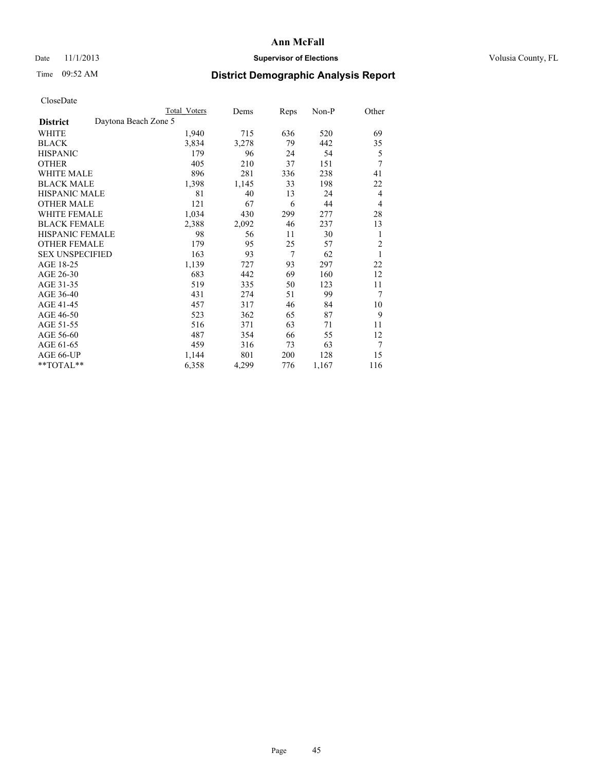# Ann McFall

Date 11/1/2013 **Supervisor of Elections** Volusia County, FL

Time 09:52 AM

## District Demographic Analysis Report

CloseDate

| **District** Daytona Beach Zone 5 | Total Voters | Dems | Reps | Non-P | Other |
|---|---|---|---|---|---|
| WHITE | 1,940 | 715 | 636 | 520 | 69 |
| BLACK | 3,834 | 3,278 | 79 | 442 | 35 |
| HISPANIC | 179 | 96 | 24 | 54 | 5 |
| OTHER | 405 | 210 | 37 | 151 | 7 |
| WHITE MALE | 896 | 281 | 336 | 238 | 41 |
| BLACK MALE | 1,398 | 1,145 | 33 | 198 | 22 |
| HISPANIC MALE | 81 | 40 | 13 | 24 | 4 |
| OTHER MALE | 121 | 67 | 6 | 44 | 4 |
| WHITE FEMALE | 1,034 | 430 | 299 | 277 | 28 |
| BLACK FEMALE | 2,388 | 2,092 | 46 | 237 | 13 |
| HISPANIC FEMALE | 98 | 56 | 11 | 30 | 1 |
| OTHER FEMALE | 179 | 95 | 25 | 57 | 2 |
| SEX UNSPECIFIED | 163 | 93 | 7 | 62 | 1 |
| AGE 18-25 | 1,139 | 727 | 93 | 297 | 22 |
| AGE 26-30 | 683 | 442 | 69 | 160 | 12 |
| AGE 31-35 | 519 | 335 | 50 | 123 | 11 |
| AGE 36-40 | 431 | 274 | 51 | 99 | 7 |
| AGE 41-45 | 457 | 317 | 46 | 84 | 10 |
| AGE 46-50 | 523 | 362 | 65 | 87 | 9 |
| AGE 51-55 | 516 | 371 | 63 | 71 | 11 |
| AGE 56-60 | 487 | 354 | 66 | 55 | 12 |
| AGE 61-65 | 459 | 316 | 73 | 63 | 7 |
| AGE 66-UP | 1,144 | 801 | 200 | 128 | 15 |
| **TOTAL** | 6,358 | 4,299 | 776 | 1,167 | 116 |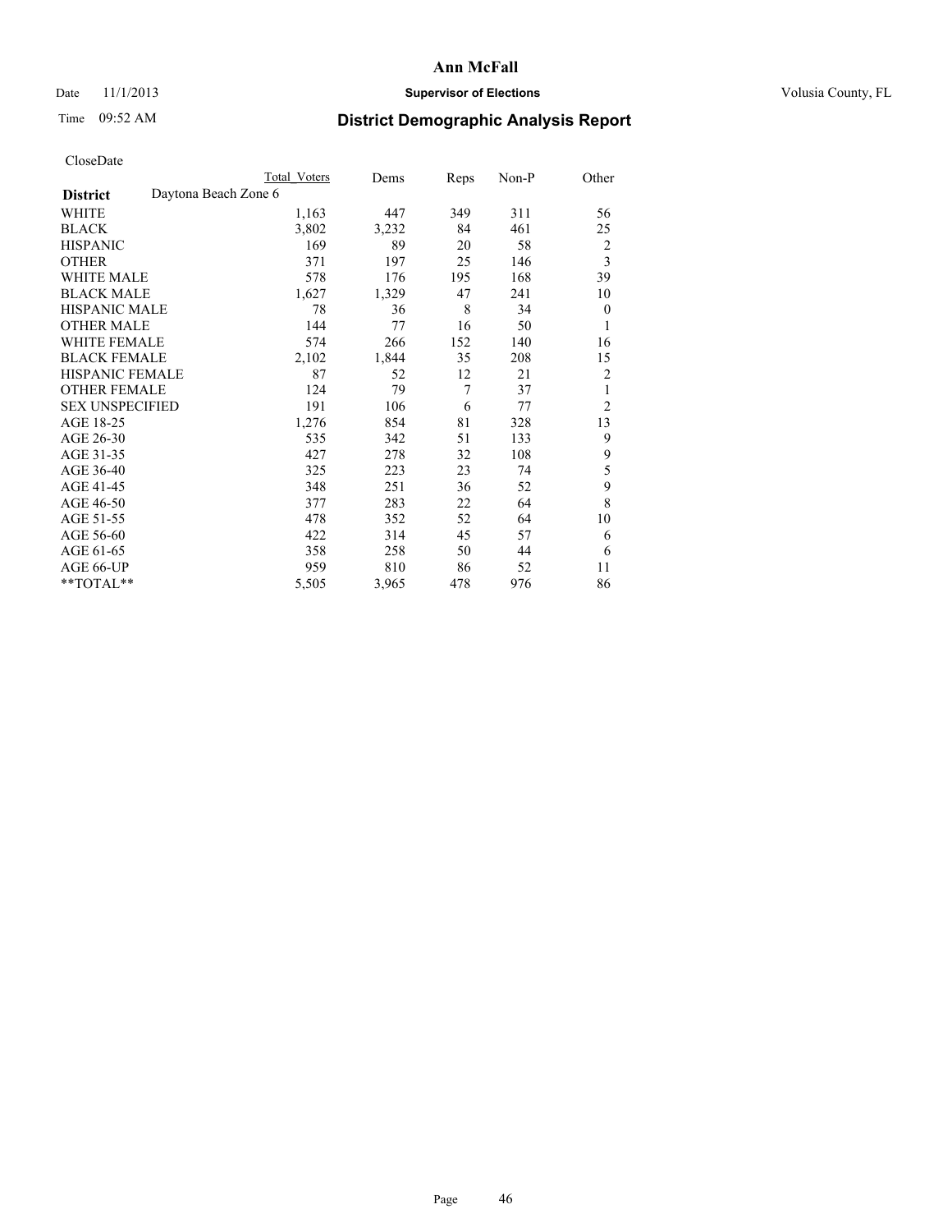**Ann McFall**

Date 11/1/2013 **Supervisor of Elections** Volusia County, FL

Time 09:52 AM **District Demographic Analysis Report**

CloseDate

| | Total Voters | Dems | Reps | Non-P | Other |
|---|---|---|---|---|---|
| **District** Daytona Beach Zone 6 | | | | | |
| WHITE | 1,163 | 447 | 349 | 311 | 56 |
| BLACK | 3,802 | 3,232 | 84 | 461 | 25 |
| HISPANIC | 169 | 89 | 20 | 58 | 2 |
| OTHER | 371 | 197 | 25 | 146 | 3 |
| WHITE MALE | 578 | 176 | 195 | 168 | 39 |
| BLACK MALE | 1,627 | 1,329 | 47 | 241 | 10 |
| HISPANIC MALE | 78 | 36 | 8 | 34 | 0 |
| OTHER MALE | 144 | 77 | 16 | 50 | 1 |
| WHITE FEMALE | 574 | 266 | 152 | 140 | 16 |
| BLACK FEMALE | 2,102 | 1,844 | 35 | 208 | 15 |
| HISPANIC FEMALE | 87 | 52 | 12 | 21 | 2 |
| OTHER FEMALE | 124 | 79 | 7 | 37 | 1 |
| SEX UNSPECIFIED | 191 | 106 | 6 | 77 | 2 |
| AGE 18-25 | 1,276 | 854 | 81 | 328 | 13 |
| AGE 26-30 | 535 | 342 | 51 | 133 | 9 |
| AGE 31-35 | 427 | 278 | 32 | 108 | 9 |
| AGE 36-40 | 325 | 223 | 23 | 74 | 5 |
| AGE 41-45 | 348 | 251 | 36 | 52 | 9 |
| AGE 46-50 | 377 | 283 | 22 | 64 | 8 |
| AGE 51-55 | 478 | 352 | 52 | 64 | 10 |
| AGE 56-60 | 422 | 314 | 45 | 57 | 6 |
| AGE 61-65 | 358 | 258 | 50 | 44 | 6 |
| AGE 66-UP | 959 | 810 | 86 | 52 | 11 |
| **TOTAL** | 5,505 | 3,965 | 478 | 976 | 86 |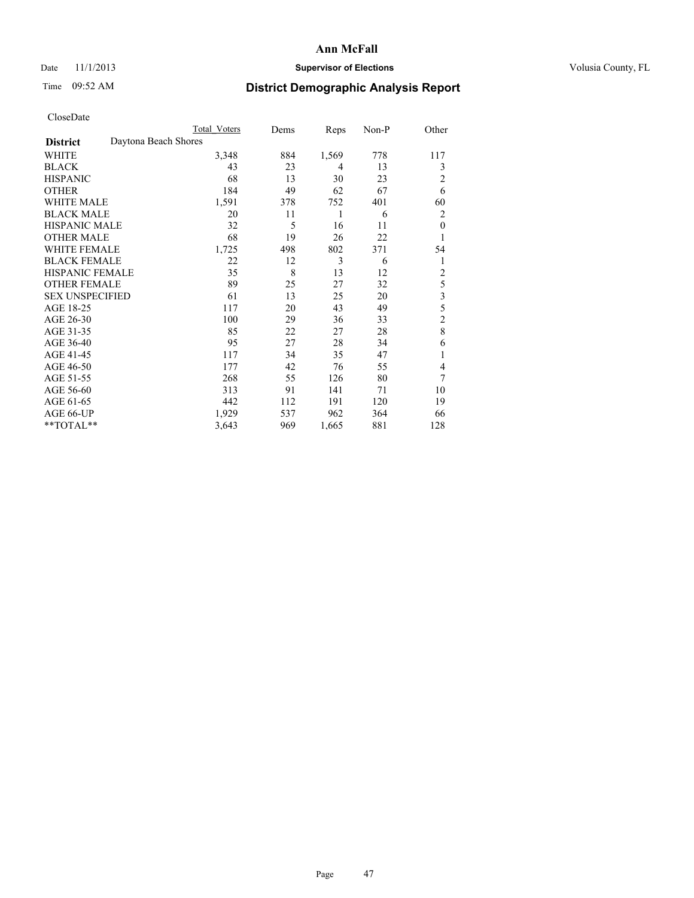# Ann McFall

Date 11/1/2013 **Supervisor of Elections** Volusia County, FL

Time 09:52 AM

## District Demographic Analysis Report

CloseDate

| | Total Voters | Dems | Reps | Non-P | Other |
|---|---|---|---|---|---|
| **District** Daytona Beach Shores | | | | | |
| WHITE | 3,348 | 884 | 1,569 | 778 | 117 |
| BLACK | 43 | 23 | 4 | 13 | 3 |
| HISPANIC | 68 | 13 | 30 | 23 | 2 |
| OTHER | 184 | 49 | 62 | 67 | 6 |
| WHITE MALE | 1,591 | 378 | 752 | 401 | 60 |
| BLACK MALE | 20 | 11 | 1 | 6 | 2 |
| HISPANIC MALE | 32 | 5 | 16 | 11 | 0 |
| OTHER MALE | 68 | 19 | 26 | 22 | 1 |
| WHITE FEMALE | 1,725 | 498 | 802 | 371 | 54 |
| BLACK FEMALE | 22 | 12 | 3 | 6 | 1 |
| HISPANIC FEMALE | 35 | 8 | 13 | 12 | 2 |
| OTHER FEMALE | 89 | 25 | 27 | 32 | 5 |
| SEX UNSPECIFIED | 61 | 13 | 25 | 20 | 3 |
| AGE 18-25 | 117 | 20 | 43 | 49 | 5 |
| AGE 26-30 | 100 | 29 | 36 | 33 | 2 |
| AGE 31-35 | 85 | 22 | 27 | 28 | 8 |
| AGE 36-40 | 95 | 27 | 28 | 34 | 6 |
| AGE 41-45 | 117 | 34 | 35 | 47 | 1 |
| AGE 46-50 | 177 | 42 | 76 | 55 | 4 |
| AGE 51-55 | 268 | 55 | 126 | 80 | 7 |
| AGE 56-60 | 313 | 91 | 141 | 71 | 10 |
| AGE 61-65 | 442 | 112 | 191 | 120 | 19 |
| AGE 66-UP | 1,929 | 537 | 962 | 364 | 66 |
| **TOTAL** | 3,643 | 969 | 1,665 | 881 | 128 |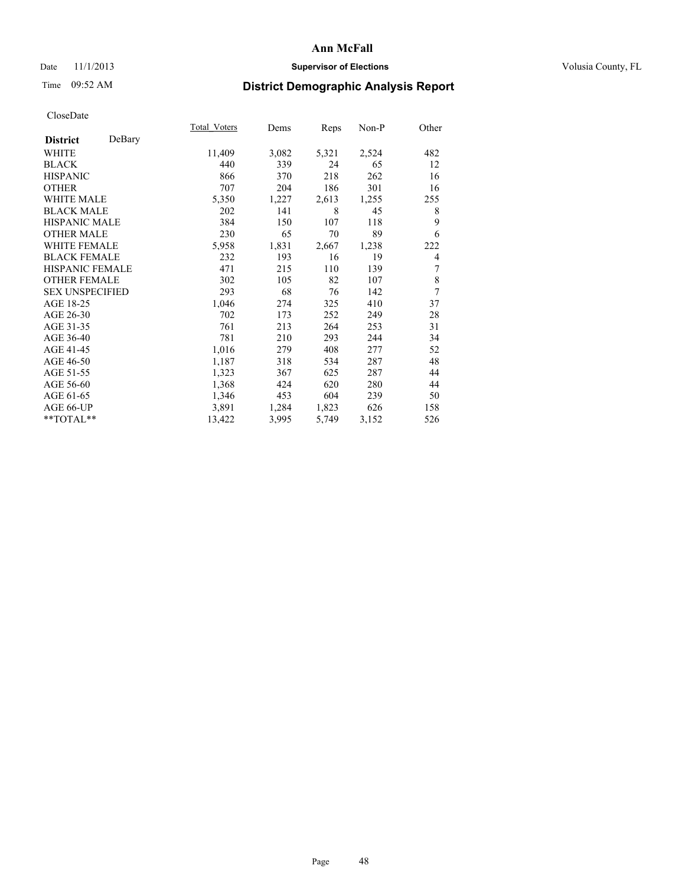# Ann McFall

Date 11/1/2013 **Supervisor of Elections** Volusia County, FL

Time 09:52 AM **District Demographic Analysis Report**

CloseDate

| **District** DeBary | Total_Voters | Dems | Reps | Non-P | Other |
|---|---|---|---|---|---|
| WHITE | 11,409 | 3,082 | 5,321 | 2,524 | 482 |
| BLACK | 440 | 339 | 24 | 65 | 12 |
| HISPANIC | 866 | 370 | 218 | 262 | 16 |
| OTHER | 707 | 204 | 186 | 301 | 16 |
| WHITE MALE | 5,350 | 1,227 | 2,613 | 1,255 | 255 |
| BLACK MALE | 202 | 141 | 8 | 45 | 8 |
| HISPANIC MALE | 384 | 150 | 107 | 118 | 9 |
| OTHER MALE | 230 | 65 | 70 | 89 | 6 |
| WHITE FEMALE | 5,958 | 1,831 | 2,667 | 1,238 | 222 |
| BLACK FEMALE | 232 | 193 | 16 | 19 | 4 |
| HISPANIC FEMALE | 471 | 215 | 110 | 139 | 7 |
| OTHER FEMALE | 302 | 105 | 82 | 107 | 8 |
| SEX UNSPECIFIED | 293 | 68 | 76 | 142 | 7 |
| AGE 18-25 | 1,046 | 274 | 325 | 410 | 37 |
| AGE 26-30 | 702 | 173 | 252 | 249 | 28 |
| AGE 31-35 | 761 | 213 | 264 | 253 | 31 |
| AGE 36-40 | 781 | 210 | 293 | 244 | 34 |
| AGE 41-45 | 1,016 | 279 | 408 | 277 | 52 |
| AGE 46-50 | 1,187 | 318 | 534 | 287 | 48 |
| AGE 51-55 | 1,323 | 367 | 625 | 287 | 44 |
| AGE 56-60 | 1,368 | 424 | 620 | 280 | 44 |
| AGE 61-65 | 1,346 | 453 | 604 | 239 | 50 |
| AGE 66-UP | 3,891 | 1,284 | 1,823 | 626 | 158 |
| **TOTAL** | 13,422 | 3,995 | 5,749 | 3,152 | 526 |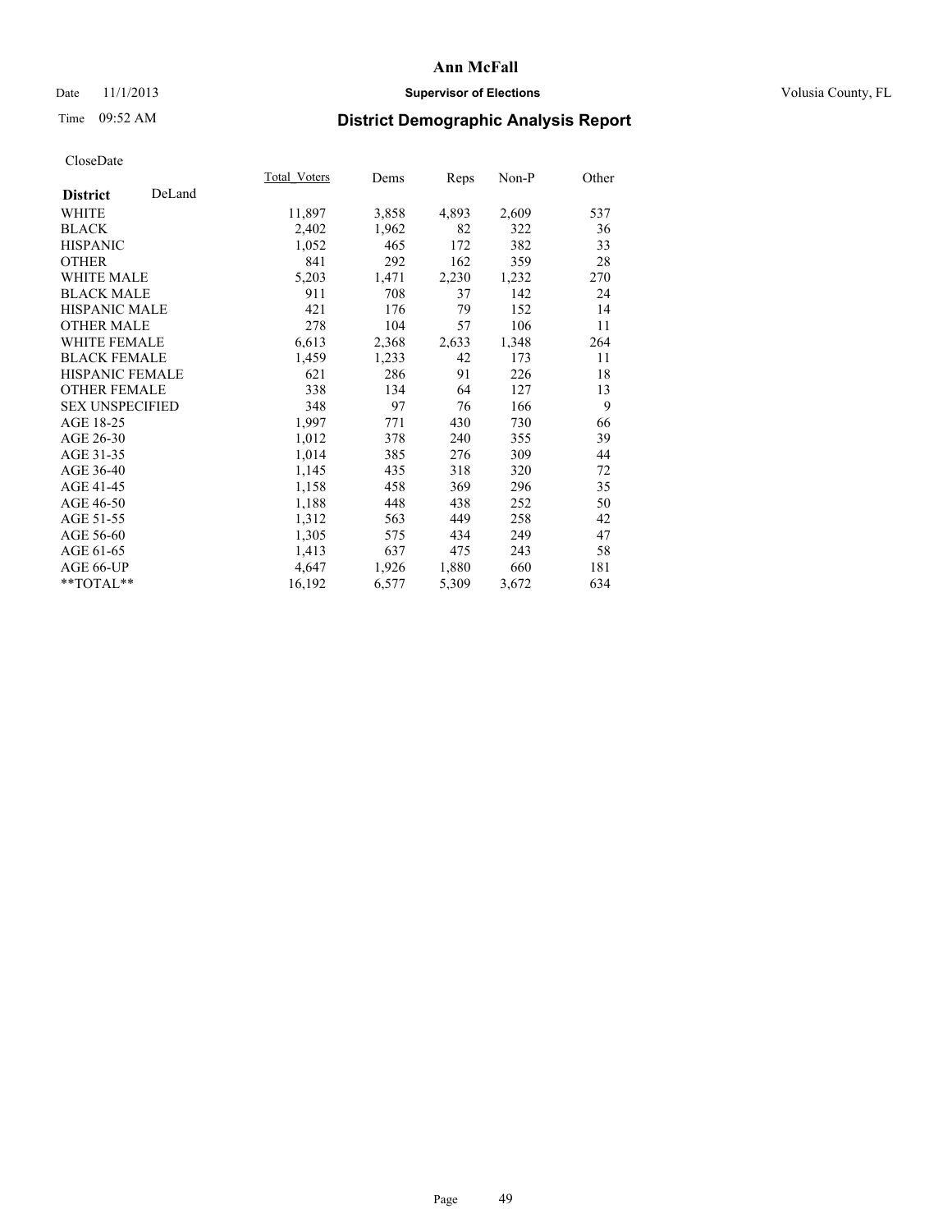**Ann McFall**

Date 11/1/2013 **Supervisor of Elections** Volusia County, FL

Time 09:52 AM

## District Demographic Analysis Report

CloseDate

| **District** DeLand | Total_Voters | Dems | Reps | Non-P | Other |
|---|---|---|---|---|---|
| WHITE | 11,897 | 3,858 | 4,893 | 2,609 | 537 |
| BLACK | 2,402 | 1,962 | 82 | 322 | 36 |
| HISPANIC | 1,052 | 465 | 172 | 382 | 33 |
| OTHER | 841 | 292 | 162 | 359 | 28 |
| WHITE MALE | 5,203 | 1,471 | 2,230 | 1,232 | 270 |
| BLACK MALE | 911 | 708 | 37 | 142 | 24 |
| HISPANIC MALE | 421 | 176 | 79 | 152 | 14 |
| OTHER MALE | 278 | 104 | 57 | 106 | 11 |
| WHITE FEMALE | 6,613 | 2,368 | 2,633 | 1,348 | 264 |
| BLACK FEMALE | 1,459 | 1,233 | 42 | 173 | 11 |
| HISPANIC FEMALE | 621 | 286 | 91 | 226 | 18 |
| OTHER FEMALE | 338 | 134 | 64 | 127 | 13 |
| SEX UNSPECIFIED | 348 | 97 | 76 | 166 | 9 |
| AGE 18-25 | 1,997 | 771 | 430 | 730 | 66 |
| AGE 26-30 | 1,012 | 378 | 240 | 355 | 39 |
| AGE 31-35 | 1,014 | 385 | 276 | 309 | 44 |
| AGE 36-40 | 1,145 | 435 | 318 | 320 | 72 |
| AGE 41-45 | 1,158 | 458 | 369 | 296 | 35 |
| AGE 46-50 | 1,188 | 448 | 438 | 252 | 50 |
| AGE 51-55 | 1,312 | 563 | 449 | 258 | 42 |
| AGE 56-60 | 1,305 | 575 | 434 | 249 | 47 |
| AGE 61-65 | 1,413 | 637 | 475 | 243 | 58 |
| AGE 66-UP | 4,647 | 1,926 | 1,880 | 660 | 181 |
| **TOTAL** | 16,192 | 6,577 | 5,309 | 3,672 | 634 |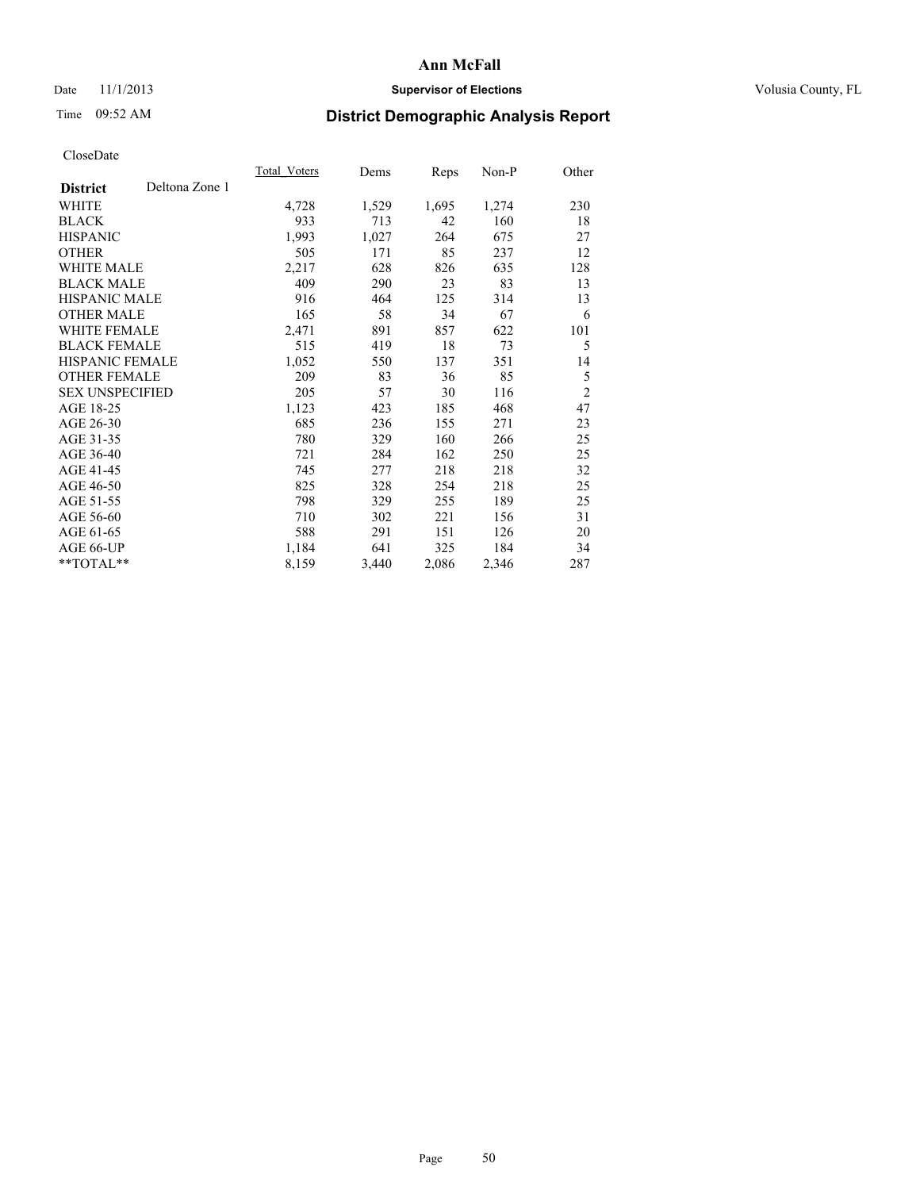**Ann McFall**

Date 11/1/2013 **Supervisor of Elections** Volusia County, FL

Time 09:52 AM

## District Demographic Analysis Report

CloseDate

| | Total_Voters | Dems | Reps | Non-P | Other |
|---|---|---|---|---|---|
| **District** Deltona Zone 1 | | | | | |
| WHITE | 4,728 | 1,529 | 1,695 | 1,274 | 230 |
| BLACK | 933 | 713 | 42 | 160 | 18 |
| HISPANIC | 1,993 | 1,027 | 264 | 675 | 27 |
| OTHER | 505 | 171 | 85 | 237 | 12 |
| WHITE MALE | 2,217 | 628 | 826 | 635 | 128 |
| BLACK MALE | 409 | 290 | 23 | 83 | 13 |
| HISPANIC MALE | 916 | 464 | 125 | 314 | 13 |
| OTHER MALE | 165 | 58 | 34 | 67 | 6 |
| WHITE FEMALE | 2,471 | 891 | 857 | 622 | 101 |
| BLACK FEMALE | 515 | 419 | 18 | 73 | 5 |
| HISPANIC FEMALE | 1,052 | 550 | 137 | 351 | 14 |
| OTHER FEMALE | 209 | 83 | 36 | 85 | 5 |
| SEX UNSPECIFIED | 205 | 57 | 30 | 116 | 2 |
| AGE 18-25 | 1,123 | 423 | 185 | 468 | 47 |
| AGE 26-30 | 685 | 236 | 155 | 271 | 23 |
| AGE 31-35 | 780 | 329 | 160 | 266 | 25 |
| AGE 36-40 | 721 | 284 | 162 | 250 | 25 |
| AGE 41-45 | 745 | 277 | 218 | 218 | 32 |
| AGE 46-50 | 825 | 328 | 254 | 218 | 25 |
| AGE 51-55 | 798 | 329 | 255 | 189 | 25 |
| AGE 56-60 | 710 | 302 | 221 | 156 | 31 |
| AGE 61-65 | 588 | 291 | 151 | 126 | 20 |
| AGE 66-UP | 1,184 | 641 | 325 | 184 | 34 |
| **TOTAL** | 8,159 | 3,440 | 2,086 | 2,346 | 287 |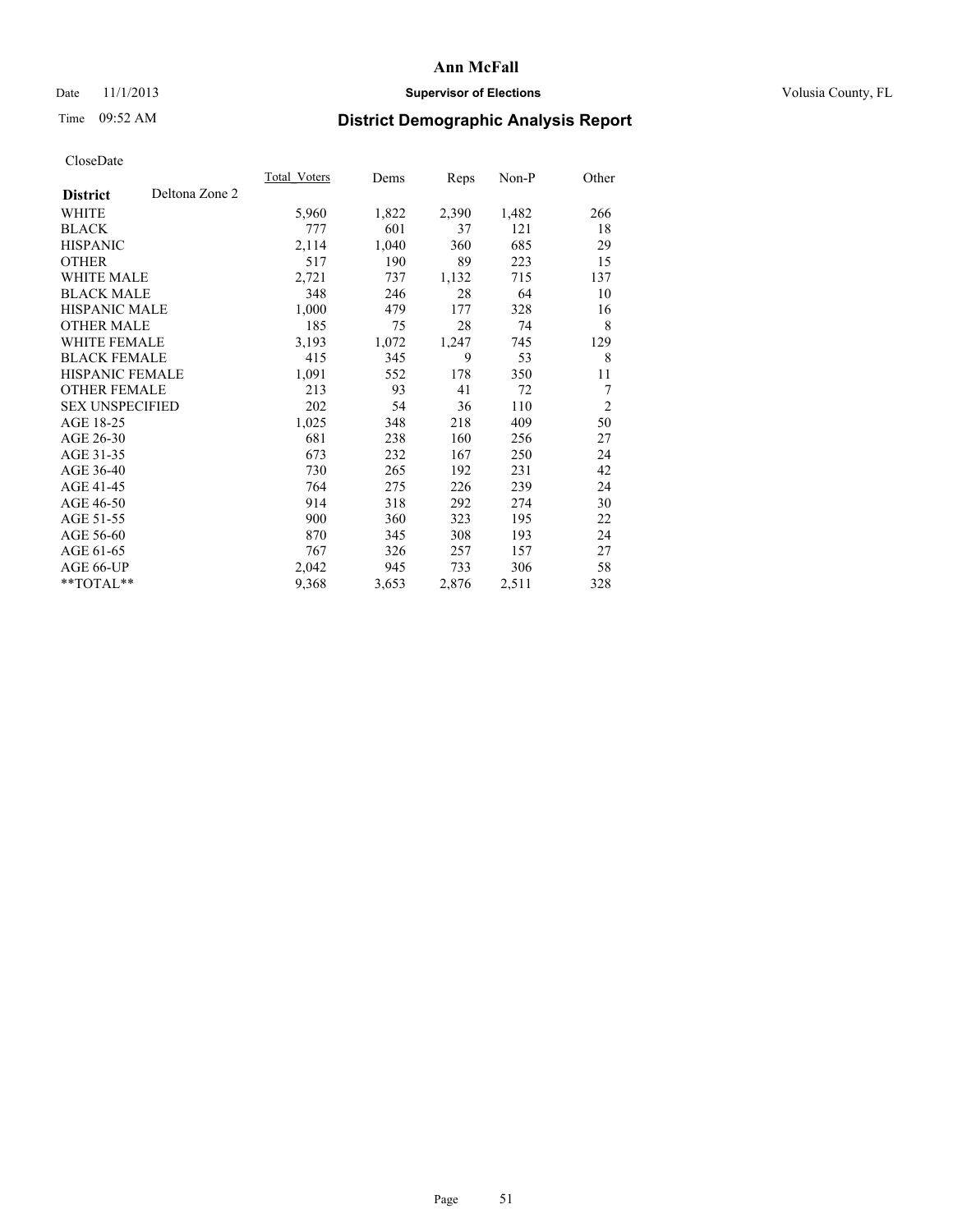**Ann McFall**

Date 11/1/2013 **Supervisor of Elections** Volusia County, FL

Time 09:52 AM **District Demographic Analysis Report**

CloseDate

| **District** Deltona Zone 2 | Total_Voters | Dems | Reps | Non-P | Other |
|---|---|---|---|---|---|
| WHITE | 5,960 | 1,822 | 2,390 | 1,482 | 266 |
| BLACK | 777 | 601 | 37 | 121 | 18 |
| HISPANIC | 2,114 | 1,040 | 360 | 685 | 29 |
| OTHER | 517 | 190 | 89 | 223 | 15 |
| WHITE MALE | 2,721 | 737 | 1,132 | 715 | 137 |
| BLACK MALE | 348 | 246 | 28 | 64 | 10 |
| HISPANIC MALE | 1,000 | 479 | 177 | 328 | 16 |
| OTHER MALE | 185 | 75 | 28 | 74 | 8 |
| WHITE FEMALE | 3,193 | 1,072 | 1,247 | 745 | 129 |
| BLACK FEMALE | 415 | 345 | 9 | 53 | 8 |
| HISPANIC FEMALE | 1,091 | 552 | 178 | 350 | 11 |
| OTHER FEMALE | 213 | 93 | 41 | 72 | 7 |
| SEX UNSPECIFIED | 202 | 54 | 36 | 110 | 2 |
| AGE 18-25 | 1,025 | 348 | 218 | 409 | 50 |
| AGE 26-30 | 681 | 238 | 160 | 256 | 27 |
| AGE 31-35 | 673 | 232 | 167 | 250 | 24 |
| AGE 36-40 | 730 | 265 | 192 | 231 | 42 |
| AGE 41-45 | 764 | 275 | 226 | 239 | 24 |
| AGE 46-50 | 914 | 318 | 292 | 274 | 30 |
| AGE 51-55 | 900 | 360 | 323 | 195 | 22 |
| AGE 56-60 | 870 | 345 | 308 | 193 | 24 |
| AGE 61-65 | 767 | 326 | 257 | 157 | 27 |
| AGE 66-UP | 2,042 | 945 | 733 | 306 | 58 |
| **TOTAL** | 9,368 | 3,653 | 2,876 | 2,511 | 328 |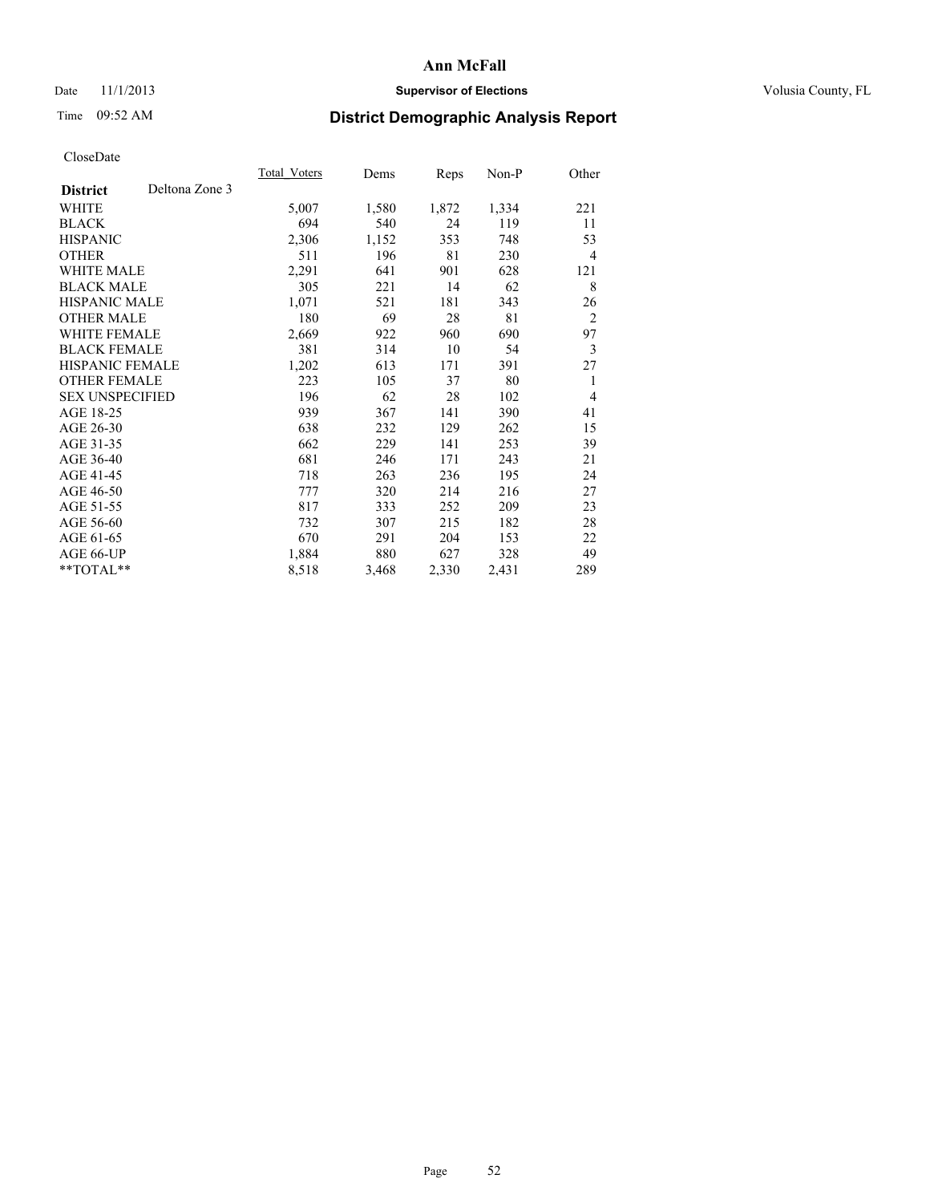**Ann McFall**

Date 11/1/2013 | **Supervisor of Elections** | Volusia County, FL

Time 09:52 AM

## District Demographic Analysis Report

CloseDate

| | Total_Voters | Dems | Reps | Non-P | Other |
|---|---|---|---|---|---|
| **District** Deltona Zone 3 | | | | | |
| WHITE | 5,007 | 1,580 | 1,872 | 1,334 | 221 |
| BLACK | 694 | 540 | 24 | 119 | 11 |
| HISPANIC | 2,306 | 1,152 | 353 | 748 | 53 |
| OTHER | 511 | 196 | 81 | 230 | 4 |
| WHITE MALE | 2,291 | 641 | 901 | 628 | 121 |
| BLACK MALE | 305 | 221 | 14 | 62 | 8 |
| HISPANIC MALE | 1,071 | 521 | 181 | 343 | 26 |
| OTHER MALE | 180 | 69 | 28 | 81 | 2 |
| WHITE FEMALE | 2,669 | 922 | 960 | 690 | 97 |
| BLACK FEMALE | 381 | 314 | 10 | 54 | 3 |
| HISPANIC FEMALE | 1,202 | 613 | 171 | 391 | 27 |
| OTHER FEMALE | 223 | 105 | 37 | 80 | 1 |
| SEX UNSPECIFIED | 196 | 62 | 28 | 102 | 4 |
| AGE 18-25 | 939 | 367 | 141 | 390 | 41 |
| AGE 26-30 | 638 | 232 | 129 | 262 | 15 |
| AGE 31-35 | 662 | 229 | 141 | 253 | 39 |
| AGE 36-40 | 681 | 246 | 171 | 243 | 21 |
| AGE 41-45 | 718 | 263 | 236 | 195 | 24 |
| AGE 46-50 | 777 | 320 | 214 | 216 | 27 |
| AGE 51-55 | 817 | 333 | 252 | 209 | 23 |
| AGE 56-60 | 732 | 307 | 215 | 182 | 28 |
| AGE 61-65 | 670 | 291 | 204 | 153 | 22 |
| AGE 66-UP | 1,884 | 880 | 627 | 328 | 49 |
| **TOTAL** | 8,518 | 3,468 | 2,330 | 2,431 | 289 |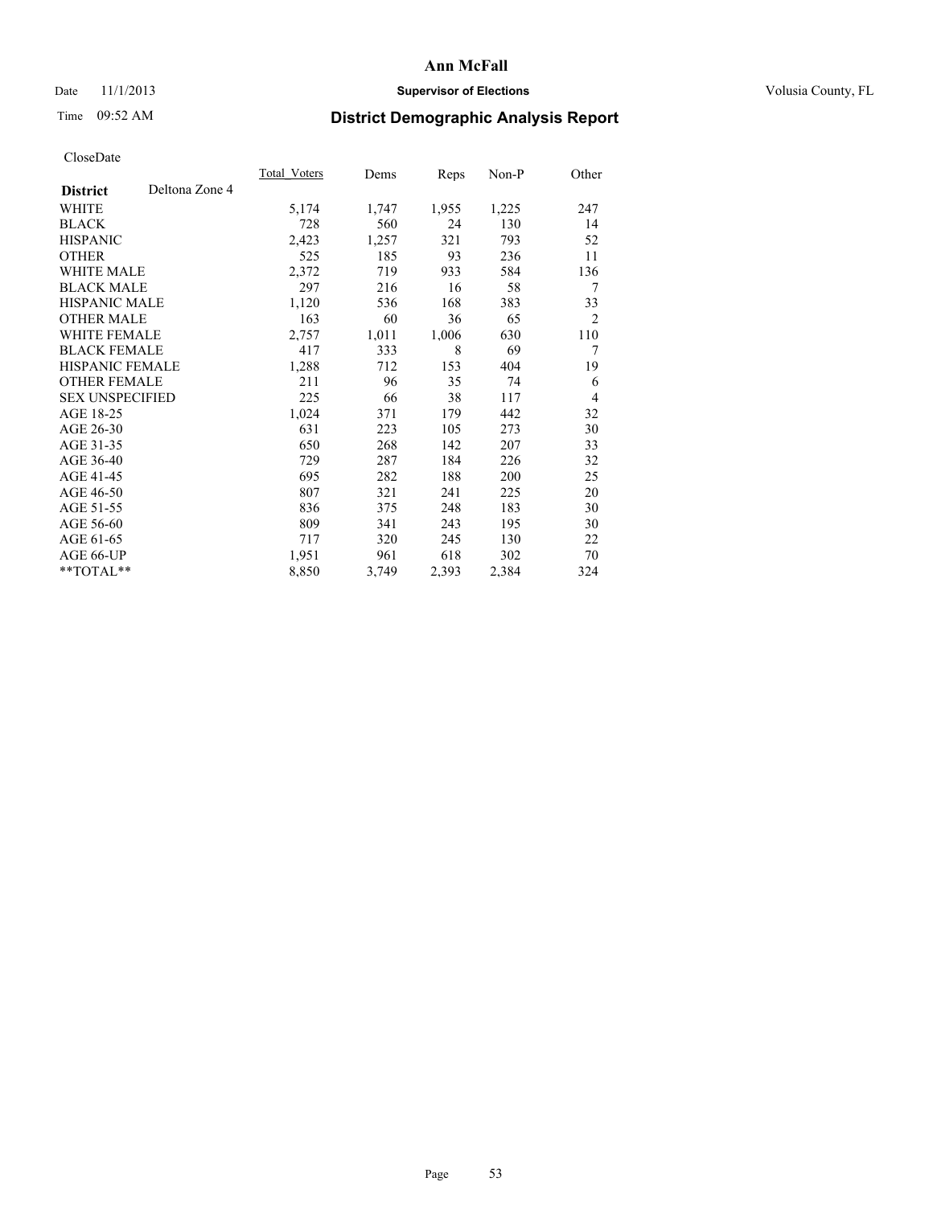# Ann McFall

Date 11/1/2013 **Supervisor of Elections** Volusia County, FL

Time 09:52 AM **District Demographic Analysis Report**

CloseDate

| **District** Deltona Zone 4 | Total Voters | Dems | Reps | Non-P | Other |
|---|---|---|---|---|---|
| WHITE | 5,174 | 1,747 | 1,955 | 1,225 | 247 |
| BLACK | 728 | 560 | 24 | 130 | 14 |
| HISPANIC | 2,423 | 1,257 | 321 | 793 | 52 |
| OTHER | 525 | 185 | 93 | 236 | 11 |
| WHITE MALE | 2,372 | 719 | 933 | 584 | 136 |
| BLACK MALE | 297 | 216 | 16 | 58 | 7 |
| HISPANIC MALE | 1,120 | 536 | 168 | 383 | 33 |
| OTHER MALE | 163 | 60 | 36 | 65 | 2 |
| WHITE FEMALE | 2,757 | 1,011 | 1,006 | 630 | 110 |
| BLACK FEMALE | 417 | 333 | 8 | 69 | 7 |
| HISPANIC FEMALE | 1,288 | 712 | 153 | 404 | 19 |
| OTHER FEMALE | 211 | 96 | 35 | 74 | 6 |
| SEX UNSPECIFIED | 225 | 66 | 38 | 117 | 4 |
| AGE 18-25 | 1,024 | 371 | 179 | 442 | 32 |
| AGE 26-30 | 631 | 223 | 105 | 273 | 30 |
| AGE 31-35 | 650 | 268 | 142 | 207 | 33 |
| AGE 36-40 | 729 | 287 | 184 | 226 | 32 |
| AGE 41-45 | 695 | 282 | 188 | 200 | 25 |
| AGE 46-50 | 807 | 321 | 241 | 225 | 20 |
| AGE 51-55 | 836 | 375 | 248 | 183 | 30 |
| AGE 56-60 | 809 | 341 | 243 | 195 | 30 |
| AGE 61-65 | 717 | 320 | 245 | 130 | 22 |
| AGE 66-UP | 1,951 | 961 | 618 | 302 | 70 |
| **TOTAL** | 8,850 | 3,749 | 2,393 | 2,384 | 324 |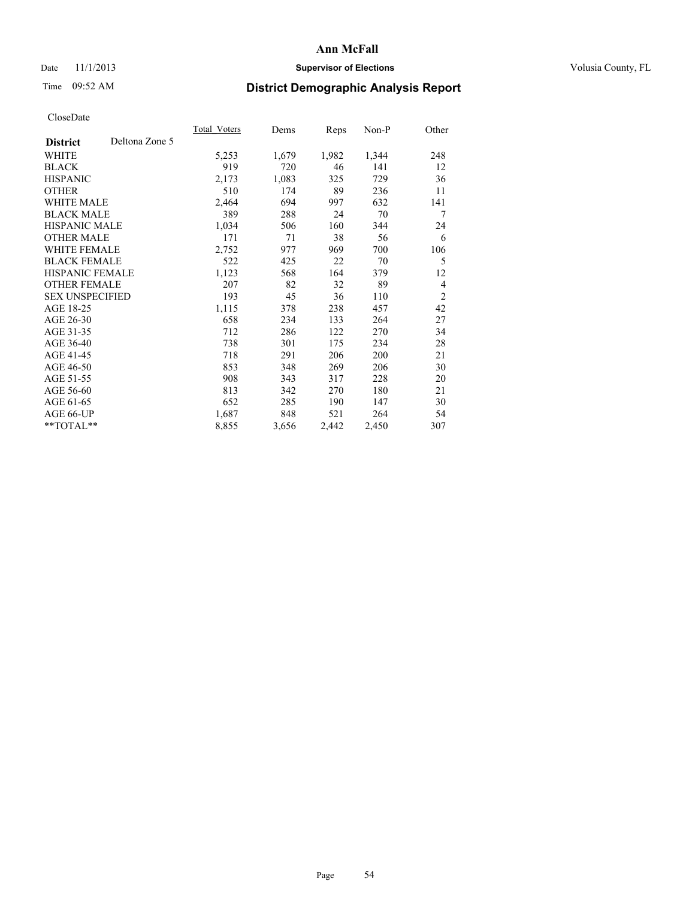# Ann McFall

Date 11/1/2013 **Supervisor of Elections** Volusia County, FL

Time 09:52 AM

## District Demographic Analysis Report

CloseDate

| **District** Deltona Zone 5 | Total_Voters | Dems | Reps | Non-P | Other |
|---|---|---|---|---|---|
| WHITE | 5,253 | 1,679 | 1,982 | 1,344 | 248 |
| BLACK | 919 | 720 | 46 | 141 | 12 |
| HISPANIC | 2,173 | 1,083 | 325 | 729 | 36 |
| OTHER | 510 | 174 | 89 | 236 | 11 |
| WHITE MALE | 2,464 | 694 | 997 | 632 | 141 |
| BLACK MALE | 389 | 288 | 24 | 70 | 7 |
| HISPANIC MALE | 1,034 | 506 | 160 | 344 | 24 |
| OTHER MALE | 171 | 71 | 38 | 56 | 6 |
| WHITE FEMALE | 2,752 | 977 | 969 | 700 | 106 |
| BLACK FEMALE | 522 | 425 | 22 | 70 | 5 |
| HISPANIC FEMALE | 1,123 | 568 | 164 | 379 | 12 |
| OTHER FEMALE | 207 | 82 | 32 | 89 | 4 |
| SEX UNSPECIFIED | 193 | 45 | 36 | 110 | 2 |
| AGE 18-25 | 1,115 | 378 | 238 | 457 | 42 |
| AGE 26-30 | 658 | 234 | 133 | 264 | 27 |
| AGE 31-35 | 712 | 286 | 122 | 270 | 34 |
| AGE 36-40 | 738 | 301 | 175 | 234 | 28 |
| AGE 41-45 | 718 | 291 | 206 | 200 | 21 |
| AGE 46-50 | 853 | 348 | 269 | 206 | 30 |
| AGE 51-55 | 908 | 343 | 317 | 228 | 20 |
| AGE 56-60 | 813 | 342 | 270 | 180 | 21 |
| AGE 61-65 | 652 | 285 | 190 | 147 | 30 |
| AGE 66-UP | 1,687 | 848 | 521 | 264 | 54 |
| **TOTAL** | 8,855 | 3,656 | 2,442 | 2,450 | 307 |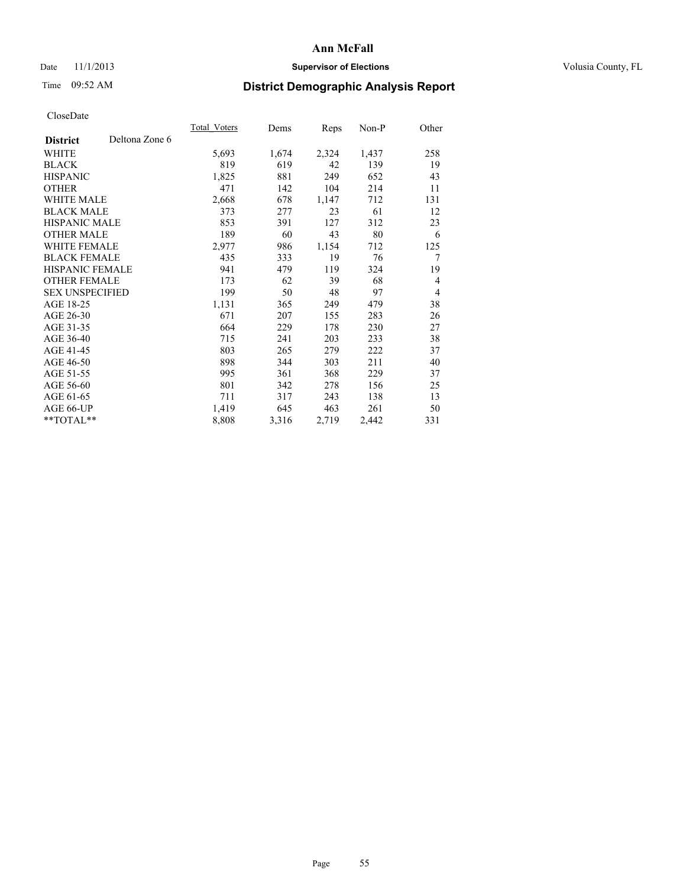**Ann McFall**

Date 11/1/2013 **Supervisor of Elections** Volusia County, FL

Time 09:52 AM **District Demographic Analysis Report**

CloseDate

| District | Deltona Zone 6 | Total_Voters | Dems | Reps | Non-P | Other |
|---|---|---|---|---|---|---|
| WHITE | | 5,693 | 1,674 | 2,324 | 1,437 | 258 |
| BLACK | | 819 | 619 | 42 | 139 | 19 |
| HISPANIC | | 1,825 | 881 | 249 | 652 | 43 |
| OTHER | | 471 | 142 | 104 | 214 | 11 |
| WHITE MALE | | 2,668 | 678 | 1,147 | 712 | 131 |
| BLACK MALE | | 373 | 277 | 23 | 61 | 12 |
| HISPANIC MALE | | 853 | 391 | 127 | 312 | 23 |
| OTHER MALE | | 189 | 60 | 43 | 80 | 6 |
| WHITE FEMALE | | 2,977 | 986 | 1,154 | 712 | 125 |
| BLACK FEMALE | | 435 | 333 | 19 | 76 | 7 |
| HISPANIC FEMALE | | 941 | 479 | 119 | 324 | 19 |
| OTHER FEMALE | | 173 | 62 | 39 | 68 | 4 |
| SEX UNSPECIFIED | | 199 | 50 | 48 | 97 | 4 |
| AGE 18-25 | | 1,131 | 365 | 249 | 479 | 38 |
| AGE 26-30 | | 671 | 207 | 155 | 283 | 26 |
| AGE 31-35 | | 664 | 229 | 178 | 230 | 27 |
| AGE 36-40 | | 715 | 241 | 203 | 233 | 38 |
| AGE 41-45 | | 803 | 265 | 279 | 222 | 37 |
| AGE 46-50 | | 898 | 344 | 303 | 211 | 40 |
| AGE 51-55 | | 995 | 361 | 368 | 229 | 37 |
| AGE 56-60 | | 801 | 342 | 278 | 156 | 25 |
| AGE 61-65 | | 711 | 317 | 243 | 138 | 13 |
| AGE 66-UP | | 1,419 | 645 | 463 | 261 | 50 |
| **TOTAL** | | 8,808 | 3,316 | 2,719 | 2,442 | 331 |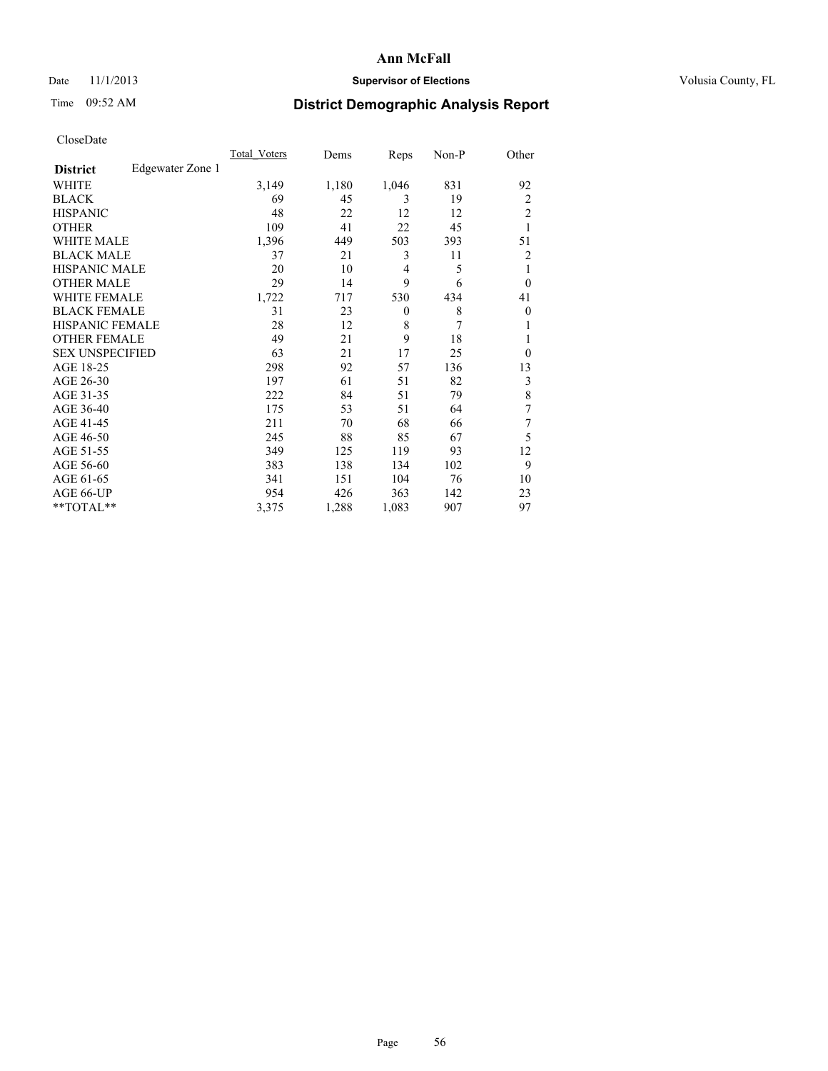# Ann McFall

Date 11/1/2013 **Supervisor of Elections** Volusia County, FL

Time 09:52 AM

## District Demographic Analysis Report

CloseDate

| **District** Edgewater Zone 1 | Total_Voters | Dems | Reps | Non-P | Other |
|---|---|---|---|---|---|
| WHITE | 3,149 | 1,180 | 1,046 | 831 | 92 |
| BLACK | 69 | 45 | 3 | 19 | 2 |
| HISPANIC | 48 | 22 | 12 | 12 | 2 |
| OTHER | 109 | 41 | 22 | 45 | 1 |
| WHITE MALE | 1,396 | 449 | 503 | 393 | 51 |
| BLACK MALE | 37 | 21 | 3 | 11 | 2 |
| HISPANIC MALE | 20 | 10 | 4 | 5 | 1 |
| OTHER MALE | 29 | 14 | 9 | 6 | 0 |
| WHITE FEMALE | 1,722 | 717 | 530 | 434 | 41 |
| BLACK FEMALE | 31 | 23 | 0 | 8 | 0 |
| HISPANIC FEMALE | 28 | 12 | 8 | 7 | 1 |
| OTHER FEMALE | 49 | 21 | 9 | 18 | 1 |
| SEX UNSPECIFIED | 63 | 21 | 17 | 25 | 0 |
| AGE 18-25 | 298 | 92 | 57 | 136 | 13 |
| AGE 26-30 | 197 | 61 | 51 | 82 | 3 |
| AGE 31-35 | 222 | 84 | 51 | 79 | 8 |
| AGE 36-40 | 175 | 53 | 51 | 64 | 7 |
| AGE 41-45 | 211 | 70 | 68 | 66 | 7 |
| AGE 46-50 | 245 | 88 | 85 | 67 | 5 |
| AGE 51-55 | 349 | 125 | 119 | 93 | 12 |
| AGE 56-60 | 383 | 138 | 134 | 102 | 9 |
| AGE 61-65 | 341 | 151 | 104 | 76 | 10 |
| AGE 66-UP | 954 | 426 | 363 | 142 | 23 |
| **TOTAL** | 3,375 | 1,288 | 1,083 | 907 | 97 |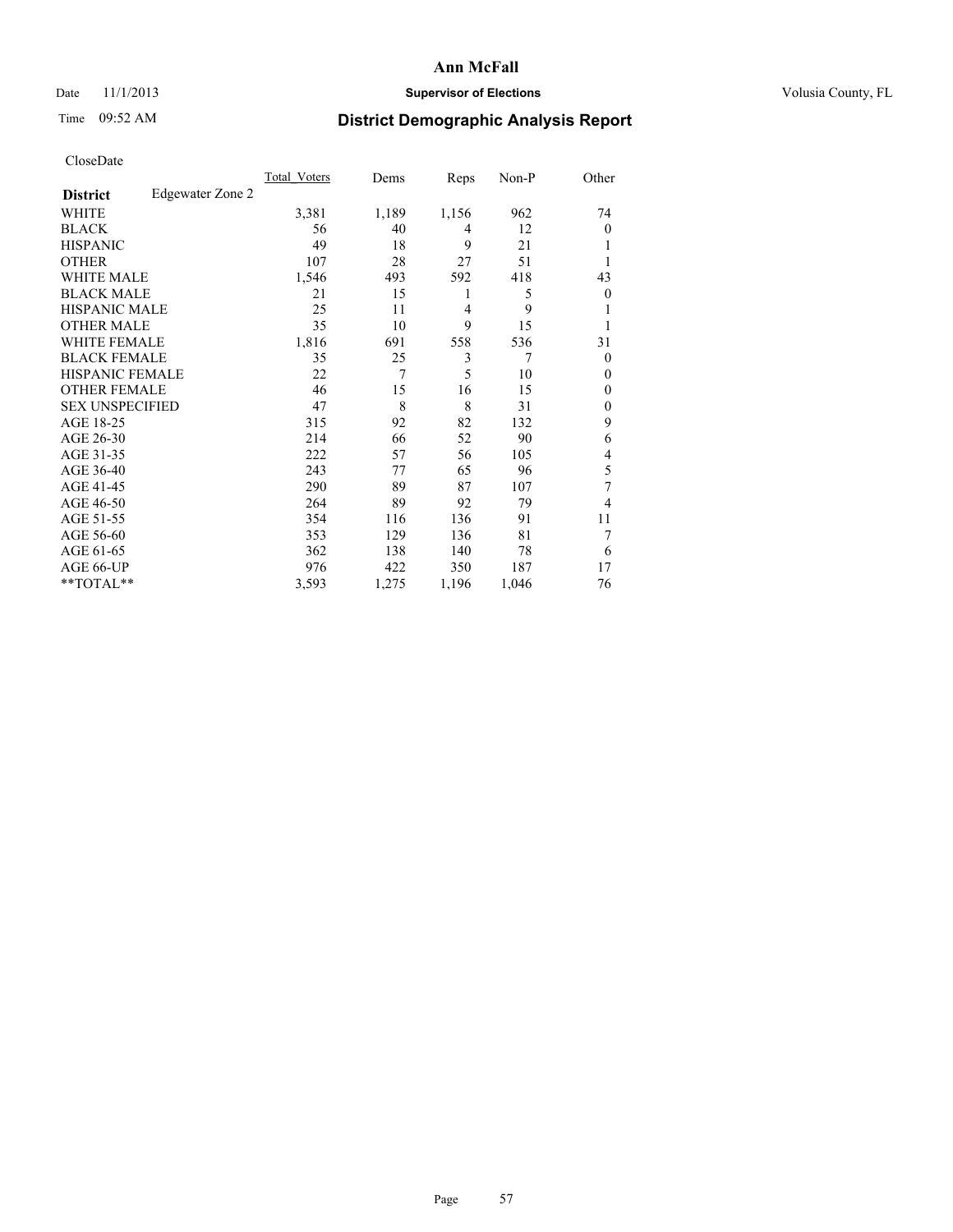# Ann McFall

Date 11/1/2013 **Supervisor of Elections** Volusia County, FL

Time 09:52 AM **District Demographic Analysis Report**

CloseDate

| **District** Edgewater Zone 2 | Total_Voters | Dems | Reps | Non-P | Other |
|---|---|---|---|---|---|
| WHITE | 3,381 | 1,189 | 1,156 | 962 | 74 |
| BLACK | 56 | 40 | 4 | 12 | 0 |
| HISPANIC | 49 | 18 | 9 | 21 | 1 |
| OTHER | 107 | 28 | 27 | 51 | 1 |
| WHITE MALE | 1,546 | 493 | 592 | 418 | 43 |
| BLACK MALE | 21 | 15 | 1 | 5 | 0 |
| HISPANIC MALE | 25 | 11 | 4 | 9 | 1 |
| OTHER MALE | 35 | 10 | 9 | 15 | 1 |
| WHITE FEMALE | 1,816 | 691 | 558 | 536 | 31 |
| BLACK FEMALE | 35 | 25 | 3 | 7 | 0 |
| HISPANIC FEMALE | 22 | 7 | 5 | 10 | 0 |
| OTHER FEMALE | 46 | 15 | 16 | 15 | 0 |
| SEX UNSPECIFIED | 47 | 8 | 8 | 31 | 0 |
| AGE 18-25 | 315 | 92 | 82 | 132 | 9 |
| AGE 26-30 | 214 | 66 | 52 | 90 | 6 |
| AGE 31-35 | 222 | 57 | 56 | 105 | 4 |
| AGE 36-40 | 243 | 77 | 65 | 96 | 5 |
| AGE 41-45 | 290 | 89 | 87 | 107 | 7 |
| AGE 46-50 | 264 | 89 | 92 | 79 | 4 |
| AGE 51-55 | 354 | 116 | 136 | 91 | 11 |
| AGE 56-60 | 353 | 129 | 136 | 81 | 7 |
| AGE 61-65 | 362 | 138 | 140 | 78 | 6 |
| AGE 66-UP | 976 | 422 | 350 | 187 | 17 |
| **TOTAL** | 3,593 | 1,275 | 1,196 | 1,046 | 76 |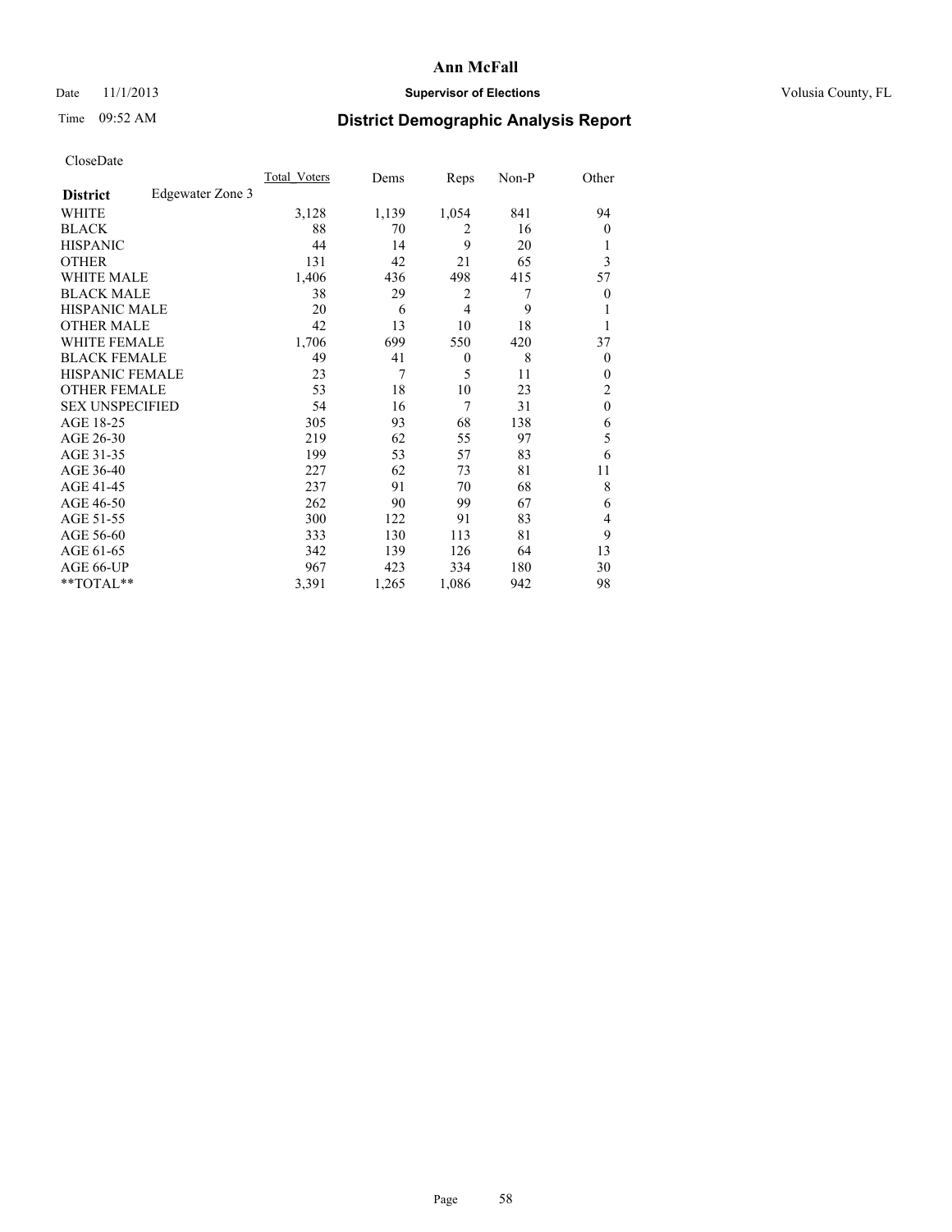# Ann McFall

Date 11/1/2013 **Supervisor of Elections** Volusia County, FL

Time 09:52 AM

## District Demographic Analysis Report

CloseDate

| | Total_Voters | Dems | Reps | Non-P | Other |
|---|---|---|---|---|---|
| **District** Edgewater Zone 3 | | | | | |
| WHITE | 3,128 | 1,139 | 1,054 | 841 | 94 |
| BLACK | 88 | 70 | 2 | 16 | 0 |
| HISPANIC | 44 | 14 | 9 | 20 | 1 |
| OTHER | 131 | 42 | 21 | 65 | 3 |
| WHITE MALE | 1,406 | 436 | 498 | 415 | 57 |
| BLACK MALE | 38 | 29 | 2 | 7 | 0 |
| HISPANIC MALE | 20 | 6 | 4 | 9 | 1 |
| OTHER MALE | 42 | 13 | 10 | 18 | 1 |
| WHITE FEMALE | 1,706 | 699 | 550 | 420 | 37 |
| BLACK FEMALE | 49 | 41 | 0 | 8 | 0 |
| HISPANIC FEMALE | 23 | 7 | 5 | 11 | 0 |
| OTHER FEMALE | 53 | 18 | 10 | 23 | 2 |
| SEX UNSPECIFIED | 54 | 16 | 7 | 31 | 0 |
| AGE 18-25 | 305 | 93 | 68 | 138 | 6 |
| AGE 26-30 | 219 | 62 | 55 | 97 | 5 |
| AGE 31-35 | 199 | 53 | 57 | 83 | 6 |
| AGE 36-40 | 227 | 62 | 73 | 81 | 11 |
| AGE 41-45 | 237 | 91 | 70 | 68 | 8 |
| AGE 46-50 | 262 | 90 | 99 | 67 | 6 |
| AGE 51-55 | 300 | 122 | 91 | 83 | 4 |
| AGE 56-60 | 333 | 130 | 113 | 81 | 9 |
| AGE 61-65 | 342 | 139 | 126 | 64 | 13 |
| AGE 66-UP | 967 | 423 | 334 | 180 | 30 |
| **TOTAL** | 3,391 | 1,265 | 1,086 | 942 | 98 |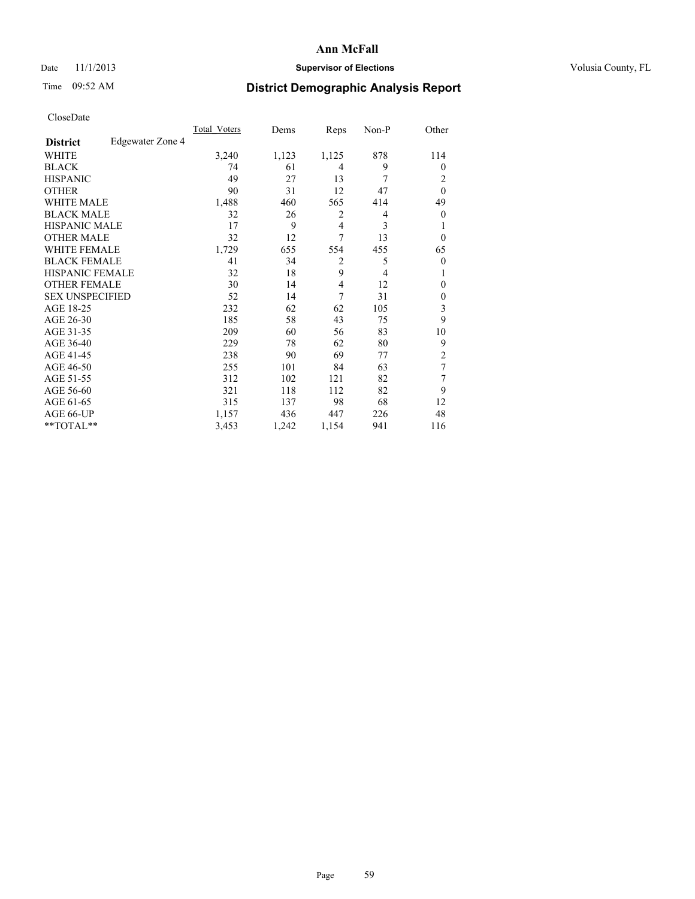# Ann McFall

Date 11/1/2013 **Supervisor of Elections** Volusia County, FL

Time 09:52 AM

## District Demographic Analysis Report

CloseDate

| **District** Edgewater Zone 4 | Total_Voters | Dems | Reps | Non-P | Other |
|---|---|---|---|---|---|
| WHITE | 3,240 | 1,123 | 1,125 | 878 | 114 |
| BLACK | 74 | 61 | 4 | 9 | 0 |
| HISPANIC | 49 | 27 | 13 | 7 | 2 |
| OTHER | 90 | 31 | 12 | 47 | 0 |
| WHITE MALE | 1,488 | 460 | 565 | 414 | 49 |
| BLACK MALE | 32 | 26 | 2 | 4 | 0 |
| HISPANIC MALE | 17 | 9 | 4 | 3 | 1 |
| OTHER MALE | 32 | 12 | 7 | 13 | 0 |
| WHITE FEMALE | 1,729 | 655 | 554 | 455 | 65 |
| BLACK FEMALE | 41 | 34 | 2 | 5 | 0 |
| HISPANIC FEMALE | 32 | 18 | 9 | 4 | 1 |
| OTHER FEMALE | 30 | 14 | 4 | 12 | 0 |
| SEX UNSPECIFIED | 52 | 14 | 7 | 31 | 0 |
| AGE 18-25 | 232 | 62 | 62 | 105 | 3 |
| AGE 26-30 | 185 | 58 | 43 | 75 | 9 |
| AGE 31-35 | 209 | 60 | 56 | 83 | 10 |
| AGE 36-40 | 229 | 78 | 62 | 80 | 9 |
| AGE 41-45 | 238 | 90 | 69 | 77 | 2 |
| AGE 46-50 | 255 | 101 | 84 | 63 | 7 |
| AGE 51-55 | 312 | 102 | 121 | 82 | 7 |
| AGE 56-60 | 321 | 118 | 112 | 82 | 9 |
| AGE 61-65 | 315 | 137 | 98 | 68 | 12 |
| AGE 66-UP | 1,157 | 436 | 447 | 226 | 48 |
| **TOTAL** | 3,453 | 1,242 | 1,154 | 941 | 116 |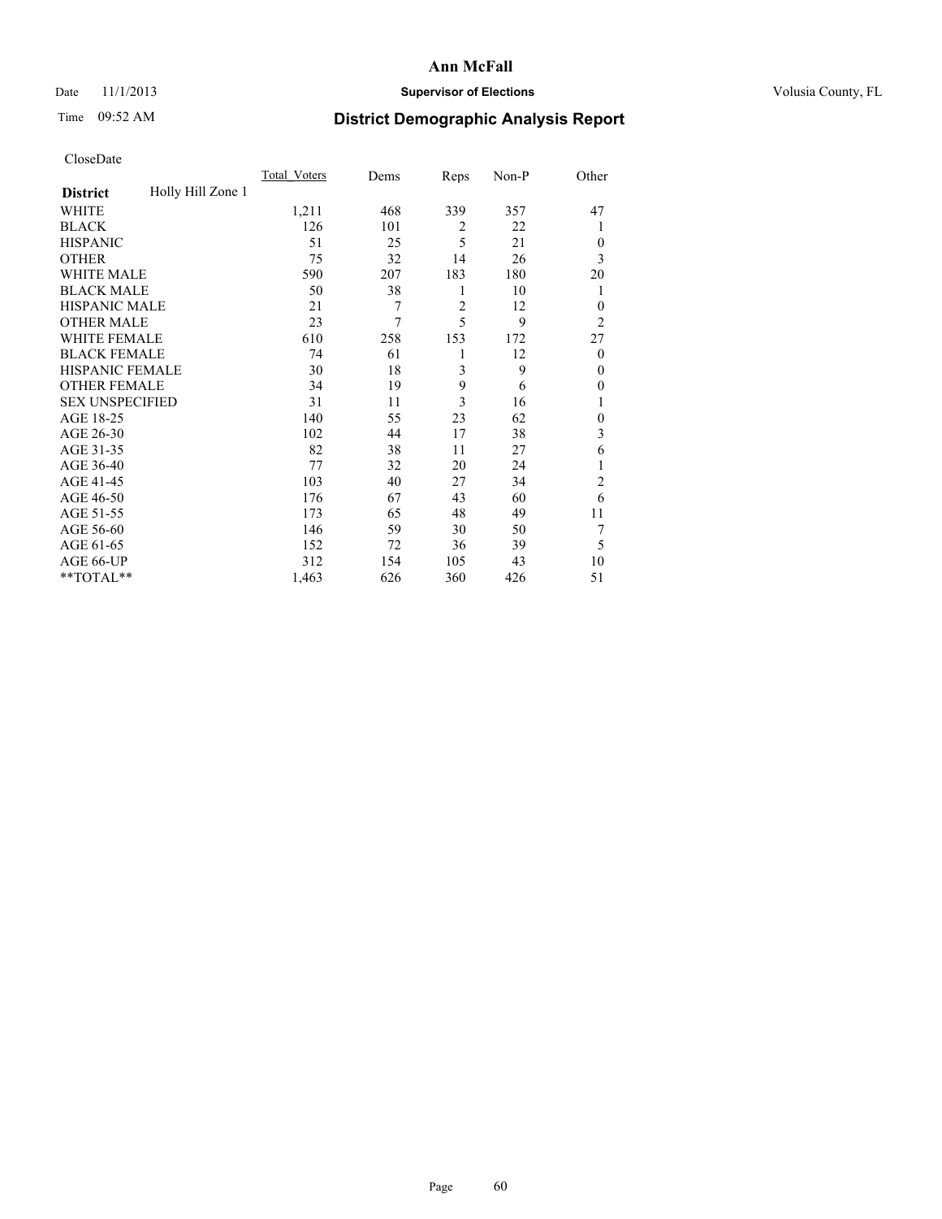# Ann McFall

Date 11/1/2013 **Supervisor of Elections** Volusia County, FL

Time 09:52 AM **District Demographic Analysis Report**

CloseDate

| **District** Holly Hill Zone 1 | Total_Voters | Dems | Reps | Non-P | Other |
|---|---|---|---|---|---|
| WHITE | 1,211 | 468 | 339 | 357 | 47 |
| BLACK | 126 | 101 | 2 | 22 | 1 |
| HISPANIC | 51 | 25 | 5 | 21 | 0 |
| OTHER | 75 | 32 | 14 | 26 | 3 |
| WHITE MALE | 590 | 207 | 183 | 180 | 20 |
| BLACK MALE | 50 | 38 | 1 | 10 | 1 |
| HISPANIC MALE | 21 | 7 | 2 | 12 | 0 |
| OTHER MALE | 23 | 7 | 5 | 9 | 2 |
| WHITE FEMALE | 610 | 258 | 153 | 172 | 27 |
| BLACK FEMALE | 74 | 61 | 1 | 12 | 0 |
| HISPANIC FEMALE | 30 | 18 | 3 | 9 | 0 |
| OTHER FEMALE | 34 | 19 | 9 | 6 | 0 |
| SEX UNSPECIFIED | 31 | 11 | 3 | 16 | 1 |
| AGE 18-25 | 140 | 55 | 23 | 62 | 0 |
| AGE 26-30 | 102 | 44 | 17 | 38 | 3 |
| AGE 31-35 | 82 | 38 | 11 | 27 | 6 |
| AGE 36-40 | 77 | 32 | 20 | 24 | 1 |
| AGE 41-45 | 103 | 40 | 27 | 34 | 2 |
| AGE 46-50 | 176 | 67 | 43 | 60 | 6 |
| AGE 51-55 | 173 | 65 | 48 | 49 | 11 |
| AGE 56-60 | 146 | 59 | 30 | 50 | 7 |
| AGE 61-65 | 152 | 72 | 36 | 39 | 5 |
| AGE 66-UP | 312 | 154 | 105 | 43 | 10 |
| **TOTAL** | 1,463 | 626 | 360 | 426 | 51 |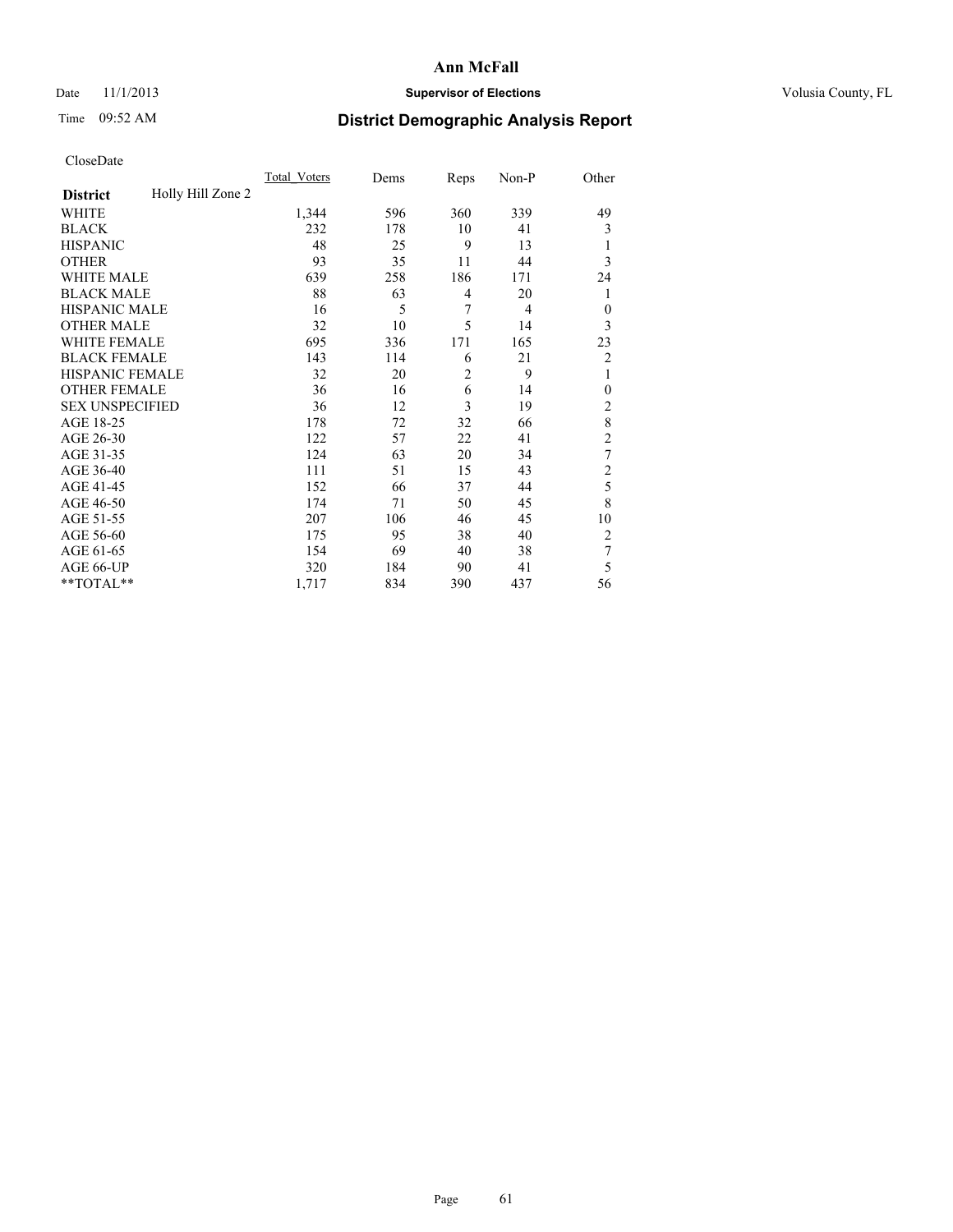**Ann McFall**

Date 11/1/2013 **Supervisor of Elections** Volusia County, FL

Time 09:52 AM

# District Demographic Analysis Report

CloseDate

| **District** Holly Hill Zone 2 | Total_Voters | Dems | Reps | Non-P | Other |
|---|---|---|---|---|---|
| WHITE | 1,344 | 596 | 360 | 339 | 49 |
| BLACK | 232 | 178 | 10 | 41 | 3 |
| HISPANIC | 48 | 25 | 9 | 13 | 1 |
| OTHER | 93 | 35 | 11 | 44 | 3 |
| WHITE MALE | 639 | 258 | 186 | 171 | 24 |
| BLACK MALE | 88 | 63 | 4 | 20 | 1 |
| HISPANIC MALE | 16 | 5 | 7 | 4 | 0 |
| OTHER MALE | 32 | 10 | 5 | 14 | 3 |
| WHITE FEMALE | 695 | 336 | 171 | 165 | 23 |
| BLACK FEMALE | 143 | 114 | 6 | 21 | 2 |
| HISPANIC FEMALE | 32 | 20 | 2 | 9 | 1 |
| OTHER FEMALE | 36 | 16 | 6 | 14 | 0 |
| SEX UNSPECIFIED | 36 | 12 | 3 | 19 | 2 |
| AGE 18-25 | 178 | 72 | 32 | 66 | 8 |
| AGE 26-30 | 122 | 57 | 22 | 41 | 2 |
| AGE 31-35 | 124 | 63 | 20 | 34 | 7 |
| AGE 36-40 | 111 | 51 | 15 | 43 | 2 |
| AGE 41-45 | 152 | 66 | 37 | 44 | 5 |
| AGE 46-50 | 174 | 71 | 50 | 45 | 8 |
| AGE 51-55 | 207 | 106 | 46 | 45 | 10 |
| AGE 56-60 | 175 | 95 | 38 | 40 | 2 |
| AGE 61-65 | 154 | 69 | 40 | 38 | 7 |
| AGE 66-UP | 320 | 184 | 90 | 41 | 5 |
| **TOTAL** | 1,717 | 834 | 390 | 437 | 56 |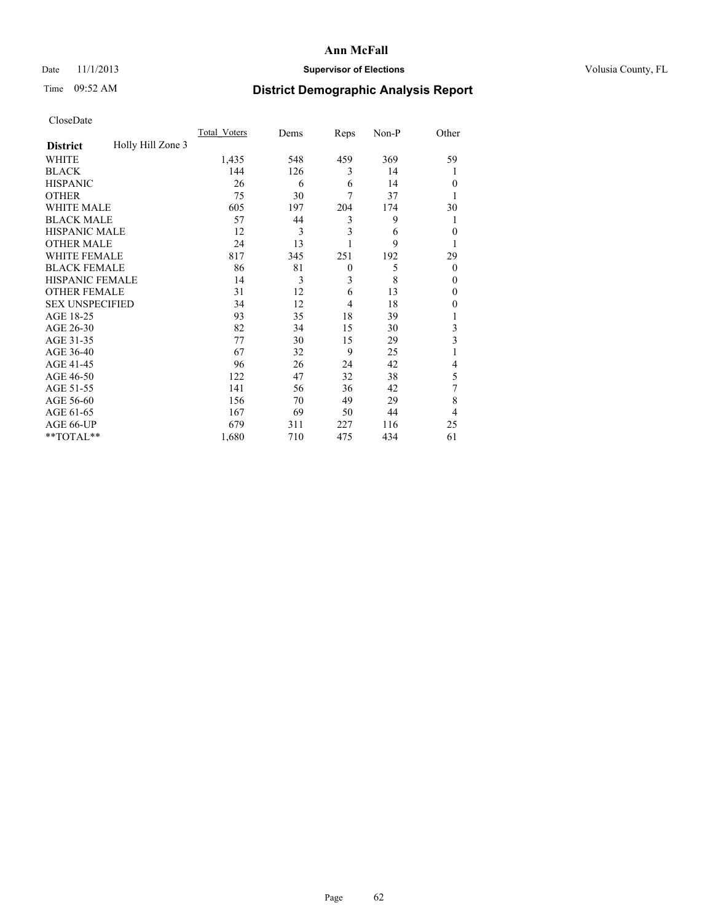# Ann McFall

Date 11/1/2013 **Supervisor of Elections** Volusia County, FL

Time 09:52 AM

## District Demographic Analysis Report

CloseDate

| | Total_Voters | Dems | Reps | Non-P | Other |
|---|---|---|---|---|---|
| **District** Holly Hill Zone 3 | | | | | |
| WHITE | 1,435 | 548 | 459 | 369 | 59 |
| BLACK | 144 | 126 | 3 | 14 | 1 |
| HISPANIC | 26 | 6 | 6 | 14 | 0 |
| OTHER | 75 | 30 | 7 | 37 | 1 |
| WHITE MALE | 605 | 197 | 204 | 174 | 30 |
| BLACK MALE | 57 | 44 | 3 | 9 | 1 |
| HISPANIC MALE | 12 | 3 | 3 | 6 | 0 |
| OTHER MALE | 24 | 13 | 1 | 9 | 1 |
| WHITE FEMALE | 817 | 345 | 251 | 192 | 29 |
| BLACK FEMALE | 86 | 81 | 0 | 5 | 0 |
| HISPANIC FEMALE | 14 | 3 | 3 | 8 | 0 |
| OTHER FEMALE | 31 | 12 | 6 | 13 | 0 |
| SEX UNSPECIFIED | 34 | 12 | 4 | 18 | 0 |
| AGE 18-25 | 93 | 35 | 18 | 39 | 1 |
| AGE 26-30 | 82 | 34 | 15 | 30 | 3 |
| AGE 31-35 | 77 | 30 | 15 | 29 | 3 |
| AGE 36-40 | 67 | 32 | 9 | 25 | 1 |
| AGE 41-45 | 96 | 26 | 24 | 42 | 4 |
| AGE 46-50 | 122 | 47 | 32 | 38 | 5 |
| AGE 51-55 | 141 | 56 | 36 | 42 | 7 |
| AGE 56-60 | 156 | 70 | 49 | 29 | 8 |
| AGE 61-65 | 167 | 69 | 50 | 44 | 4 |
| AGE 66-UP | 679 | 311 | 227 | 116 | 25 |
| **TOTAL** | 1,680 | 710 | 475 | 434 | 61 |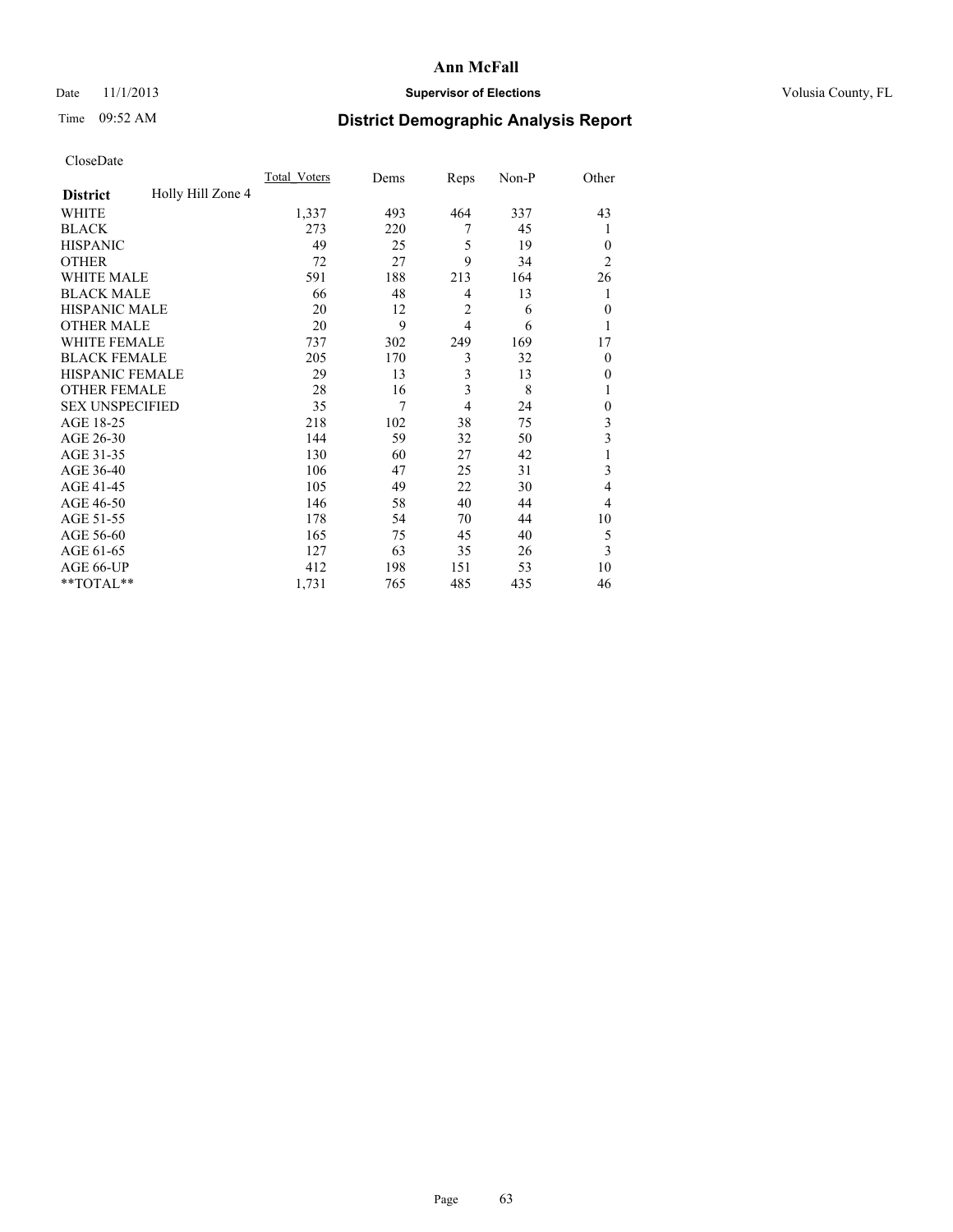# Ann McFall

Date 11/1/2013 **Supervisor of Elections** Volusia County, FL

Time 09:52 AM **District Demographic Analysis Report**

CloseDate

| **District** Holly Hill Zone 4 | Total_Voters | Dems | Reps | Non-P | Other |
|---|---|---|---|---|---|
| WHITE | 1,337 | 493 | 464 | 337 | 43 |
| BLACK | 273 | 220 | 7 | 45 | 1 |
| HISPANIC | 49 | 25 | 5 | 19 | 0 |
| OTHER | 72 | 27 | 9 | 34 | 2 |
| WHITE MALE | 591 | 188 | 213 | 164 | 26 |
| BLACK MALE | 66 | 48 | 4 | 13 | 1 |
| HISPANIC MALE | 20 | 12 | 2 | 6 | 0 |
| OTHER MALE | 20 | 9 | 4 | 6 | 1 |
| WHITE FEMALE | 737 | 302 | 249 | 169 | 17 |
| BLACK FEMALE | 205 | 170 | 3 | 32 | 0 |
| HISPANIC FEMALE | 29 | 13 | 3 | 13 | 0 |
| OTHER FEMALE | 28 | 16 | 3 | 8 | 1 |
| SEX UNSPECIFIED | 35 | 7 | 4 | 24 | 0 |
| AGE 18-25 | 218 | 102 | 38 | 75 | 3 |
| AGE 26-30 | 144 | 59 | 32 | 50 | 3 |
| AGE 31-35 | 130 | 60 | 27 | 42 | 1 |
| AGE 36-40 | 106 | 47 | 25 | 31 | 3 |
| AGE 41-45 | 105 | 49 | 22 | 30 | 4 |
| AGE 46-50 | 146 | 58 | 40 | 44 | 4 |
| AGE 51-55 | 178 | 54 | 70 | 44 | 10 |
| AGE 56-60 | 165 | 75 | 45 | 40 | 5 |
| AGE 61-65 | 127 | 63 | 35 | 26 | 3 |
| AGE 66-UP | 412 | 198 | 151 | 53 | 10 |
| **TOTAL** | 1,731 | 765 | 485 | 435 | 46 |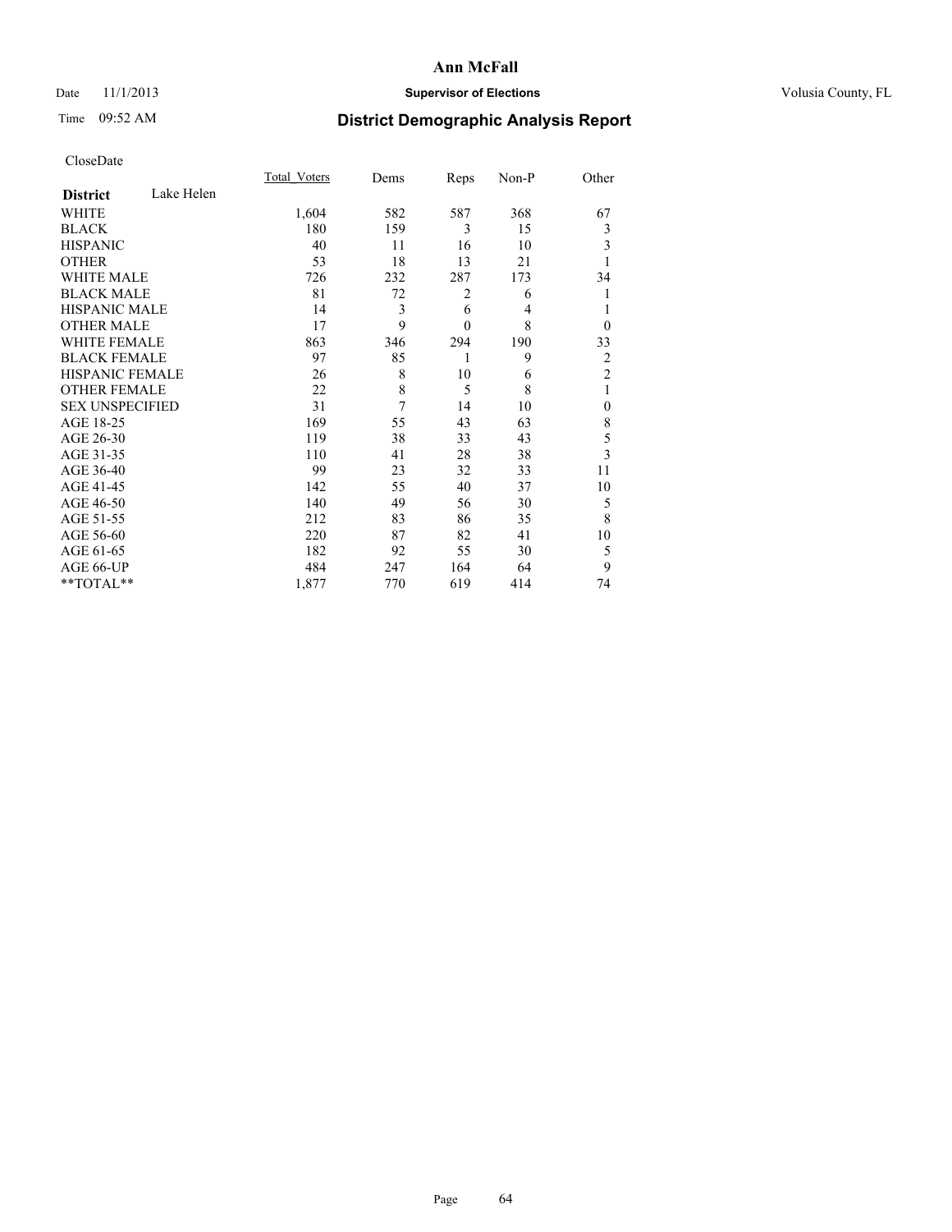# Ann McFall

Date 11/1/2013 **Supervisor of Elections** Volusia County, FL

Time 09:52 AM

## District Demographic Analysis Report

CloseDate

| District | Lake Helen | Total_Voters | Dems | Reps | Non-P | Other |
|---|---|---|---|---|---|---|
| WHITE | | 1,604 | 582 | 587 | 368 | 67 |
| BLACK | | 180 | 159 | 3 | 15 | 3 |
| HISPANIC | | 40 | 11 | 16 | 10 | 3 |
| OTHER | | 53 | 18 | 13 | 21 | 1 |
| WHITE MALE | | 726 | 232 | 287 | 173 | 34 |
| BLACK MALE | | 81 | 72 | 2 | 6 | 1 |
| HISPANIC MALE | | 14 | 3 | 6 | 4 | 1 |
| OTHER MALE | | 17 | 9 | 0 | 8 | 0 |
| WHITE FEMALE | | 863 | 346 | 294 | 190 | 33 |
| BLACK FEMALE | | 97 | 85 | 1 | 9 | 2 |
| HISPANIC FEMALE | | 26 | 8 | 10 | 6 | 2 |
| OTHER FEMALE | | 22 | 8 | 5 | 8 | 1 |
| SEX UNSPECIFIED | | 31 | 7 | 14 | 10 | 0 |
| AGE 18-25 | | 169 | 55 | 43 | 63 | 8 |
| AGE 26-30 | | 119 | 38 | 33 | 43 | 5 |
| AGE 31-35 | | 110 | 41 | 28 | 38 | 3 |
| AGE 36-40 | | 99 | 23 | 32 | 33 | 11 |
| AGE 41-45 | | 142 | 55 | 40 | 37 | 10 |
| AGE 46-50 | | 140 | 49 | 56 | 30 | 5 |
| AGE 51-55 | | 212 | 83 | 86 | 35 | 8 |
| AGE 56-60 | | 220 | 87 | 82 | 41 | 10 |
| AGE 61-65 | | 182 | 92 | 55 | 30 | 5 |
| AGE 66-UP | | 484 | 247 | 164 | 64 | 9 |
| **TOTAL** | | 1,877 | 770 | 619 | 414 | 74 |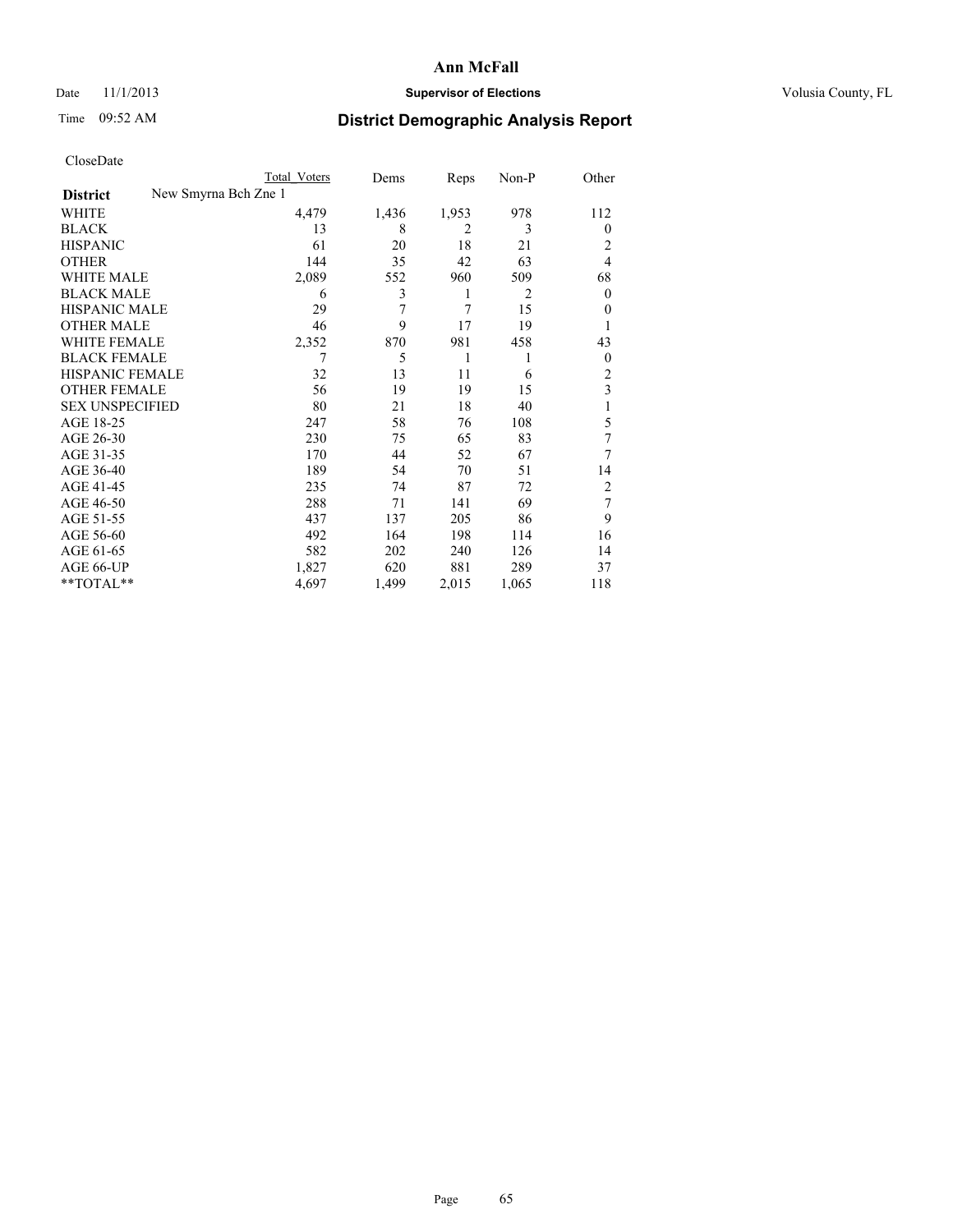# Ann McFall

Date 11/1/2013 **Supervisor of Elections** Volusia County, FL

Time 09:52 AM **District Demographic Analysis Report**

CloseDate

| **District** New Smyrna Bch Zne 1 | Total Voters | Dems | Reps | Non-P | Other |
|---|---|---|---|---|---|
| WHITE | 4,479 | 1,436 | 1,953 | 978 | 112 |
| BLACK | 13 | 8 | 2 | 3 | 0 |
| HISPANIC | 61 | 20 | 18 | 21 | 2 |
| OTHER | 144 | 35 | 42 | 63 | 4 |
| WHITE MALE | 2,089 | 552 | 960 | 509 | 68 |
| BLACK MALE | 6 | 3 | 1 | 2 | 0 |
| HISPANIC MALE | 29 | 7 | 7 | 15 | 0 |
| OTHER MALE | 46 | 9 | 17 | 19 | 1 |
| WHITE FEMALE | 2,352 | 870 | 981 | 458 | 43 |
| BLACK FEMALE | 7 | 5 | 1 | 1 | 0 |
| HISPANIC FEMALE | 32 | 13 | 11 | 6 | 2 |
| OTHER FEMALE | 56 | 19 | 19 | 15 | 3 |
| SEX UNSPECIFIED | 80 | 21 | 18 | 40 | 1 |
| AGE 18-25 | 247 | 58 | 76 | 108 | 5 |
| AGE 26-30 | 230 | 75 | 65 | 83 | 7 |
| AGE 31-35 | 170 | 44 | 52 | 67 | 7 |
| AGE 36-40 | 189 | 54 | 70 | 51 | 14 |
| AGE 41-45 | 235 | 74 | 87 | 72 | 2 |
| AGE 46-50 | 288 | 71 | 141 | 69 | 7 |
| AGE 51-55 | 437 | 137 | 205 | 86 | 9 |
| AGE 56-60 | 492 | 164 | 198 | 114 | 16 |
| AGE 61-65 | 582 | 202 | 240 | 126 | 14 |
| AGE 66-UP | 1,827 | 620 | 881 | 289 | 37 |
| **TOTAL** | 4,697 | 1,499 | 2,015 | 1,065 | 118 |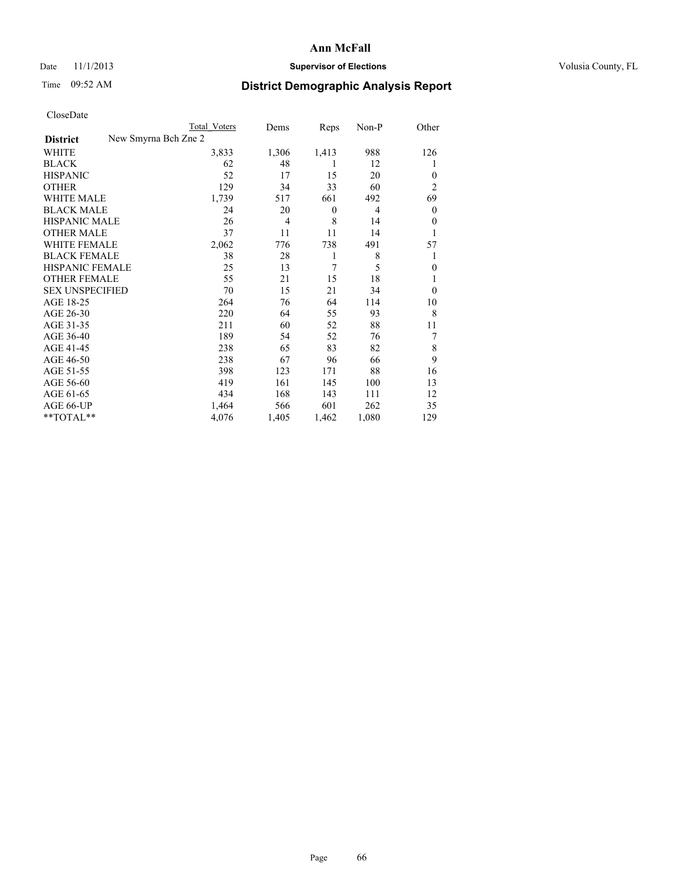# Ann McFall

Date 11/1/2013 **Supervisor of Elections** Volusia County, FL

Time 09:52 AM **District Demographic Analysis Report**

CloseDate

| | Total Voters | Dems | Reps | Non-P | Other |
|---|---|---|---|---|---|
| **District** New Smyrna Bch Zne 2 | | | | | |
| WHITE | 3,833 | 1,306 | 1,413 | 988 | 126 |
| BLACK | 62 | 48 | 1 | 12 | 1 |
| HISPANIC | 52 | 17 | 15 | 20 | 0 |
| OTHER | 129 | 34 | 33 | 60 | 2 |
| WHITE MALE | 1,739 | 517 | 661 | 492 | 69 |
| BLACK MALE | 24 | 20 | 0 | 4 | 0 |
| HISPANIC MALE | 26 | 4 | 8 | 14 | 0 |
| OTHER MALE | 37 | 11 | 11 | 14 | 1 |
| WHITE FEMALE | 2,062 | 776 | 738 | 491 | 57 |
| BLACK FEMALE | 38 | 28 | 1 | 8 | 1 |
| HISPANIC FEMALE | 25 | 13 | 7 | 5 | 0 |
| OTHER FEMALE | 55 | 21 | 15 | 18 | 1 |
| SEX UNSPECIFIED | 70 | 15 | 21 | 34 | 0 |
| AGE 18-25 | 264 | 76 | 64 | 114 | 10 |
| AGE 26-30 | 220 | 64 | 55 | 93 | 8 |
| AGE 31-35 | 211 | 60 | 52 | 88 | 11 |
| AGE 36-40 | 189 | 54 | 52 | 76 | 7 |
| AGE 41-45 | 238 | 65 | 83 | 82 | 8 |
| AGE 46-50 | 238 | 67 | 96 | 66 | 9 |
| AGE 51-55 | 398 | 123 | 171 | 88 | 16 |
| AGE 56-60 | 419 | 161 | 145 | 100 | 13 |
| AGE 61-65 | 434 | 168 | 143 | 111 | 12 |
| AGE 66-UP | 1,464 | 566 | 601 | 262 | 35 |
| **TOTAL** | 4,076 | 1,405 | 1,462 | 1,080 | 129 |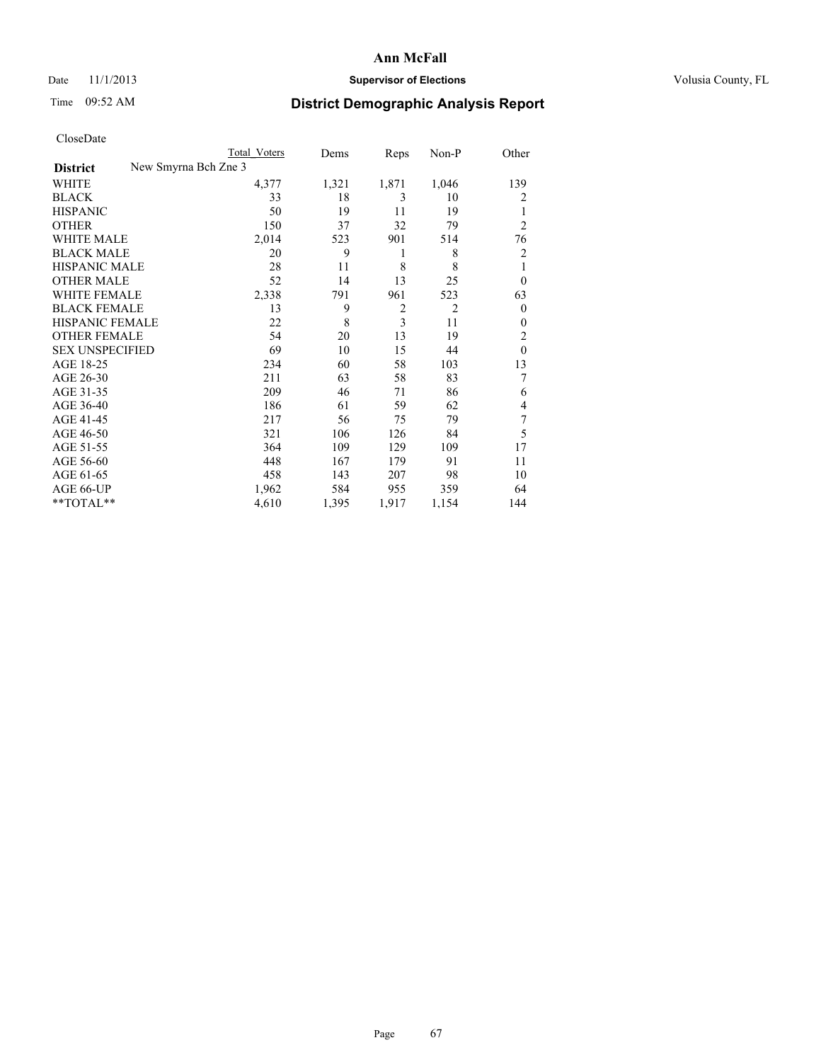# Ann McFall

Date 11/1/2013 **Supervisor of Elections** Volusia County, FL

Time 09:52 AM **District Demographic Analysis Report**

CloseDate

| | Total Voters | Dems | Reps | Non-P | Other |
|---|---|---|---|---|---|
| **District** New Smyrna Bch Zne 3 | | | | | |
| WHITE | 4,377 | 1,321 | 1,871 | 1,046 | 139 |
| BLACK | 33 | 18 | 3 | 10 | 2 |
| HISPANIC | 50 | 19 | 11 | 19 | 1 |
| OTHER | 150 | 37 | 32 | 79 | 2 |
| WHITE MALE | 2,014 | 523 | 901 | 514 | 76 |
| BLACK MALE | 20 | 9 | 1 | 8 | 2 |
| HISPANIC MALE | 28 | 11 | 8 | 8 | 1 |
| OTHER MALE | 52 | 14 | 13 | 25 | 0 |
| WHITE FEMALE | 2,338 | 791 | 961 | 523 | 63 |
| BLACK FEMALE | 13 | 9 | 2 | 2 | 0 |
| HISPANIC FEMALE | 22 | 8 | 3 | 11 | 0 |
| OTHER FEMALE | 54 | 20 | 13 | 19 | 2 |
| SEX UNSPECIFIED | 69 | 10 | 15 | 44 | 0 |
| AGE 18-25 | 234 | 60 | 58 | 103 | 13 |
| AGE 26-30 | 211 | 63 | 58 | 83 | 7 |
| AGE 31-35 | 209 | 46 | 71 | 86 | 6 |
| AGE 36-40 | 186 | 61 | 59 | 62 | 4 |
| AGE 41-45 | 217 | 56 | 75 | 79 | 7 |
| AGE 46-50 | 321 | 106 | 126 | 84 | 5 |
| AGE 51-55 | 364 | 109 | 129 | 109 | 17 |
| AGE 56-60 | 448 | 167 | 179 | 91 | 11 |
| AGE 61-65 | 458 | 143 | 207 | 98 | 10 |
| AGE 66-UP | 1,962 | 584 | 955 | 359 | 64 |
| **TOTAL** | 4,610 | 1,395 | 1,917 | 1,154 | 144 |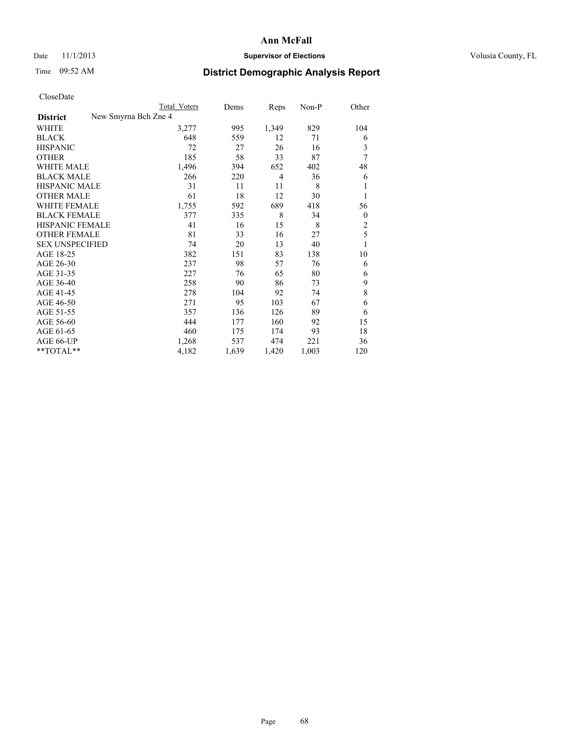# Ann McFall

Date 11/1/2013 **Supervisor of Elections** Volusia County, FL

Time 09:52 AM **District Demographic Analysis Report**

CloseDate

| | Total Voters | Dems | Reps | Non-P | Other |
|---|---|---|---|---|---|
| **District** New Smyrna Bch Zne 4 | | | | | |
| WHITE | 3,277 | 995 | 1,349 | 829 | 104 |
| BLACK | 648 | 559 | 12 | 71 | 6 |
| HISPANIC | 72 | 27 | 26 | 16 | 3 |
| OTHER | 185 | 58 | 33 | 87 | 7 |
| WHITE MALE | 1,496 | 394 | 652 | 402 | 48 |
| BLACK MALE | 266 | 220 | 4 | 36 | 6 |
| HISPANIC MALE | 31 | 11 | 11 | 8 | 1 |
| OTHER MALE | 61 | 18 | 12 | 30 | 1 |
| WHITE FEMALE | 1,755 | 592 | 689 | 418 | 56 |
| BLACK FEMALE | 377 | 335 | 8 | 34 | 0 |
| HISPANIC FEMALE | 41 | 16 | 15 | 8 | 2 |
| OTHER FEMALE | 81 | 33 | 16 | 27 | 5 |
| SEX UNSPECIFIED | 74 | 20 | 13 | 40 | 1 |
| AGE 18-25 | 382 | 151 | 83 | 138 | 10 |
| AGE 26-30 | 237 | 98 | 57 | 76 | 6 |
| AGE 31-35 | 227 | 76 | 65 | 80 | 6 |
| AGE 36-40 | 258 | 90 | 86 | 73 | 9 |
| AGE 41-45 | 278 | 104 | 92 | 74 | 8 |
| AGE 46-50 | 271 | 95 | 103 | 67 | 6 |
| AGE 51-55 | 357 | 136 | 126 | 89 | 6 |
| AGE 56-60 | 444 | 177 | 160 | 92 | 15 |
| AGE 61-65 | 460 | 175 | 174 | 93 | 18 |
| AGE 66-UP | 1,268 | 537 | 474 | 221 | 36 |
| **TOTAL** | 4,182 | 1,639 | 1,420 | 1,003 | 120 |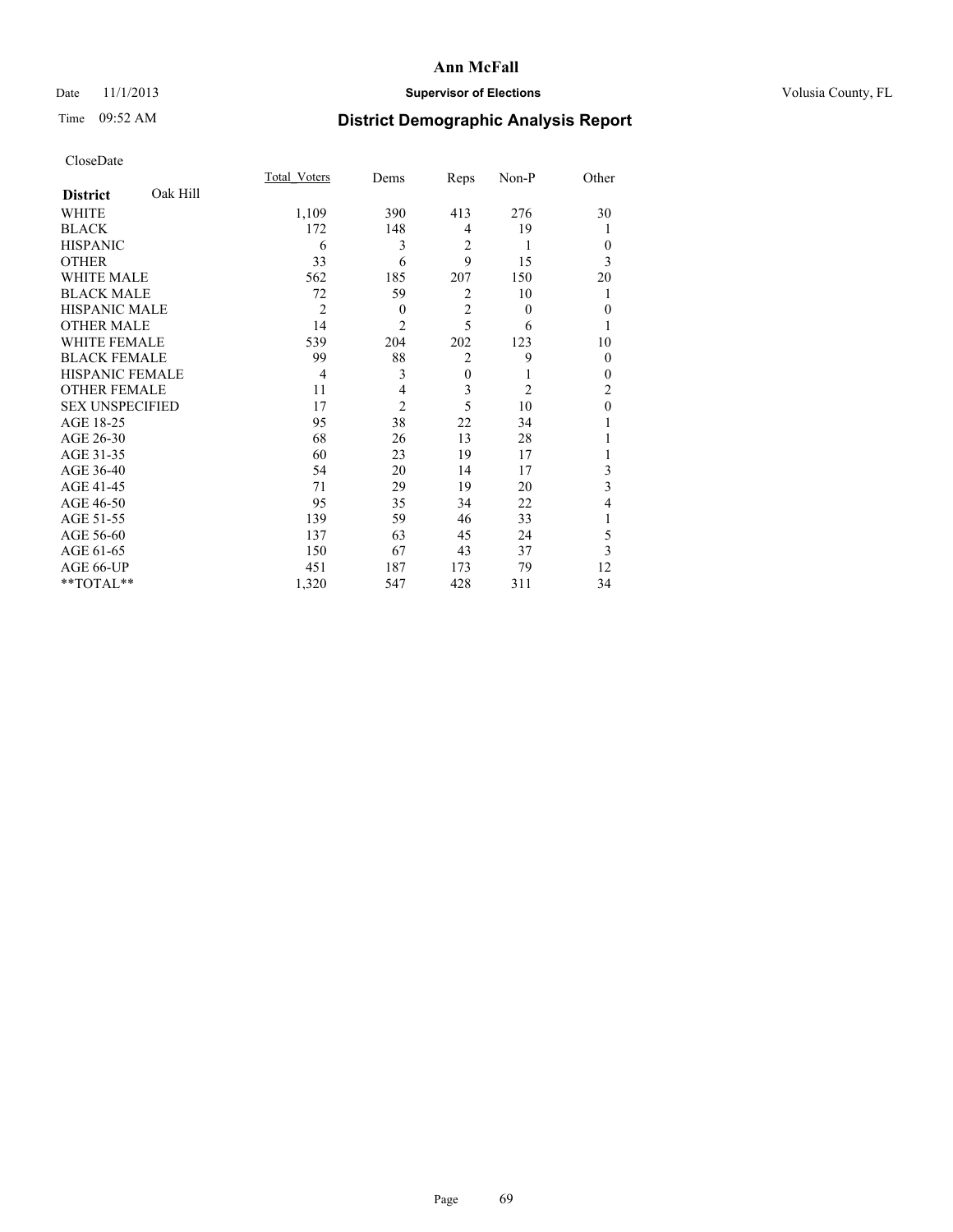# Ann McFall

Date 11/1/2013 **Supervisor of Elections** Volusia County, FL

Time 09:52 AM **District Demographic Analysis Report**

CloseDate

| **District** Oak Hill | Total_Voters | Dems | Reps | Non-P | Other |
|---|---|---|---|---|---|
| WHITE | 1,109 | 390 | 413 | 276 | 30 |
| BLACK | 172 | 148 | 4 | 19 | 1 |
| HISPANIC | 6 | 3 | 2 | 1 | 0 |
| OTHER | 33 | 6 | 9 | 15 | 3 |
| WHITE MALE | 562 | 185 | 207 | 150 | 20 |
| BLACK MALE | 72 | 59 | 2 | 10 | 1 |
| HISPANIC MALE | 2 | 0 | 2 | 0 | 0 |
| OTHER MALE | 14 | 2 | 5 | 6 | 1 |
| WHITE FEMALE | 539 | 204 | 202 | 123 | 10 |
| BLACK FEMALE | 99 | 88 | 2 | 9 | 0 |
| HISPANIC FEMALE | 4 | 3 | 0 | 1 | 0 |
| OTHER FEMALE | 11 | 4 | 3 | 2 | 2 |
| SEX UNSPECIFIED | 17 | 2 | 5 | 10 | 0 |
| AGE 18-25 | 95 | 38 | 22 | 34 | 1 |
| AGE 26-30 | 68 | 26 | 13 | 28 | 1 |
| AGE 31-35 | 60 | 23 | 19 | 17 | 1 |
| AGE 36-40 | 54 | 20 | 14 | 17 | 3 |
| AGE 41-45 | 71 | 29 | 19 | 20 | 3 |
| AGE 46-50 | 95 | 35 | 34 | 22 | 4 |
| AGE 51-55 | 139 | 59 | 46 | 33 | 1 |
| AGE 56-60 | 137 | 63 | 45 | 24 | 5 |
| AGE 61-65 | 150 | 67 | 43 | 37 | 3 |
| AGE 66-UP | 451 | 187 | 173 | 79 | 12 |
| **TOTAL** | 1,320 | 547 | 428 | 311 | 34 |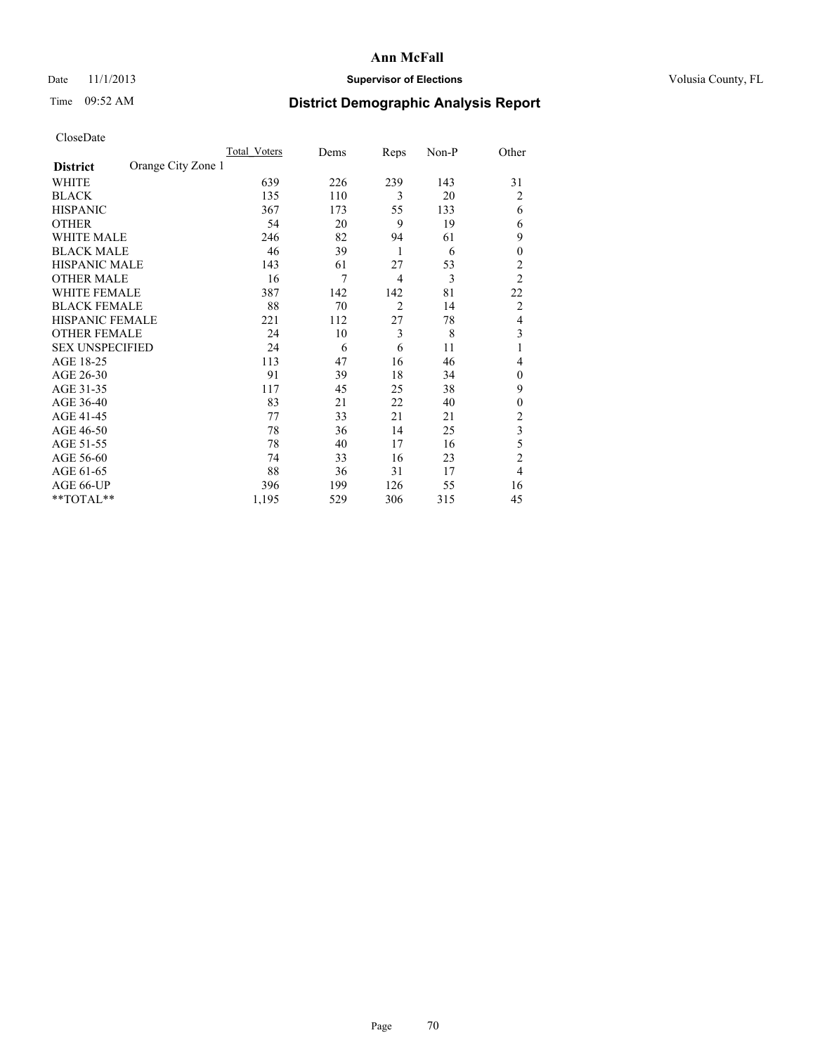# Ann McFall

Date 11/1/2013 **Supervisor of Elections** Volusia County, FL

Time 09:52 AM **District Demographic Analysis Report**

CloseDate

| **District** Orange City Zone 1 | Total_Voters | Dems | Reps | Non-P | Other |
|---|---|---|---|---|---|
| WHITE | 639 | 226 | 239 | 143 | 31 |
| BLACK | 135 | 110 | 3 | 20 | 2 |
| HISPANIC | 367 | 173 | 55 | 133 | 6 |
| OTHER | 54 | 20 | 9 | 19 | 6 |
| WHITE MALE | 246 | 82 | 94 | 61 | 9 |
| BLACK MALE | 46 | 39 | 1 | 6 | 0 |
| HISPANIC MALE | 143 | 61 | 27 | 53 | 2 |
| OTHER MALE | 16 | 7 | 4 | 3 | 2 |
| WHITE FEMALE | 387 | 142 | 142 | 81 | 22 |
| BLACK FEMALE | 88 | 70 | 2 | 14 | 2 |
| HISPANIC FEMALE | 221 | 112 | 27 | 78 | 4 |
| OTHER FEMALE | 24 | 10 | 3 | 8 | 3 |
| SEX UNSPECIFIED | 24 | 6 | 6 | 11 | 1 |
| AGE 18-25 | 113 | 47 | 16 | 46 | 4 |
| AGE 26-30 | 91 | 39 | 18 | 34 | 0 |
| AGE 31-35 | 117 | 45 | 25 | 38 | 9 |
| AGE 36-40 | 83 | 21 | 22 | 40 | 0 |
| AGE 41-45 | 77 | 33 | 21 | 21 | 2 |
| AGE 46-50 | 78 | 36 | 14 | 25 | 3 |
| AGE 51-55 | 78 | 40 | 17 | 16 | 5 |
| AGE 56-60 | 74 | 33 | 16 | 23 | 2 |
| AGE 61-65 | 88 | 36 | 31 | 17 | 4 |
| AGE 66-UP | 396 | 199 | 126 | 55 | 16 |
| **TOTAL** | 1,195 | 529 | 306 | 315 | 45 |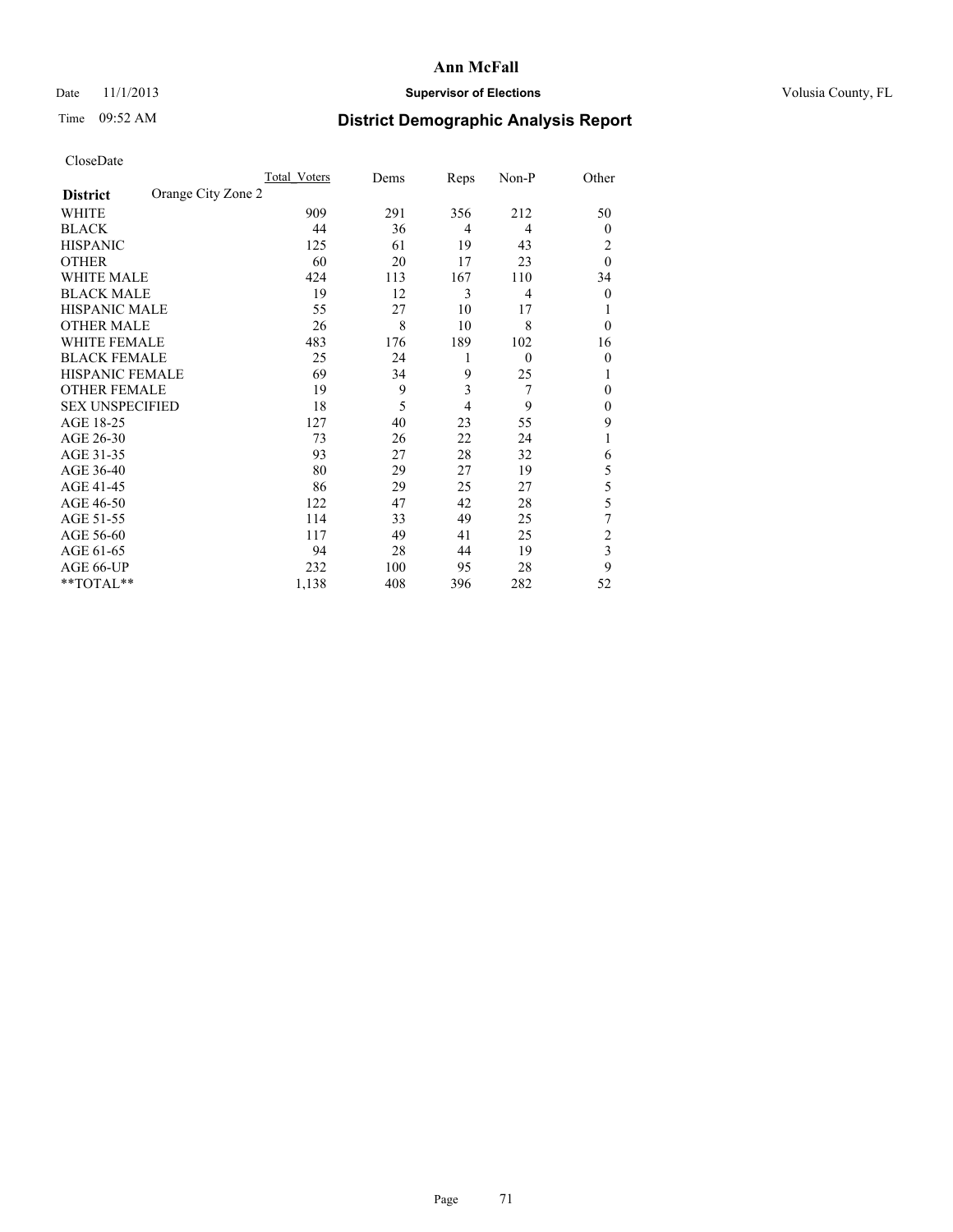**Ann McFall**

Date 11/1/2013 **Supervisor of Elections** Volusia County, FL

Time 09:52 AM

## District Demographic Analysis Report

CloseDate

| District | Orange City Zone 2 | Total_Voters | Dems | Reps | Non-P | Other |
|---|---|---|---|---|---|---|
| WHITE | | 909 | 291 | 356 | 212 | 50 |
| BLACK | | 44 | 36 | 4 | 4 | 0 |
| HISPANIC | | 125 | 61 | 19 | 43 | 2 |
| OTHER | | 60 | 20 | 17 | 23 | 0 |
| WHITE MALE | | 424 | 113 | 167 | 110 | 34 |
| BLACK MALE | | 19 | 12 | 3 | 4 | 0 |
| HISPANIC MALE | | 55 | 27 | 10 | 17 | 1 |
| OTHER MALE | | 26 | 8 | 10 | 8 | 0 |
| WHITE FEMALE | | 483 | 176 | 189 | 102 | 16 |
| BLACK FEMALE | | 25 | 24 | 1 | 0 | 0 |
| HISPANIC FEMALE | | 69 | 34 | 9 | 25 | 1 |
| OTHER FEMALE | | 19 | 9 | 3 | 7 | 0 |
| SEX UNSPECIFIED | | 18 | 5 | 4 | 9 | 0 |
| AGE 18-25 | | 127 | 40 | 23 | 55 | 9 |
| AGE 26-30 | | 73 | 26 | 22 | 24 | 1 |
| AGE 31-35 | | 93 | 27 | 28 | 32 | 6 |
| AGE 36-40 | | 80 | 29 | 27 | 19 | 5 |
| AGE 41-45 | | 86 | 29 | 25 | 27 | 5 |
| AGE 46-50 | | 122 | 47 | 42 | 28 | 5 |
| AGE 51-55 | | 114 | 33 | 49 | 25 | 7 |
| AGE 56-60 | | 117 | 49 | 41 | 25 | 2 |
| AGE 61-65 | | 94 | 28 | 44 | 19 | 3 |
| AGE 66-UP | | 232 | 100 | 95 | 28 | 9 |
| **TOTAL** | | 1,138 | 408 | 396 | 282 | 52 |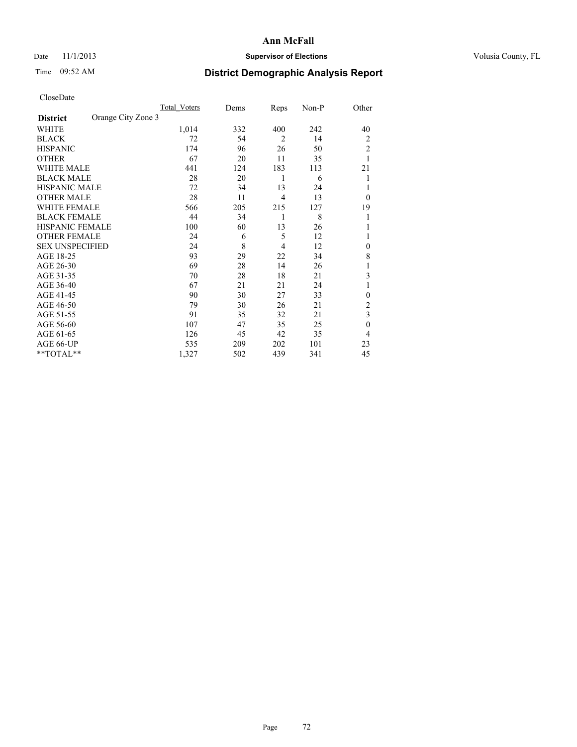# Ann McFall

Date 11/1/2013 **Supervisor of Elections** Volusia County, FL

Time 09:52 AM

## District Demographic Analysis Report

CloseDate

| **District** Orange City Zone 3 | Total_Voters | Dems | Reps | Non-P | Other |
|---|---|---|---|---|---|
| WHITE | 1,014 | 332 | 400 | 242 | 40 |
| BLACK | 72 | 54 | 2 | 14 | 2 |
| HISPANIC | 174 | 96 | 26 | 50 | 2 |
| OTHER | 67 | 20 | 11 | 35 | 1 |
| WHITE MALE | 441 | 124 | 183 | 113 | 21 |
| BLACK MALE | 28 | 20 | 1 | 6 | 1 |
| HISPANIC MALE | 72 | 34 | 13 | 24 | 1 |
| OTHER MALE | 28 | 11 | 4 | 13 | 0 |
| WHITE FEMALE | 566 | 205 | 215 | 127 | 19 |
| BLACK FEMALE | 44 | 34 | 1 | 8 | 1 |
| HISPANIC FEMALE | 100 | 60 | 13 | 26 | 1 |
| OTHER FEMALE | 24 | 6 | 5 | 12 | 1 |
| SEX UNSPECIFIED | 24 | 8 | 4 | 12 | 0 |
| AGE 18-25 | 93 | 29 | 22 | 34 | 8 |
| AGE 26-30 | 69 | 28 | 14 | 26 | 1 |
| AGE 31-35 | 70 | 28 | 18 | 21 | 3 |
| AGE 36-40 | 67 | 21 | 21 | 24 | 1 |
| AGE 41-45 | 90 | 30 | 27 | 33 | 0 |
| AGE 46-50 | 79 | 30 | 26 | 21 | 2 |
| AGE 51-55 | 91 | 35 | 32 | 21 | 3 |
| AGE 56-60 | 107 | 47 | 35 | 25 | 0 |
| AGE 61-65 | 126 | 45 | 42 | 35 | 4 |
| AGE 66-UP | 535 | 209 | 202 | 101 | 23 |
| **TOTAL** | 1,327 | 502 | 439 | 341 | 45 |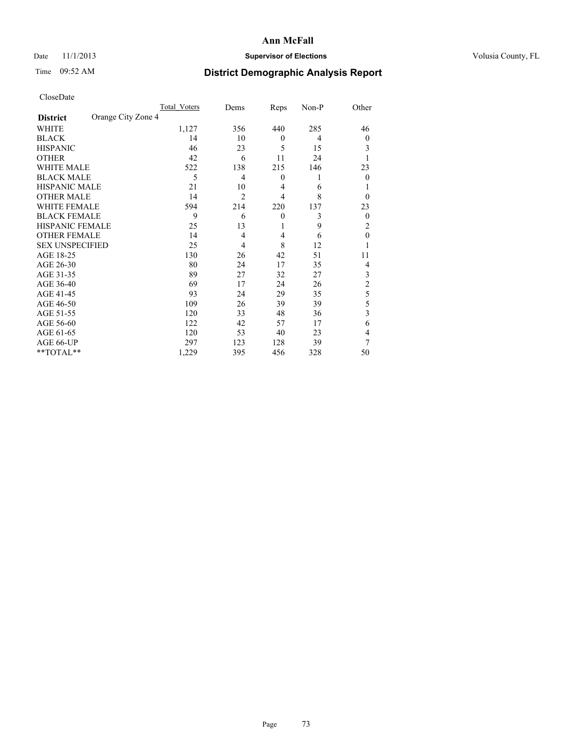# Ann McFall

Date 11/1/2013 **Supervisor of Elections** Volusia County, FL

Time 09:52 AM

## District Demographic Analysis Report

CloseDate

| **District** Orange City Zone 4 | Total_Voters | Dems | Reps | Non-P | Other |
|---|---|---|---|---|---|
| WHITE | 1,127 | 356 | 440 | 285 | 46 |
| BLACK | 14 | 10 | 0 | 4 | 0 |
| HISPANIC | 46 | 23 | 5 | 15 | 3 |
| OTHER | 42 | 6 | 11 | 24 | 1 |
| WHITE MALE | 522 | 138 | 215 | 146 | 23 |
| BLACK MALE | 5 | 4 | 0 | 1 | 0 |
| HISPANIC MALE | 21 | 10 | 4 | 6 | 1 |
| OTHER MALE | 14 | 2 | 4 | 8 | 0 |
| WHITE FEMALE | 594 | 214 | 220 | 137 | 23 |
| BLACK FEMALE | 9 | 6 | 0 | 3 | 0 |
| HISPANIC FEMALE | 25 | 13 | 1 | 9 | 2 |
| OTHER FEMALE | 14 | 4 | 4 | 6 | 0 |
| SEX UNSPECIFIED | 25 | 4 | 8 | 12 | 1 |
| AGE 18-25 | 130 | 26 | 42 | 51 | 11 |
| AGE 26-30 | 80 | 24 | 17 | 35 | 4 |
| AGE 31-35 | 89 | 27 | 32 | 27 | 3 |
| AGE 36-40 | 69 | 17 | 24 | 26 | 2 |
| AGE 41-45 | 93 | 24 | 29 | 35 | 5 |
| AGE 46-50 | 109 | 26 | 39 | 39 | 5 |
| AGE 51-55 | 120 | 33 | 48 | 36 | 3 |
| AGE 56-60 | 122 | 42 | 57 | 17 | 6 |
| AGE 61-65 | 120 | 53 | 40 | 23 | 4 |
| AGE 66-UP | 297 | 123 | 128 | 39 | 7 |
| **TOTAL** | 1,229 | 395 | 456 | 328 | 50 |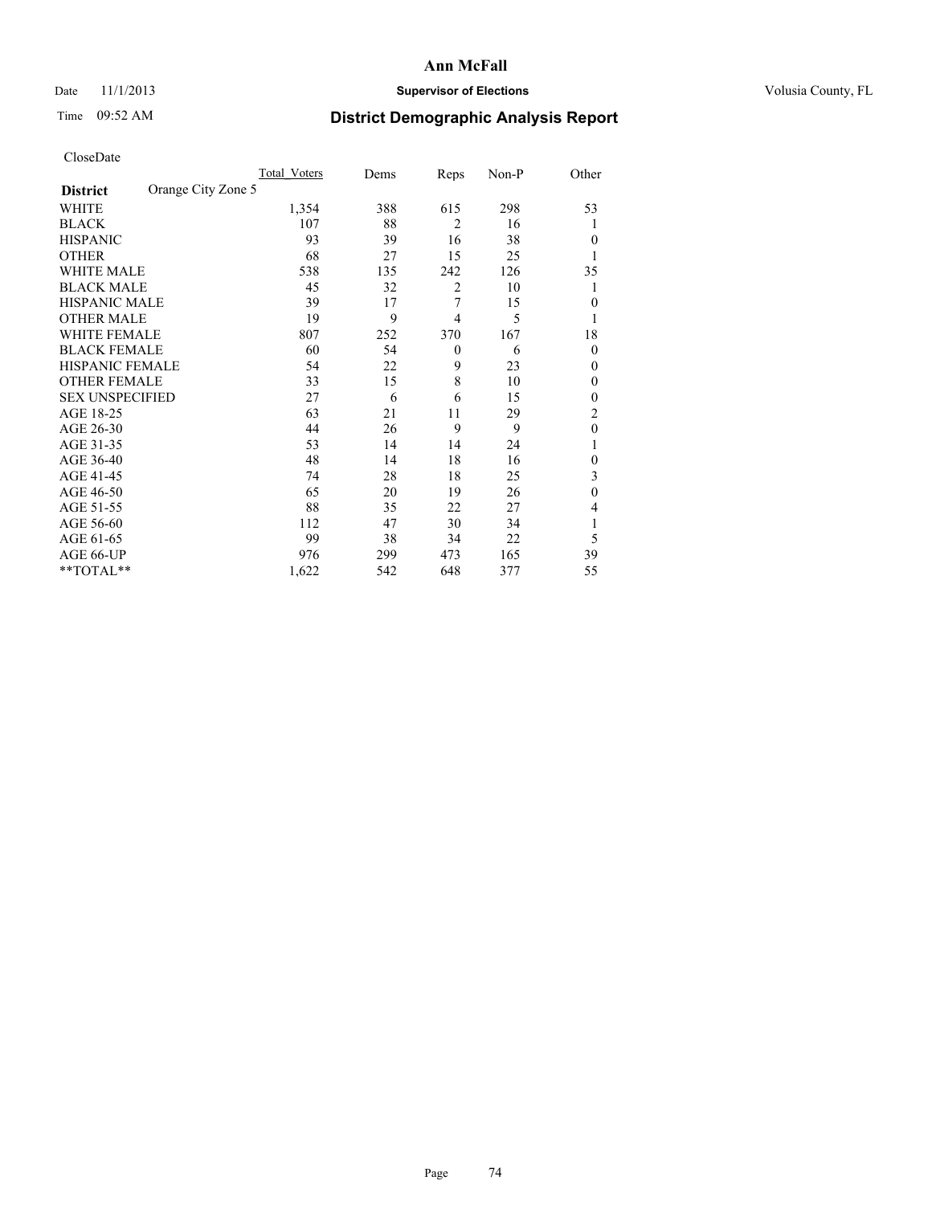**Ann McFall**

Date 11/1/2013 **Supervisor of Elections** Volusia County, FL

Time 09:52 AM

## District Demographic Analysis Report

CloseDate

| | Total_Voters | Dems | Reps | Non-P | Other |
|---|---|---|---|---|---|
| **District** Orange City Zone 5 | | | | | |
| WHITE | 1,354 | 388 | 615 | 298 | 53 |
| BLACK | 107 | 88 | 2 | 16 | 1 |
| HISPANIC | 93 | 39 | 16 | 38 | 0 |
| OTHER | 68 | 27 | 15 | 25 | 1 |
| WHITE MALE | 538 | 135 | 242 | 126 | 35 |
| BLACK MALE | 45 | 32 | 2 | 10 | 1 |
| HISPANIC MALE | 39 | 17 | 7 | 15 | 0 |
| OTHER MALE | 19 | 9 | 4 | 5 | 1 |
| WHITE FEMALE | 807 | 252 | 370 | 167 | 18 |
| BLACK FEMALE | 60 | 54 | 0 | 6 | 0 |
| HISPANIC FEMALE | 54 | 22 | 9 | 23 | 0 |
| OTHER FEMALE | 33 | 15 | 8 | 10 | 0 |
| SEX UNSPECIFIED | 27 | 6 | 6 | 15 | 0 |
| AGE 18-25 | 63 | 21 | 11 | 29 | 2 |
| AGE 26-30 | 44 | 26 | 9 | 9 | 0 |
| AGE 31-35 | 53 | 14 | 14 | 24 | 1 |
| AGE 36-40 | 48 | 14 | 18 | 16 | 0 |
| AGE 41-45 | 74 | 28 | 18 | 25 | 3 |
| AGE 46-50 | 65 | 20 | 19 | 26 | 0 |
| AGE 51-55 | 88 | 35 | 22 | 27 | 4 |
| AGE 56-60 | 112 | 47 | 30 | 34 | 1 |
| AGE 61-65 | 99 | 38 | 34 | 22 | 5 |
| AGE 66-UP | 976 | 299 | 473 | 165 | 39 |
| **TOTAL** | 1,622 | 542 | 648 | 377 | 55 |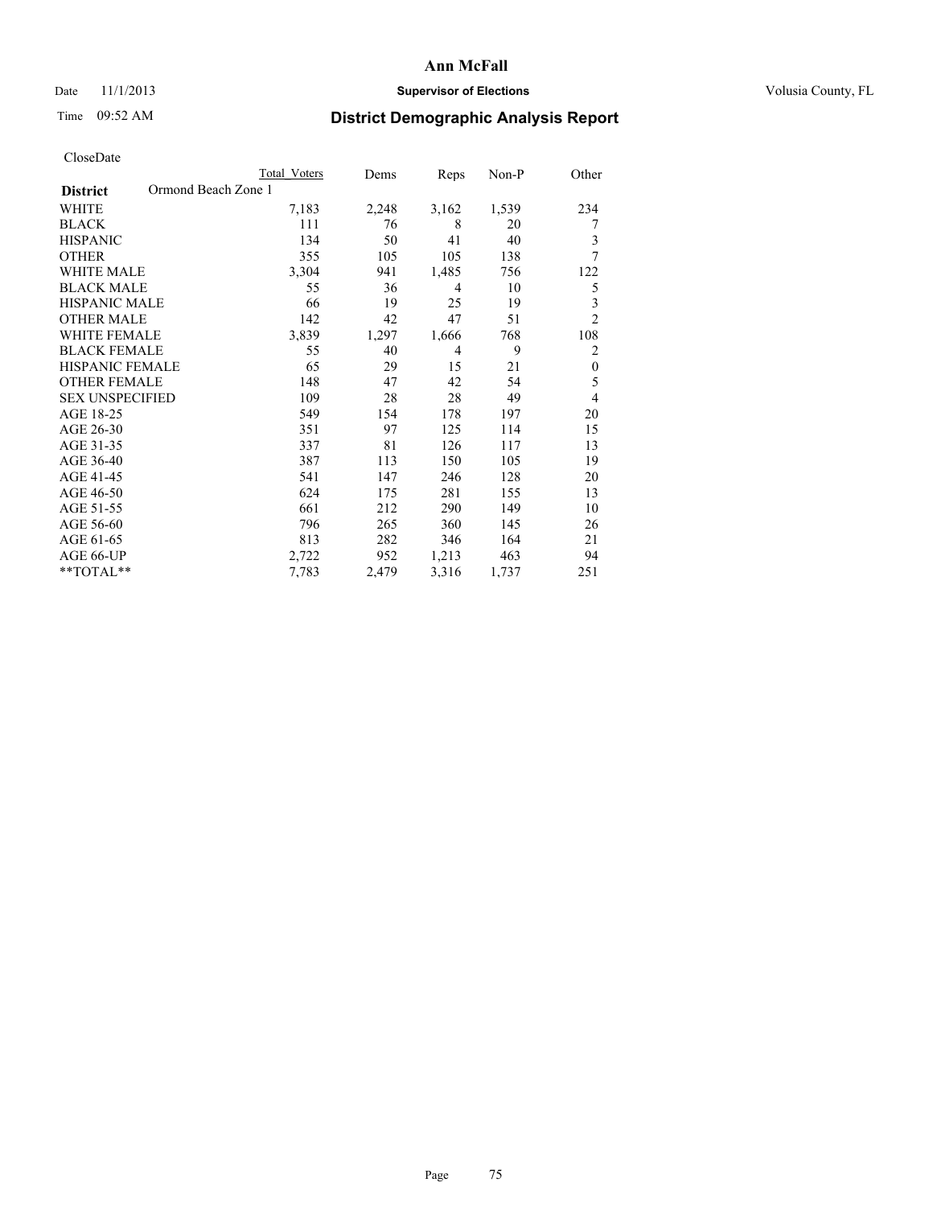**Ann McFall**

Date 11/1/2013 **Supervisor of Elections** Volusia County, FL

Time 09:52 AM

# District Demographic Analysis Report

CloseDate

| | Total Voters | Dems | Reps | Non-P | Other |
|---|---|---|---|---|---|
| **District** Ormond Beach Zone 1 | | | | | |
| WHITE | 7,183 | 2,248 | 3,162 | 1,539 | 234 |
| BLACK | 111 | 76 | 8 | 20 | 7 |
| HISPANIC | 134 | 50 | 41 | 40 | 3 |
| OTHER | 355 | 105 | 105 | 138 | 7 |
| WHITE MALE | 3,304 | 941 | 1,485 | 756 | 122 |
| BLACK MALE | 55 | 36 | 4 | 10 | 5 |
| HISPANIC MALE | 66 | 19 | 25 | 19 | 3 |
| OTHER MALE | 142 | 42 | 47 | 51 | 2 |
| WHITE FEMALE | 3,839 | 1,297 | 1,666 | 768 | 108 |
| BLACK FEMALE | 55 | 40 | 4 | 9 | 2 |
| HISPANIC FEMALE | 65 | 29 | 15 | 21 | 0 |
| OTHER FEMALE | 148 | 47 | 42 | 54 | 5 |
| SEX UNSPECIFIED | 109 | 28 | 28 | 49 | 4 |
| AGE 18-25 | 549 | 154 | 178 | 197 | 20 |
| AGE 26-30 | 351 | 97 | 125 | 114 | 15 |
| AGE 31-35 | 337 | 81 | 126 | 117 | 13 |
| AGE 36-40 | 387 | 113 | 150 | 105 | 19 |
| AGE 41-45 | 541 | 147 | 246 | 128 | 20 |
| AGE 46-50 | 624 | 175 | 281 | 155 | 13 |
| AGE 51-55 | 661 | 212 | 290 | 149 | 10 |
| AGE 56-60 | 796 | 265 | 360 | 145 | 26 |
| AGE 61-65 | 813 | 282 | 346 | 164 | 21 |
| AGE 66-UP | 2,722 | 952 | 1,213 | 463 | 94 |
| **TOTAL** | 7,783 | 2,479 | 3,316 | 1,737 | 251 |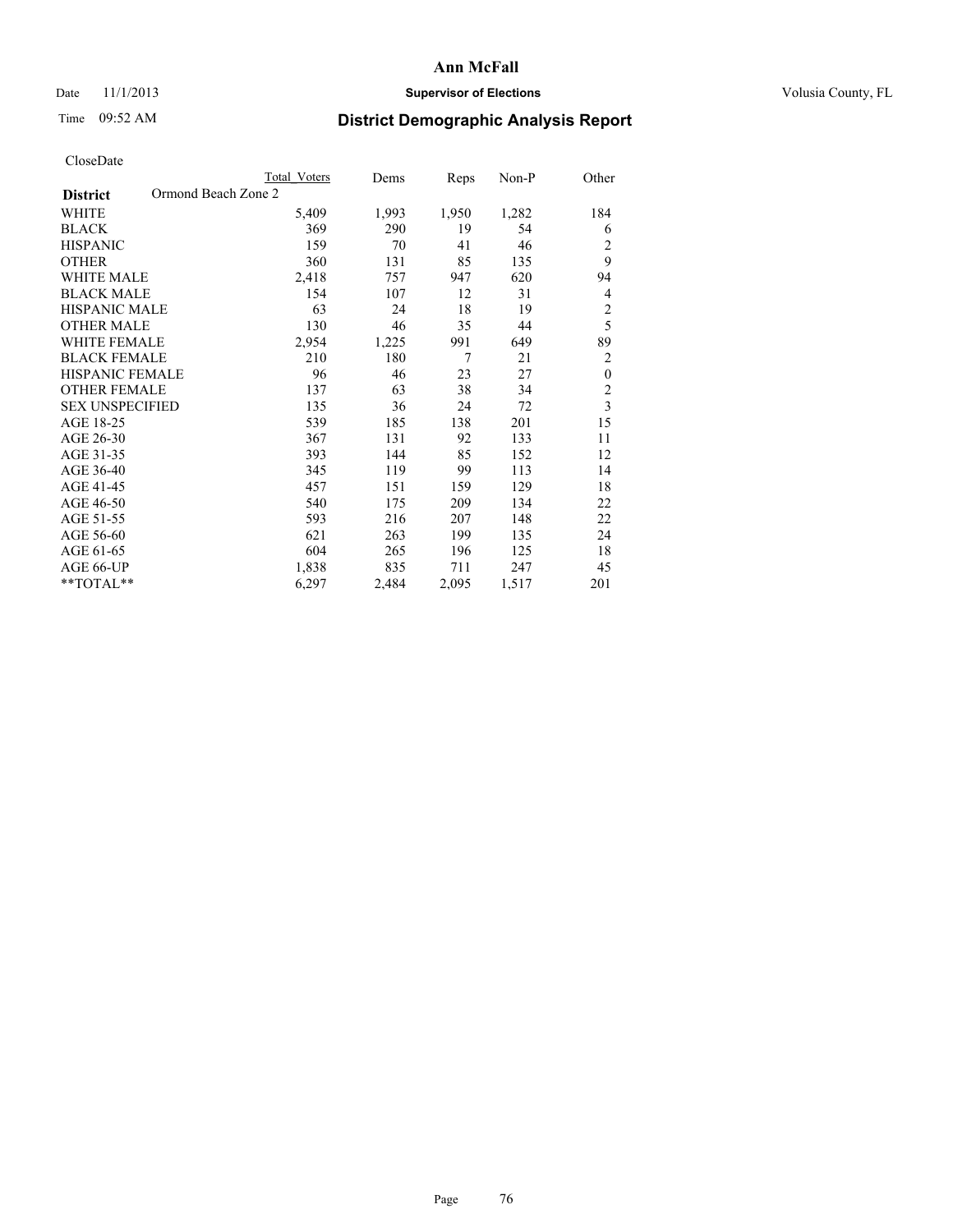**Ann McFall**

Date 11/1/2013 **Supervisor of Elections** Volusia County, FL

Time 09:52 AM

## District Demographic Analysis Report

CloseDate

| | Total Voters | Dems | Reps | Non-P | Other |
|---|---|---|---|---|---|
| **District** Ormond Beach Zone 2 | | | | | |
| WHITE | 5,409 | 1,993 | 1,950 | 1,282 | 184 |
| BLACK | 369 | 290 | 19 | 54 | 6 |
| HISPANIC | 159 | 70 | 41 | 46 | 2 |
| OTHER | 360 | 131 | 85 | 135 | 9 |
| WHITE MALE | 2,418 | 757 | 947 | 620 | 94 |
| BLACK MALE | 154 | 107 | 12 | 31 | 4 |
| HISPANIC MALE | 63 | 24 | 18 | 19 | 2 |
| OTHER MALE | 130 | 46 | 35 | 44 | 5 |
| WHITE FEMALE | 2,954 | 1,225 | 991 | 649 | 89 |
| BLACK FEMALE | 210 | 180 | 7 | 21 | 2 |
| HISPANIC FEMALE | 96 | 46 | 23 | 27 | 0 |
| OTHER FEMALE | 137 | 63 | 38 | 34 | 2 |
| SEX UNSPECIFIED | 135 | 36 | 24 | 72 | 3 |
| AGE 18-25 | 539 | 185 | 138 | 201 | 15 |
| AGE 26-30 | 367 | 131 | 92 | 133 | 11 |
| AGE 31-35 | 393 | 144 | 85 | 152 | 12 |
| AGE 36-40 | 345 | 119 | 99 | 113 | 14 |
| AGE 41-45 | 457 | 151 | 159 | 129 | 18 |
| AGE 46-50 | 540 | 175 | 209 | 134 | 22 |
| AGE 51-55 | 593 | 216 | 207 | 148 | 22 |
| AGE 56-60 | 621 | 263 | 199 | 135 | 24 |
| AGE 61-65 | 604 | 265 | 196 | 125 | 18 |
| AGE 66-UP | 1,838 | 835 | 711 | 247 | 45 |
| **TOTAL** | 6,297 | 2,484 | 2,095 | 1,517 | 201 |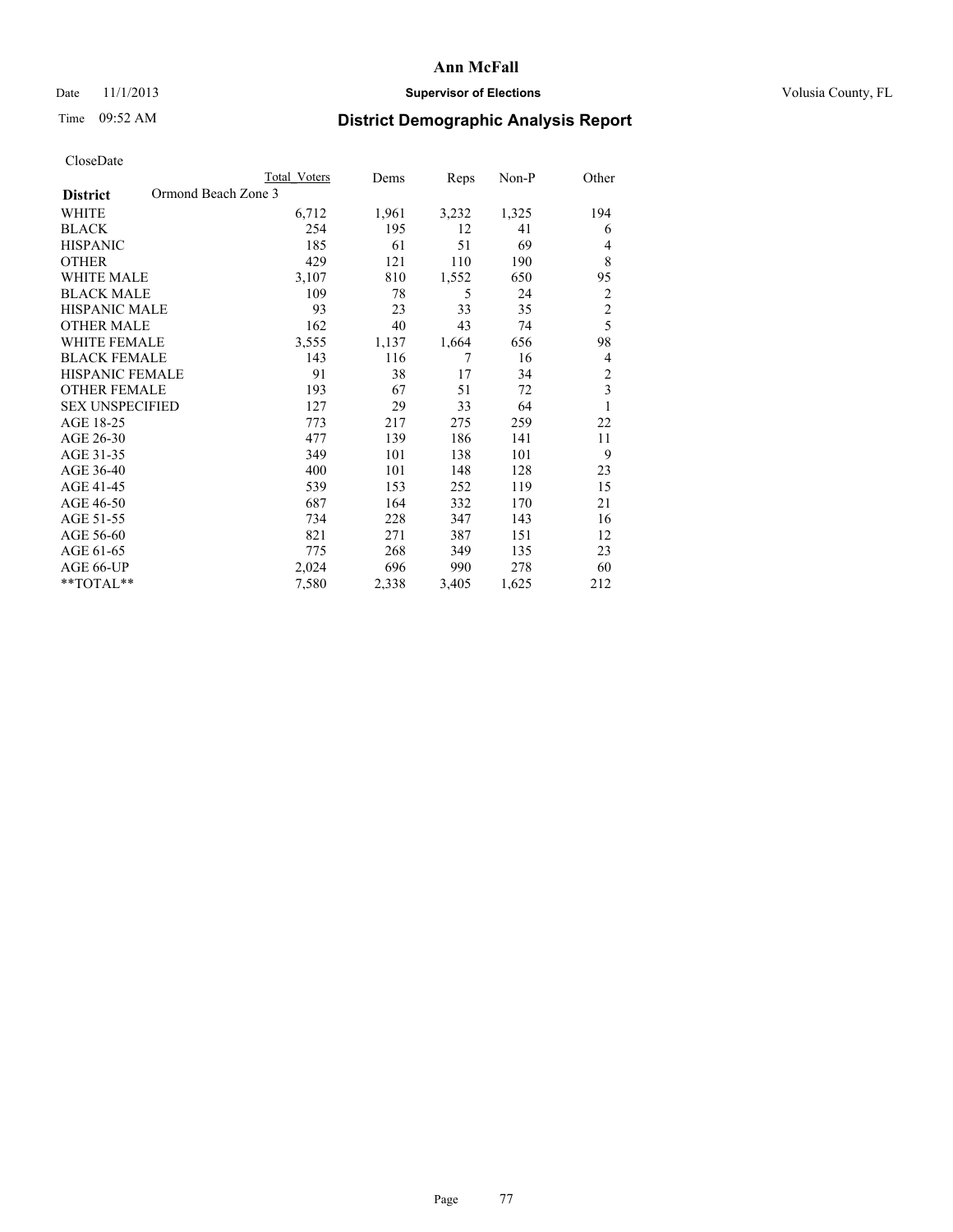# Ann McFall

Date 11/1/2013 **Supervisor of Elections** Volusia County, FL

Time 09:52 AM

## District Demographic Analysis Report

CloseDate

| **District** Ormond Beach Zone 3 | Total Voters | Dems | Reps | Non-P | Other |
|---|---|---|---|---|---|
| WHITE | 6,712 | 1,961 | 3,232 | 1,325 | 194 |
| BLACK | 254 | 195 | 12 | 41 | 6 |
| HISPANIC | 185 | 61 | 51 | 69 | 4 |
| OTHER | 429 | 121 | 110 | 190 | 8 |
| WHITE MALE | 3,107 | 810 | 1,552 | 650 | 95 |
| BLACK MALE | 109 | 78 | 5 | 24 | 2 |
| HISPANIC MALE | 93 | 23 | 33 | 35 | 2 |
| OTHER MALE | 162 | 40 | 43 | 74 | 5 |
| WHITE FEMALE | 3,555 | 1,137 | 1,664 | 656 | 98 |
| BLACK FEMALE | 143 | 116 | 7 | 16 | 4 |
| HISPANIC FEMALE | 91 | 38 | 17 | 34 | 2 |
| OTHER FEMALE | 193 | 67 | 51 | 72 | 3 |
| SEX UNSPECIFIED | 127 | 29 | 33 | 64 | 1 |
| AGE 18-25 | 773 | 217 | 275 | 259 | 22 |
| AGE 26-30 | 477 | 139 | 186 | 141 | 11 |
| AGE 31-35 | 349 | 101 | 138 | 101 | 9 |
| AGE 36-40 | 400 | 101 | 148 | 128 | 23 |
| AGE 41-45 | 539 | 153 | 252 | 119 | 15 |
| AGE 46-50 | 687 | 164 | 332 | 170 | 21 |
| AGE 51-55 | 734 | 228 | 347 | 143 | 16 |
| AGE 56-60 | 821 | 271 | 387 | 151 | 12 |
| AGE 61-65 | 775 | 268 | 349 | 135 | 23 |
| AGE 66-UP | 2,024 | 696 | 990 | 278 | 60 |
| **TOTAL** | 7,580 | 2,338 | 3,405 | 1,625 | 212 |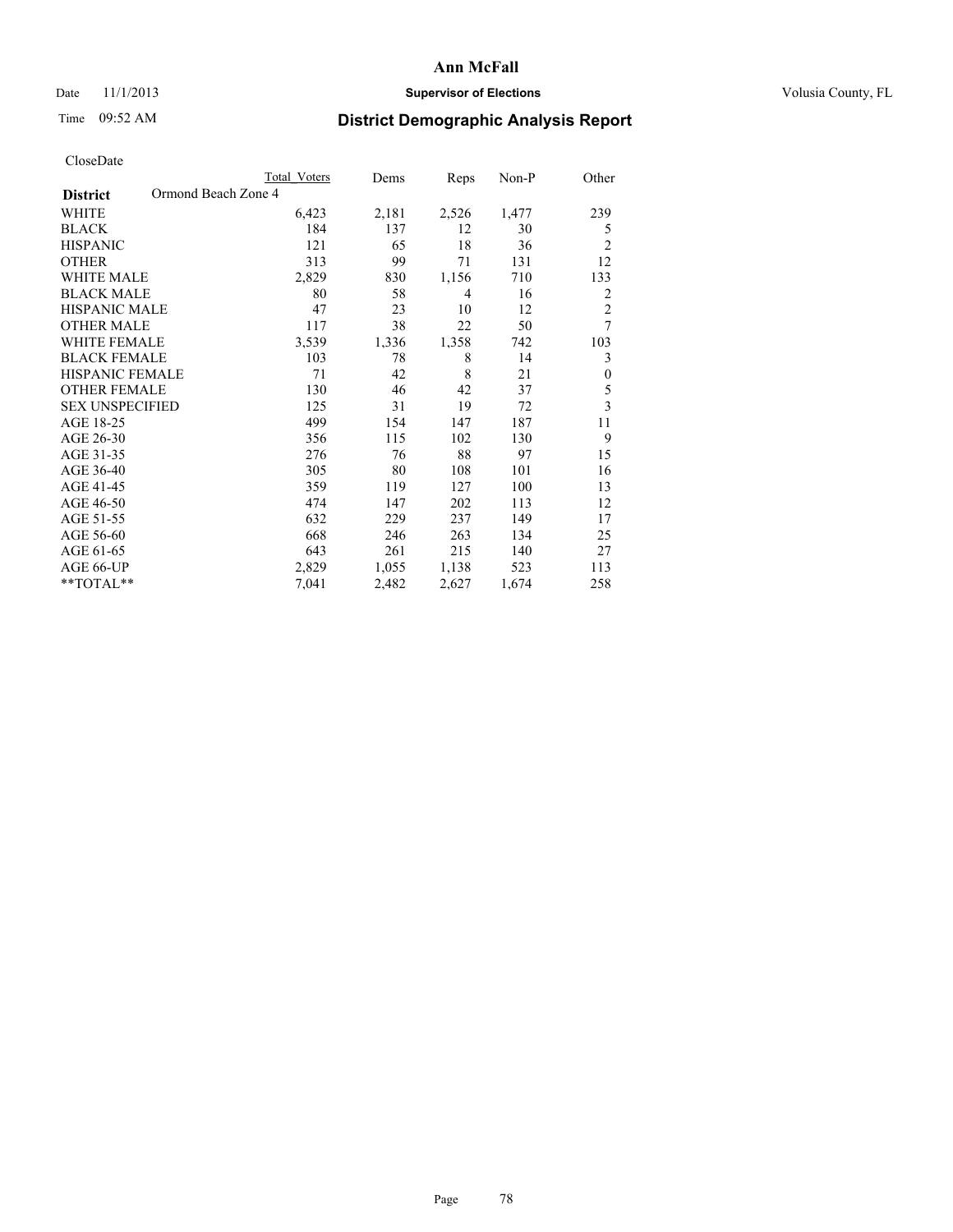# Ann McFall

Date 11/1/2013 **Supervisor of Elections** Volusia County, FL

Time 09:52 AM **District Demographic Analysis Report**

CloseDate

| District | Ormond Beach Zone 4 | Total Voters | Dems | Reps | Non-P | Other |
|---|---|---|---|---|---|---|
| WHITE | | 6,423 | 2,181 | 2,526 | 1,477 | 239 |
| BLACK | | 184 | 137 | 12 | 30 | 5 |
| HISPANIC | | 121 | 65 | 18 | 36 | 2 |
| OTHER | | 313 | 99 | 71 | 131 | 12 |
| WHITE MALE | | 2,829 | 830 | 1,156 | 710 | 133 |
| BLACK MALE | | 80 | 58 | 4 | 16 | 2 |
| HISPANIC MALE | | 47 | 23 | 10 | 12 | 2 |
| OTHER MALE | | 117 | 38 | 22 | 50 | 7 |
| WHITE FEMALE | | 3,539 | 1,336 | 1,358 | 742 | 103 |
| BLACK FEMALE | | 103 | 78 | 8 | 14 | 3 |
| HISPANIC FEMALE | | 71 | 42 | 8 | 21 | 0 |
| OTHER FEMALE | | 130 | 46 | 42 | 37 | 5 |
| SEX UNSPECIFIED | | 125 | 31 | 19 | 72 | 3 |
| AGE 18-25 | | 499 | 154 | 147 | 187 | 11 |
| AGE 26-30 | | 356 | 115 | 102 | 130 | 9 |
| AGE 31-35 | | 276 | 76 | 88 | 97 | 15 |
| AGE 36-40 | | 305 | 80 | 108 | 101 | 16 |
| AGE 41-45 | | 359 | 119 | 127 | 100 | 13 |
| AGE 46-50 | | 474 | 147 | 202 | 113 | 12 |
| AGE 51-55 | | 632 | 229 | 237 | 149 | 17 |
| AGE 56-60 | | 668 | 246 | 263 | 134 | 25 |
| AGE 61-65 | | 643 | 261 | 215 | 140 | 27 |
| AGE 66-UP | | 2,829 | 1,055 | 1,138 | 523 | 113 |
| **TOTAL** | | 7,041 | 2,482 | 2,627 | 1,674 | 258 |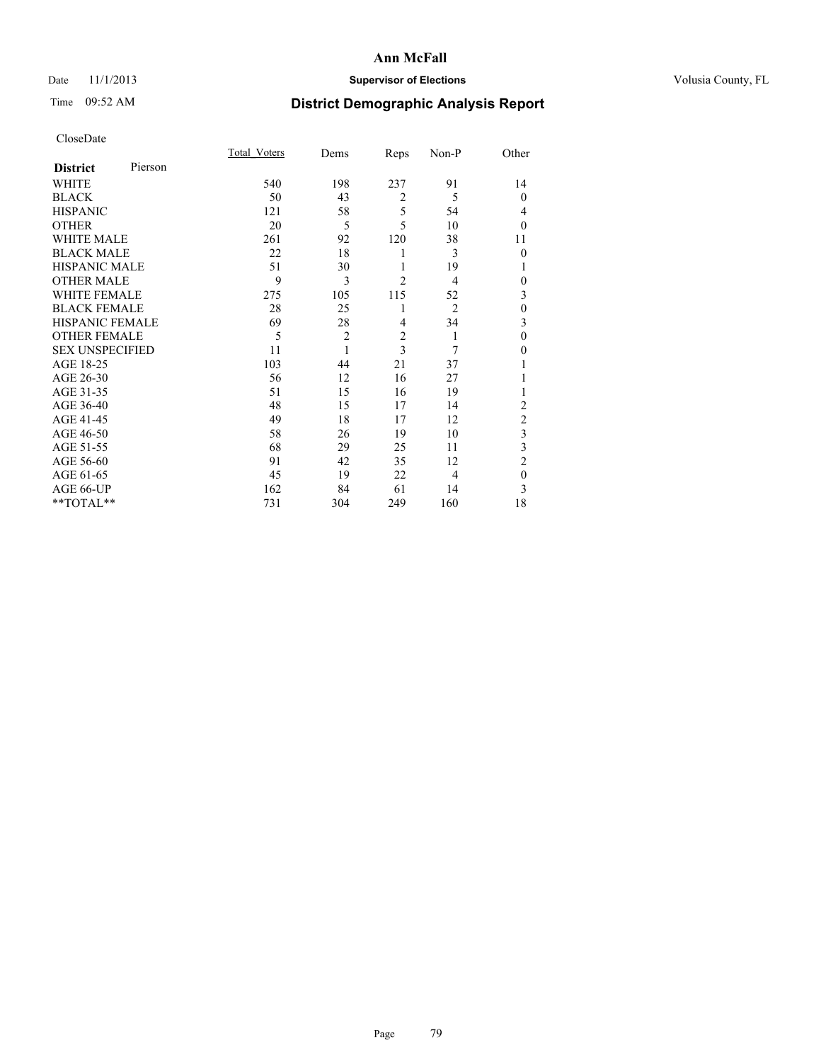# Ann McFall

Date 11/1/2013 **Supervisor of Elections** Volusia County, FL

Time 09:52 AM

## District Demographic Analysis Report

CloseDate

| **District** Pierson | Total_Voters | Dems | Reps | Non-P | Other |
|---|---|---|---|---|---|
| WHITE | 540 | 198 | 237 | 91 | 14 |
| BLACK | 50 | 43 | 2 | 5 | 0 |
| HISPANIC | 121 | 58 | 5 | 54 | 4 |
| OTHER | 20 | 5 | 5 | 10 | 0 |
| WHITE MALE | 261 | 92 | 120 | 38 | 11 |
| BLACK MALE | 22 | 18 | 1 | 3 | 0 |
| HISPANIC MALE | 51 | 30 | 1 | 19 | 1 |
| OTHER MALE | 9 | 3 | 2 | 4 | 0 |
| WHITE FEMALE | 275 | 105 | 115 | 52 | 3 |
| BLACK FEMALE | 28 | 25 | 1 | 2 | 0 |
| HISPANIC FEMALE | 69 | 28 | 4 | 34 | 3 |
| OTHER FEMALE | 5 | 2 | 2 | 1 | 0 |
| SEX UNSPECIFIED | 11 | 1 | 3 | 7 | 0 |
| AGE 18-25 | 103 | 44 | 21 | 37 | 1 |
| AGE 26-30 | 56 | 12 | 16 | 27 | 1 |
| AGE 31-35 | 51 | 15 | 16 | 19 | 1 |
| AGE 36-40 | 48 | 15 | 17 | 14 | 2 |
| AGE 41-45 | 49 | 18 | 17 | 12 | 2 |
| AGE 46-50 | 58 | 26 | 19 | 10 | 3 |
| AGE 51-55 | 68 | 29 | 25 | 11 | 3 |
| AGE 56-60 | 91 | 42 | 35 | 12 | 2 |
| AGE 61-65 | 45 | 19 | 22 | 4 | 0 |
| AGE 66-UP | 162 | 84 | 61 | 14 | 3 |
| **TOTAL** | 731 | 304 | 249 | 160 | 18 |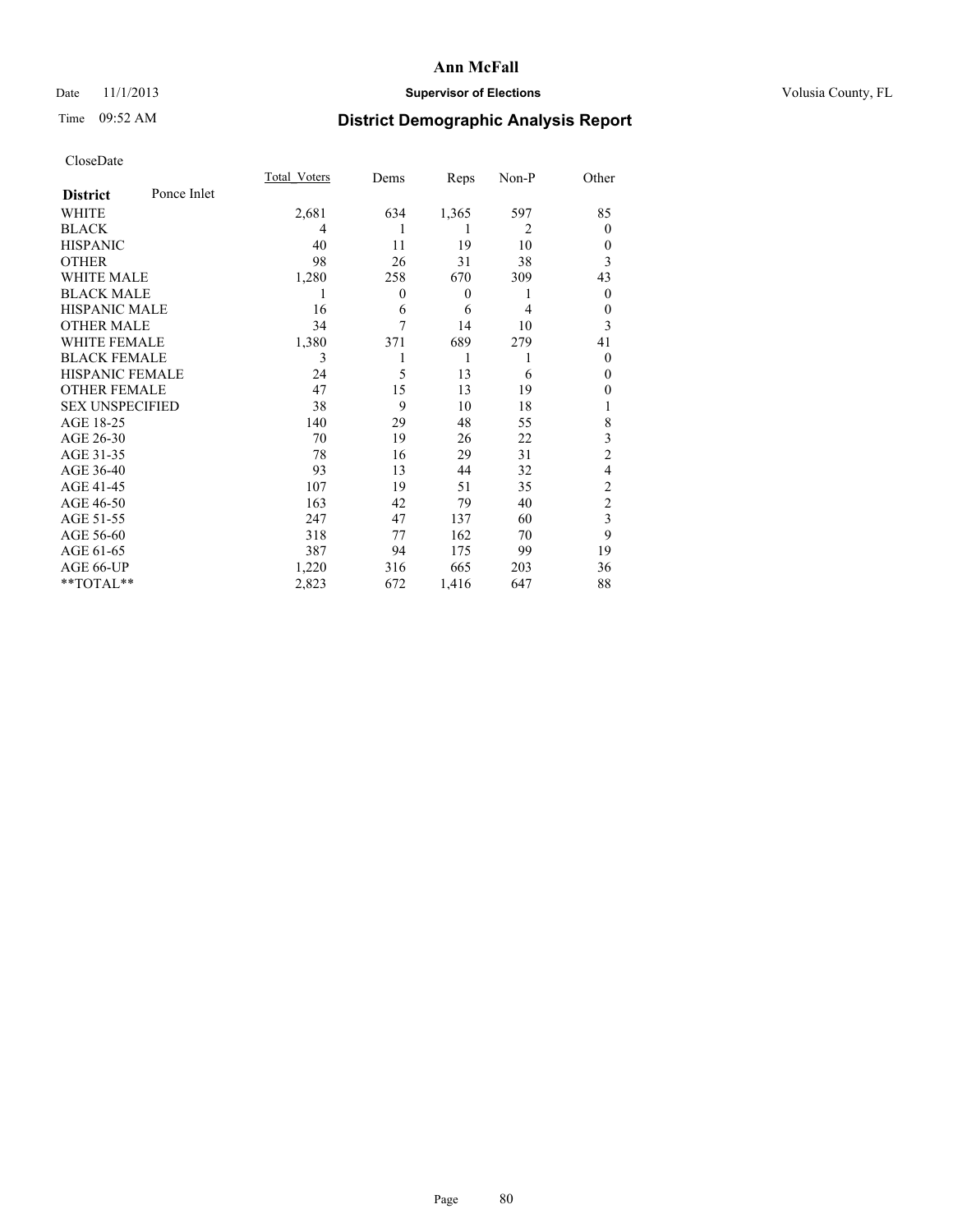**Ann McFall**

Date 11/1/2013 **Supervisor of Elections** Volusia County, FL

Time 09:52 AM

## District Demographic Analysis Report

CloseDate

| **District** Ponce Inlet | Total_Voters | Dems | Reps | Non-P | Other |
|---|---|---|---|---|---|
| WHITE | 2,681 | 634 | 1,365 | 597 | 85 |
| BLACK | 4 | 1 | 1 | 2 | 0 |
| HISPANIC | 40 | 11 | 19 | 10 | 0 |
| OTHER | 98 | 26 | 31 | 38 | 3 |
| WHITE MALE | 1,280 | 258 | 670 | 309 | 43 |
| BLACK MALE | 1 | 0 | 0 | 1 | 0 |
| HISPANIC MALE | 16 | 6 | 6 | 4 | 0 |
| OTHER MALE | 34 | 7 | 14 | 10 | 3 |
| WHITE FEMALE | 1,380 | 371 | 689 | 279 | 41 |
| BLACK FEMALE | 3 | 1 | 1 | 1 | 0 |
| HISPANIC FEMALE | 24 | 5 | 13 | 6 | 0 |
| OTHER FEMALE | 47 | 15 | 13 | 19 | 0 |
| SEX UNSPECIFIED | 38 | 9 | 10 | 18 | 1 |
| AGE 18-25 | 140 | 29 | 48 | 55 | 8 |
| AGE 26-30 | 70 | 19 | 26 | 22 | 3 |
| AGE 31-35 | 78 | 16 | 29 | 31 | 2 |
| AGE 36-40 | 93 | 13 | 44 | 32 | 4 |
| AGE 41-45 | 107 | 19 | 51 | 35 | 2 |
| AGE 46-50 | 163 | 42 | 79 | 40 | 2 |
| AGE 51-55 | 247 | 47 | 137 | 60 | 3 |
| AGE 56-60 | 318 | 77 | 162 | 70 | 9 |
| AGE 61-65 | 387 | 94 | 175 | 99 | 19 |
| AGE 66-UP | 1,220 | 316 | 665 | 203 | 36 |
| **TOTAL** | 2,823 | 672 | 1,416 | 647 | 88 |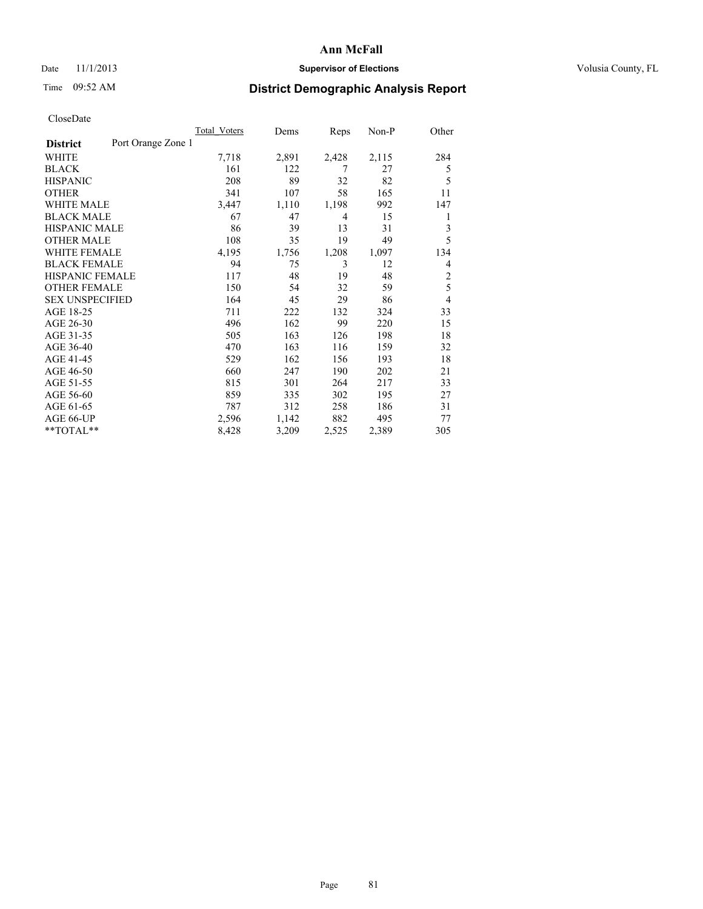# Ann McFall

Date 11/1/2013 **Supervisor of Elections** Volusia County, FL

Time 09:52 AM **District Demographic Analysis Report**

CloseDate

| | Total_Voters | Dems | Reps | Non-P | Other |
|---|---|---|---|---|---|
| **District** Port Orange Zone 1 | | | | | |
| WHITE | 7,718 | 2,891 | 2,428 | 2,115 | 284 |
| BLACK | 161 | 122 | 7 | 27 | 5 |
| HISPANIC | 208 | 89 | 32 | 82 | 5 |
| OTHER | 341 | 107 | 58 | 165 | 11 |
| WHITE MALE | 3,447 | 1,110 | 1,198 | 992 | 147 |
| BLACK MALE | 67 | 47 | 4 | 15 | 1 |
| HISPANIC MALE | 86 | 39 | 13 | 31 | 3 |
| OTHER MALE | 108 | 35 | 19 | 49 | 5 |
| WHITE FEMALE | 4,195 | 1,756 | 1,208 | 1,097 | 134 |
| BLACK FEMALE | 94 | 75 | 3 | 12 | 4 |
| HISPANIC FEMALE | 117 | 48 | 19 | 48 | 2 |
| OTHER FEMALE | 150 | 54 | 32 | 59 | 5 |
| SEX UNSPECIFIED | 164 | 45 | 29 | 86 | 4 |
| AGE 18-25 | 711 | 222 | 132 | 324 | 33 |
| AGE 26-30 | 496 | 162 | 99 | 220 | 15 |
| AGE 31-35 | 505 | 163 | 126 | 198 | 18 |
| AGE 36-40 | 470 | 163 | 116 | 159 | 32 |
| AGE 41-45 | 529 | 162 | 156 | 193 | 18 |
| AGE 46-50 | 660 | 247 | 190 | 202 | 21 |
| AGE 51-55 | 815 | 301 | 264 | 217 | 33 |
| AGE 56-60 | 859 | 335 | 302 | 195 | 27 |
| AGE 61-65 | 787 | 312 | 258 | 186 | 31 |
| AGE 66-UP | 2,596 | 1,142 | 882 | 495 | 77 |
| **TOTAL** | 8,428 | 3,209 | 2,525 | 2,389 | 305 |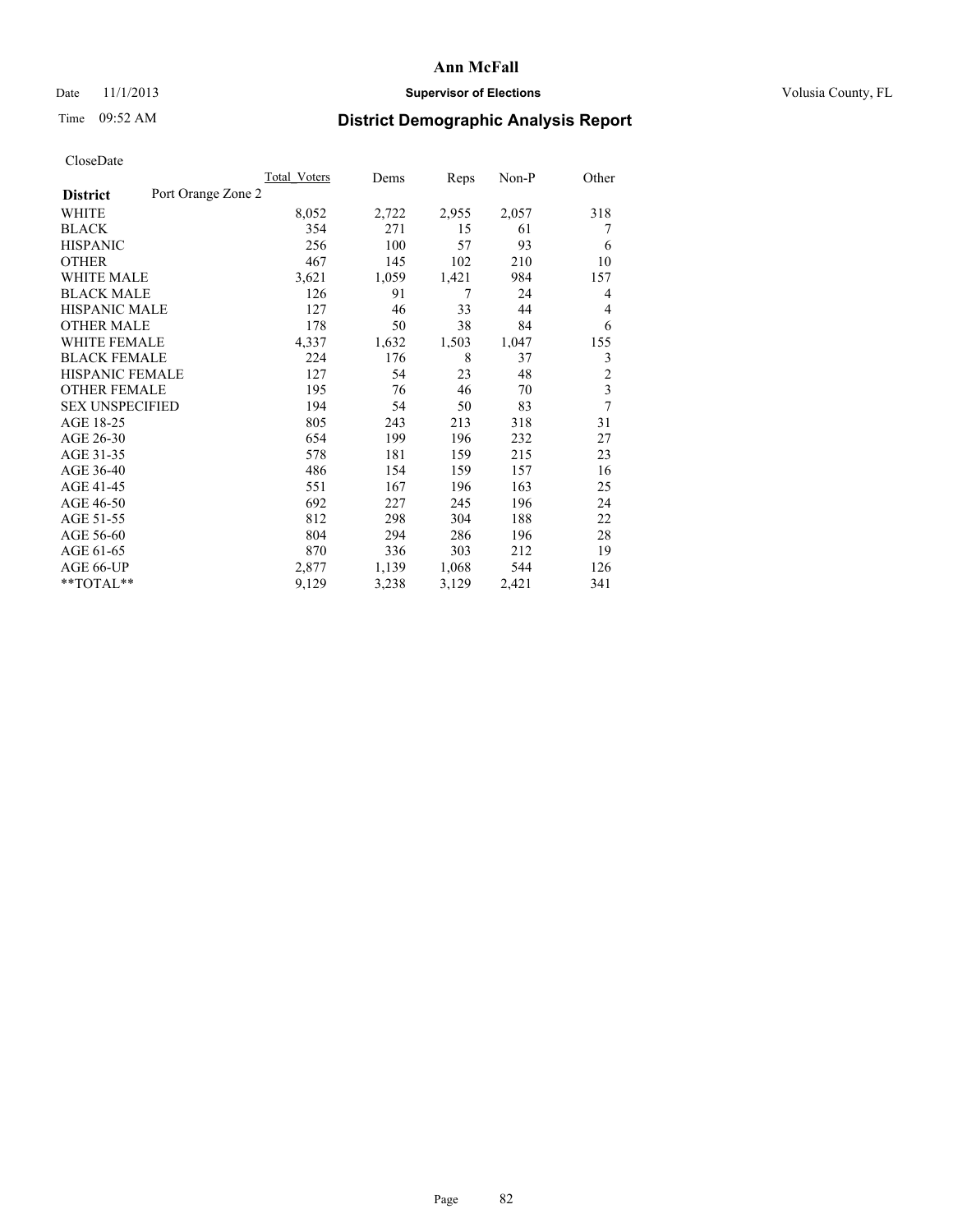# Ann McFall

Date 11/1/2013 **Supervisor of Elections** Volusia County, FL

Time 09:52 AM **District Demographic Analysis Report**

CloseDate

| **District** Port Orange Zone 2 | Total Voters | Dems | Reps | Non-P | Other |
|---|---|---|---|---|---|
| WHITE | 8,052 | 2,722 | 2,955 | 2,057 | 318 |
| BLACK | 354 | 271 | 15 | 61 | 7 |
| HISPANIC | 256 | 100 | 57 | 93 | 6 |
| OTHER | 467 | 145 | 102 | 210 | 10 |
| WHITE MALE | 3,621 | 1,059 | 1,421 | 984 | 157 |
| BLACK MALE | 126 | 91 | 7 | 24 | 4 |
| HISPANIC MALE | 127 | 46 | 33 | 44 | 4 |
| OTHER MALE | 178 | 50 | 38 | 84 | 6 |
| WHITE FEMALE | 4,337 | 1,632 | 1,503 | 1,047 | 155 |
| BLACK FEMALE | 224 | 176 | 8 | 37 | 3 |
| HISPANIC FEMALE | 127 | 54 | 23 | 48 | 2 |
| OTHER FEMALE | 195 | 76 | 46 | 70 | 3 |
| SEX UNSPECIFIED | 194 | 54 | 50 | 83 | 7 |
| AGE 18-25 | 805 | 243 | 213 | 318 | 31 |
| AGE 26-30 | 654 | 199 | 196 | 232 | 27 |
| AGE 31-35 | 578 | 181 | 159 | 215 | 23 |
| AGE 36-40 | 486 | 154 | 159 | 157 | 16 |
| AGE 41-45 | 551 | 167 | 196 | 163 | 25 |
| AGE 46-50 | 692 | 227 | 245 | 196 | 24 |
| AGE 51-55 | 812 | 298 | 304 | 188 | 22 |
| AGE 56-60 | 804 | 294 | 286 | 196 | 28 |
| AGE 61-65 | 870 | 336 | 303 | 212 | 19 |
| AGE 66-UP | 2,877 | 1,139 | 1,068 | 544 | 126 |
| **TOTAL** | 9,129 | 3,238 | 3,129 | 2,421 | 341 |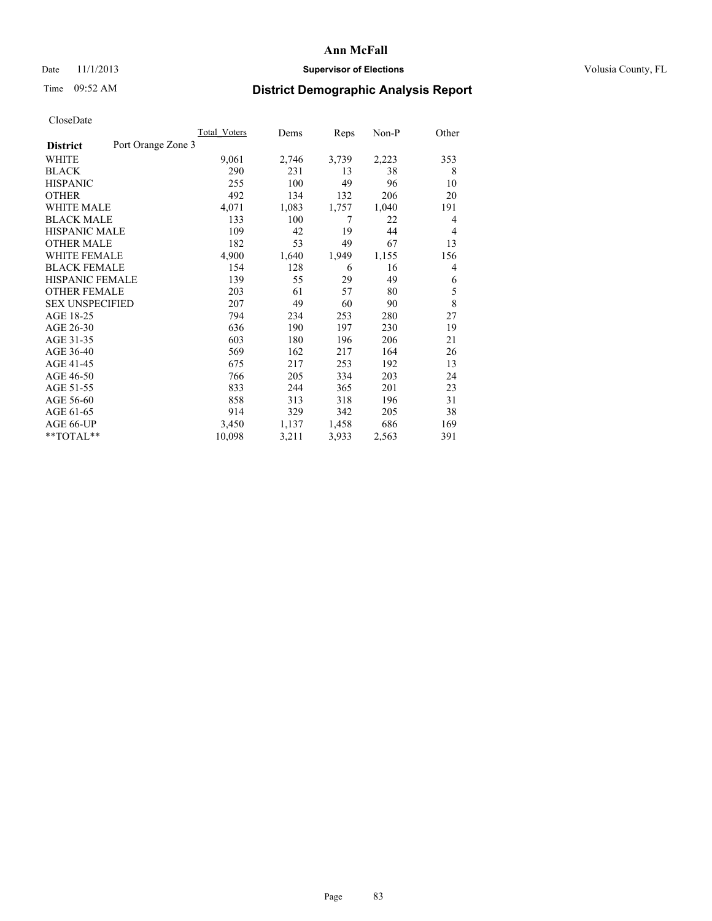# Ann McFall

Date 11/1/2013 **Supervisor of Elections** Volusia County, FL

Time 09:52 AM

## District Demographic Analysis Report

CloseDate

| **District** Port Orange Zone 3 | Total_Voters | Dems | Reps | Non-P | Other |
|---|---|---|---|---|---|
| WHITE | 9,061 | 2,746 | 3,739 | 2,223 | 353 |
| BLACK | 290 | 231 | 13 | 38 | 8 |
| HISPANIC | 255 | 100 | 49 | 96 | 10 |
| OTHER | 492 | 134 | 132 | 206 | 20 |
| WHITE MALE | 4,071 | 1,083 | 1,757 | 1,040 | 191 |
| BLACK MALE | 133 | 100 | 7 | 22 | 4 |
| HISPANIC MALE | 109 | 42 | 19 | 44 | 4 |
| OTHER MALE | 182 | 53 | 49 | 67 | 13 |
| WHITE FEMALE | 4,900 | 1,640 | 1,949 | 1,155 | 156 |
| BLACK FEMALE | 154 | 128 | 6 | 16 | 4 |
| HISPANIC FEMALE | 139 | 55 | 29 | 49 | 6 |
| OTHER FEMALE | 203 | 61 | 57 | 80 | 5 |
| SEX UNSPECIFIED | 207 | 49 | 60 | 90 | 8 |
| AGE 18-25 | 794 | 234 | 253 | 280 | 27 |
| AGE 26-30 | 636 | 190 | 197 | 230 | 19 |
| AGE 31-35 | 603 | 180 | 196 | 206 | 21 |
| AGE 36-40 | 569 | 162 | 217 | 164 | 26 |
| AGE 41-45 | 675 | 217 | 253 | 192 | 13 |
| AGE 46-50 | 766 | 205 | 334 | 203 | 24 |
| AGE 51-55 | 833 | 244 | 365 | 201 | 23 |
| AGE 56-60 | 858 | 313 | 318 | 196 | 31 |
| AGE 61-65 | 914 | 329 | 342 | 205 | 38 |
| AGE 66-UP | 3,450 | 1,137 | 1,458 | 686 | 169 |
| **TOTAL** | 10,098 | 3,211 | 3,933 | 2,563 | 391 |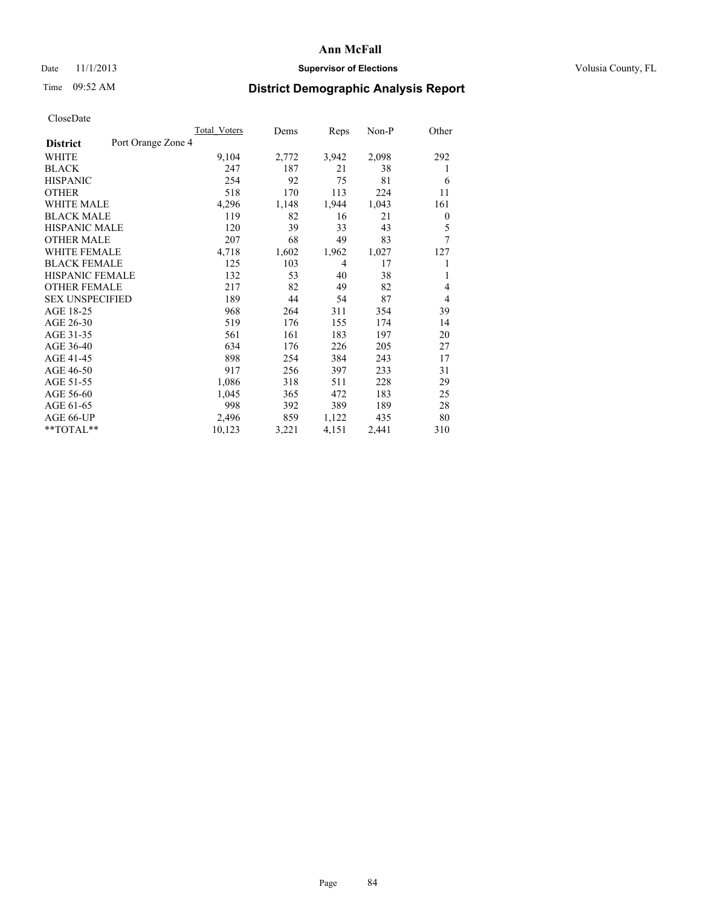# Ann McFall

Date 11/1/2013 **Supervisor of Elections** Volusia County, FL

Time 09:52 AM **District Demographic Analysis Report**

CloseDate

| **District** Port Orange Zone 4 | Total Voters | Dems | Reps | Non-P | Other |
|---|---|---|---|---|---|
| WHITE | 9,104 | 2,772 | 3,942 | 2,098 | 292 |
| BLACK | 247 | 187 | 21 | 38 | 1 |
| HISPANIC | 254 | 92 | 75 | 81 | 6 |
| OTHER | 518 | 170 | 113 | 224 | 11 |
| WHITE MALE | 4,296 | 1,148 | 1,944 | 1,043 | 161 |
| BLACK MALE | 119 | 82 | 16 | 21 | 0 |
| HISPANIC MALE | 120 | 39 | 33 | 43 | 5 |
| OTHER MALE | 207 | 68 | 49 | 83 | 7 |
| WHITE FEMALE | 4,718 | 1,602 | 1,962 | 1,027 | 127 |
| BLACK FEMALE | 125 | 103 | 4 | 17 | 1 |
| HISPANIC FEMALE | 132 | 53 | 40 | 38 | 1 |
| OTHER FEMALE | 217 | 82 | 49 | 82 | 4 |
| SEX UNSPECIFIED | 189 | 44 | 54 | 87 | 4 |
| AGE 18-25 | 968 | 264 | 311 | 354 | 39 |
| AGE 26-30 | 519 | 176 | 155 | 174 | 14 |
| AGE 31-35 | 561 | 161 | 183 | 197 | 20 |
| AGE 36-40 | 634 | 176 | 226 | 205 | 27 |
| AGE 41-45 | 898 | 254 | 384 | 243 | 17 |
| AGE 46-50 | 917 | 256 | 397 | 233 | 31 |
| AGE 51-55 | 1,086 | 318 | 511 | 228 | 29 |
| AGE 56-60 | 1,045 | 365 | 472 | 183 | 25 |
| AGE 61-65 | 998 | 392 | 389 | 189 | 28 |
| AGE 66-UP | 2,496 | 859 | 1,122 | 435 | 80 |
| **TOTAL** | 10,123 | 3,221 | 4,151 | 2,441 | 310 |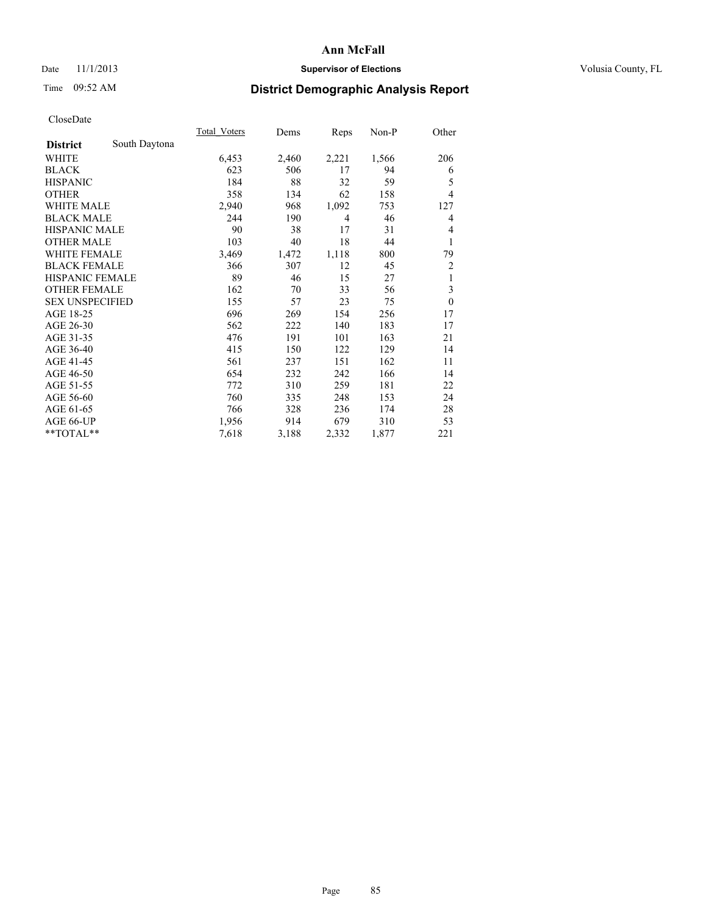# Ann McFall

Date 11/1/2013 **Supervisor of Elections** Volusia County, FL

Time 09:52 AM

## District Demographic Analysis Report

CloseDate

| **District** South Daytona | Total_Voters | Dems | Reps | Non-P | Other |
|---|---|---|---|---|---|
| WHITE | 6,453 | 2,460 | 2,221 | 1,566 | 206 |
| BLACK | 623 | 506 | 17 | 94 | 6 |
| HISPANIC | 184 | 88 | 32 | 59 | 5 |
| OTHER | 358 | 134 | 62 | 158 | 4 |
| WHITE MALE | 2,940 | 968 | 1,092 | 753 | 127 |
| BLACK MALE | 244 | 190 | 4 | 46 | 4 |
| HISPANIC MALE | 90 | 38 | 17 | 31 | 4 |
| OTHER MALE | 103 | 40 | 18 | 44 | 1 |
| WHITE FEMALE | 3,469 | 1,472 | 1,118 | 800 | 79 |
| BLACK FEMALE | 366 | 307 | 12 | 45 | 2 |
| HISPANIC FEMALE | 89 | 46 | 15 | 27 | 1 |
| OTHER FEMALE | 162 | 70 | 33 | 56 | 3 |
| SEX UNSPECIFIED | 155 | 57 | 23 | 75 | 0 |
| AGE 18-25 | 696 | 269 | 154 | 256 | 17 |
| AGE 26-30 | 562 | 222 | 140 | 183 | 17 |
| AGE 31-35 | 476 | 191 | 101 | 163 | 21 |
| AGE 36-40 | 415 | 150 | 122 | 129 | 14 |
| AGE 41-45 | 561 | 237 | 151 | 162 | 11 |
| AGE 46-50 | 654 | 232 | 242 | 166 | 14 |
| AGE 51-55 | 772 | 310 | 259 | 181 | 22 |
| AGE 56-60 | 760 | 335 | 248 | 153 | 24 |
| AGE 61-65 | 766 | 328 | 236 | 174 | 28 |
| AGE 66-UP | 1,956 | 914 | 679 | 310 | 53 |
| **TOTAL** | 7,618 | 3,188 | 2,332 | 1,877 | 221 |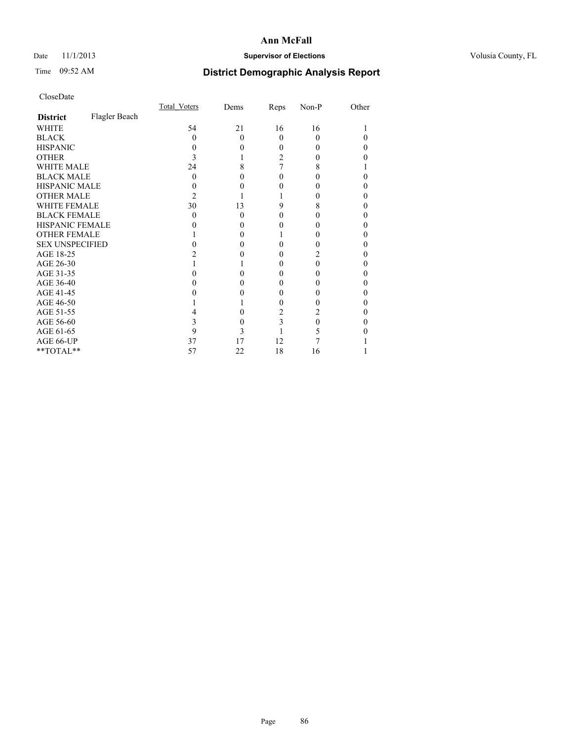**Ann McFall**

Date 11/1/2013 **Supervisor of Elections** Volusia County, FL

Time 09:52 AM

## District Demographic Analysis Report

CloseDate

| | Total_Voters | Dems | Reps | Non-P | Other |
|---|---|---|---|---|---|
| **District** Flagler Beach | | | | | |
| WHITE | 54 | 21 | 16 | 16 | 1 |
| BLACK | 0 | 0 | 0 | 0 | 0 |
| HISPANIC | 0 | 0 | 0 | 0 | 0 |
| OTHER | 3 | 1 | 2 | 0 | 0 |
| WHITE MALE | 24 | 8 | 7 | 8 | 1 |
| BLACK MALE | 0 | 0 | 0 | 0 | 0 |
| HISPANIC MALE | 0 | 0 | 0 | 0 | 0 |
| OTHER MALE | 2 | 1 | 1 | 0 | 0 |
| WHITE FEMALE | 30 | 13 | 9 | 8 | 0 |
| BLACK FEMALE | 0 | 0 | 0 | 0 | 0 |
| HISPANIC FEMALE | 0 | 0 | 0 | 0 | 0 |
| OTHER FEMALE | 1 | 0 | 1 | 0 | 0 |
| SEX UNSPECIFIED | 0 | 0 | 0 | 0 | 0 |
| AGE 18-25 | 2 | 0 | 0 | 2 | 0 |
| AGE 26-30 | 1 | 1 | 0 | 0 | 0 |
| AGE 31-35 | 0 | 0 | 0 | 0 | 0 |
| AGE 36-40 | 0 | 0 | 0 | 0 | 0 |
| AGE 41-45 | 0 | 0 | 0 | 0 | 0 |
| AGE 46-50 | 1 | 1 | 0 | 0 | 0 |
| AGE 51-55 | 4 | 0 | 2 | 2 | 0 |
| AGE 56-60 | 3 | 0 | 3 | 0 | 0 |
| AGE 61-65 | 9 | 3 | 1 | 5 | 0 |
| AGE 66-UP | 37 | 17 | 12 | 7 | 1 |
| **TOTAL** | 57 | 22 | 18 | 16 | 1 |